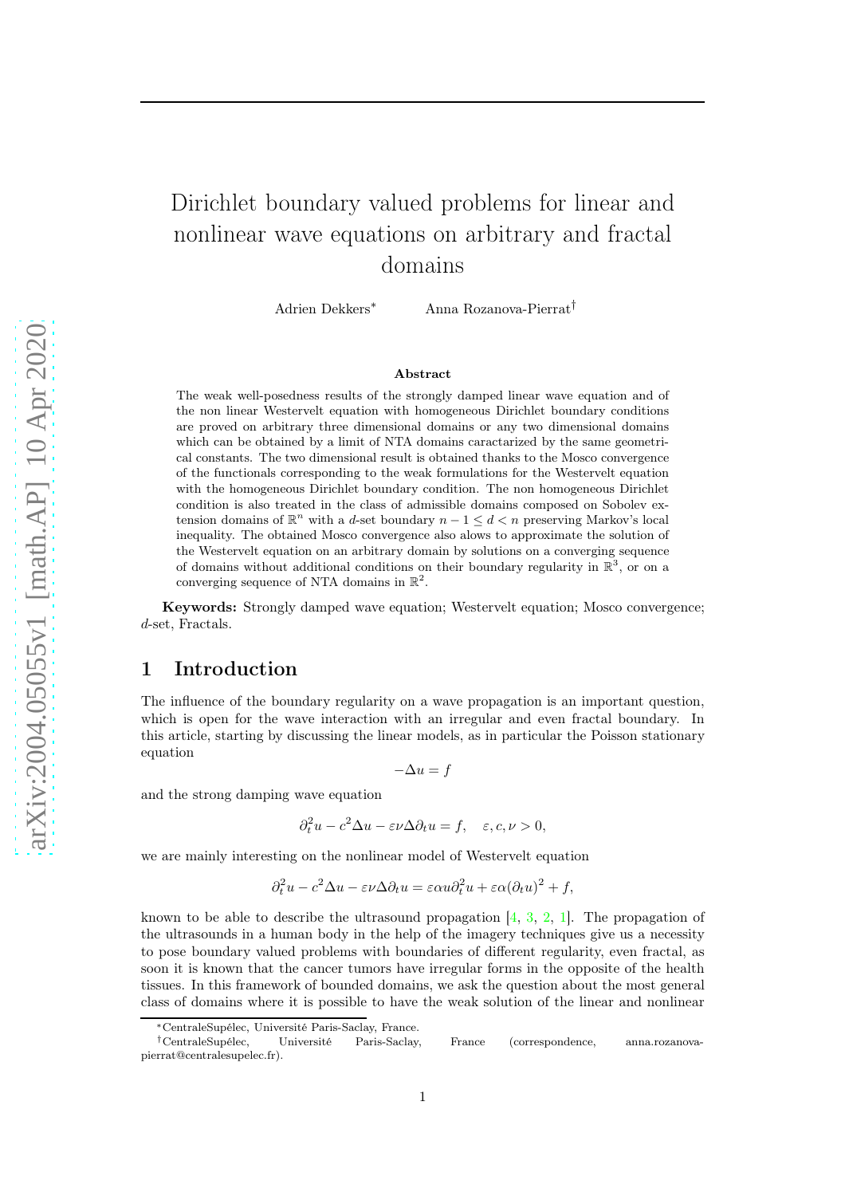# Dirichlet boundary valued problems for linear and nonlinear wave equations on arbitrary and fractal domains

Adrien Dekkers[*] Anna Rozanova-Pierrat[†]

**Abstract**

The weak well-posedness results of the strongly damped linear wave equation and of the non linear Westervelt equation with homogeneous Dirichlet boundary conditions are proved on arbitrary three dimensional domains or any two dimensional domains which can be obtained by a limit of NTA domains caractarized by the same geometrical constants. The two dimensional result is obtained thanks to the Mosco convergence of the functionals corresponding to the weak formulations for the Westervelt equation with the homogeneous Dirichlet boundary condition. The non homogeneous Dirichlet condition is also treated in the class of admissible domains composed on Sobolev extension domains of $\mathbb{R}^n$ with a $d$-set boundary $n-1 \leq d < n$ preserving Markov's local inequality. The obtained Mosco convergence also alows to approximate the solution of the Westervelt equation on an arbitrary domain by solutions on a converging sequence of domains without additional conditions on their boundary regularity in $\mathbb{R}^3$, or on a converging sequence of NTA domains in $\mathbb{R}^2$.

**Keywords:** Strongly damped wave equation; Westervelt equation; Mosco convergence; $d$-set, Fractals.

## 1 Introduction

The influence of the boundary regularity on a wave propagation is an important question, which is open for the wave interaction with an irregular and even fractal boundary. In this article, starting by discussing the linear models, as in particular the Poisson stationary equation

$$-\Delta u = f$$

and the strong damping wave equation

$$\partial_t^2 u - c^2 \Delta u - \varepsilon \nu \Delta \partial_t u = f, \quad \varepsilon, c, \nu > 0,$$

we are mainly interesting on the nonlinear model of Westervelt equation

$$\partial_t^2 u - c^2 \Delta u - \varepsilon \nu \Delta \partial_t u = \varepsilon \alpha u \partial_t^2 u + \varepsilon \alpha (\partial_t u)^2 + f,$$

known to be able to describe the ultrasound propagation [4, 3, 2, 1]. The propagation of the ultrasounds in a human body in the help of the imagery techniques give us a necessity to pose boundary valued problems with boundaries of different regularity, even fractal, as soon it is known that the cancer tumors have irregular forms in the opposite of the health tissues. In this framework of bounded domains, we ask the question about the most general class of domains where it is possible to have the weak solution of the linear and nonlinear

[*] CentraleSupélec, Université Paris-Saclay, France.

[†] CentraleSupélec, Université Paris-Saclay, France (correspondence, anna.rozanova-pierrat@centralesupelec.fr).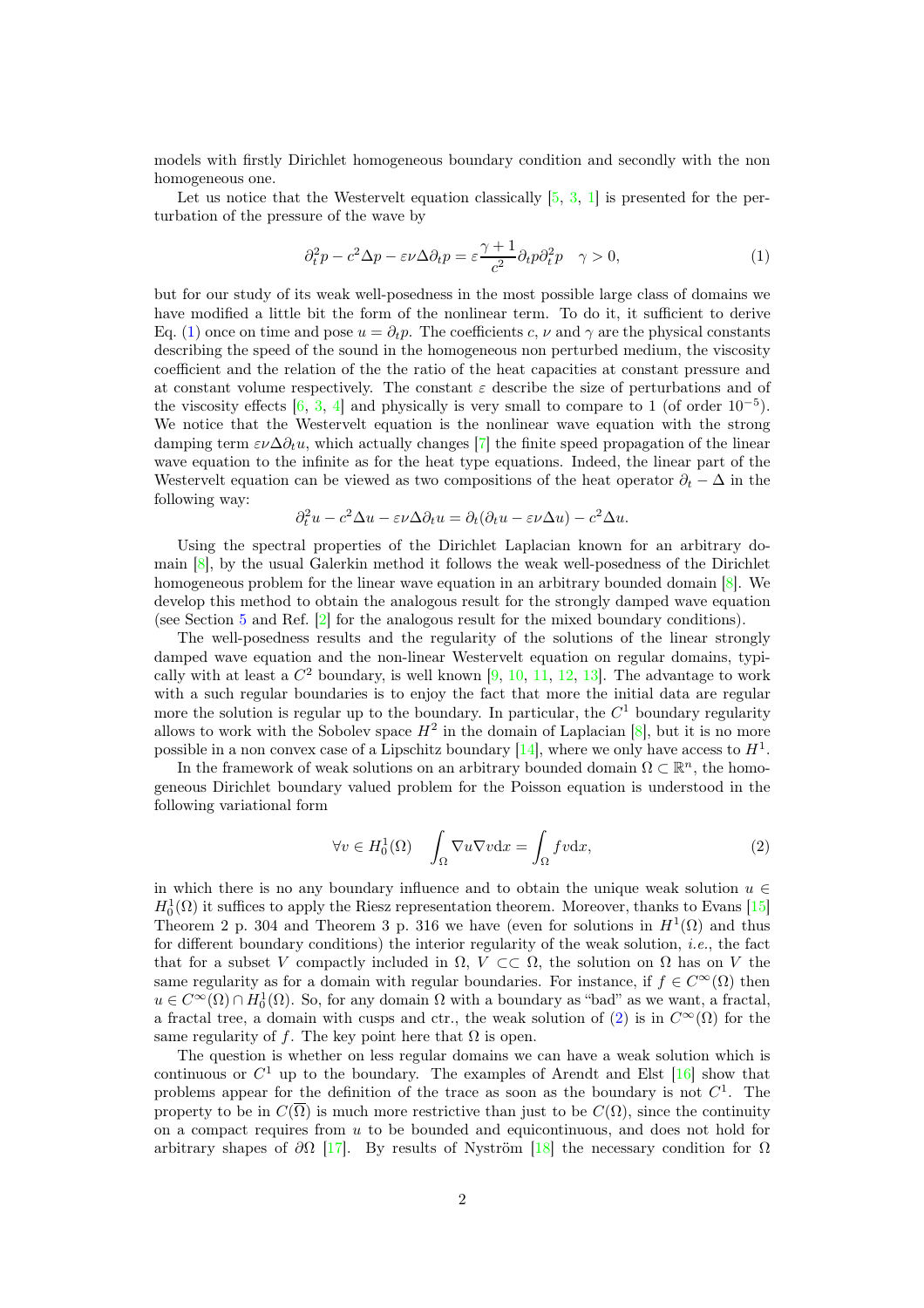models with firstly Dirichlet homogeneous boundary condition and secondly with the non homogeneous one.

Let us notice that the Westervelt equation classically [5, 3, 1] is presented for the perturbation of the pressure of the wave by

$$\partial_t^2 p - c^2 \Delta p - \varepsilon\nu \Delta \partial_t p = \varepsilon \frac{\gamma+1}{c^2} \partial_t p \partial_t^2 p \quad \gamma > 0, \tag{1}$$

but for our study of its weak well-posedness in the most possible large class of domains we have modified a little bit the form of the nonlinear term. To do it, it sufficient to derive Eq. (1) once on time and pose $u = \partial_t p$. The coefficients $c$, $\nu$ and $\gamma$ are the physical constants describing the speed of the sound in the homogeneous non perturbed medium, the viscosity coefficient and the relation of the the ratio of the heat capacities at constant pressure and at constant volume respectively. The constant $\varepsilon$ describe the size of perturbations and of the viscosity effects [6, 3, 4] and physically is very small to compare to 1 (of order $10^{-5}$). We notice that the Westervelt equation is the nonlinear wave equation with the strong damping term $\varepsilon\nu\Delta\partial_t u$, which actually changes [7] the finite speed propagation of the linear wave equation to the infinite as for the heat type equations. Indeed, the linear part of the Westervelt equation can be viewed as two compositions of the heat operator $\partial_t - \Delta$ in the following way:

$$\partial_t^2 u - c^2 \Delta u - \varepsilon\nu\Delta\partial_t u = \partial_t(\partial_t u - \varepsilon\nu\Delta u) - c^2\Delta u.$$

Using the spectral properties of the Dirichlet Laplacian known for an arbitrary domain [8], by the usual Galerkin method it follows the weak well-posedness of the Dirichlet homogeneous problem for the linear wave equation in an arbitrary bounded domain [8]. We develop this method to obtain the analogous result for the strongly damped wave equation (see Section 5 and Ref. [2] for the analogous result for the mixed boundary conditions).

The well-posedness results and the regularity of the solutions of the linear strongly damped wave equation and the non-linear Westervelt equation on regular domains, typically with at least a $C^2$ boundary, is well known [9, 10, 11, 12, 13]. The advantage to work with a such regular boundaries is to enjoy the fact that more the initial data are regular more the solution is regular up to the boundary. In particular, the $C^1$ boundary regularity allows to work with the Sobolev space $H^2$ in the domain of Laplacian [8], but it is no more possible in a non convex case of a Lipschitz boundary [14], where we only have access to $H^1$.

In the framework of weak solutions on an arbitrary bounded domain $\Omega \subset \mathbb{R}^n$, the homogeneous Dirichlet boundary valued problem for the Poisson equation is understood in the following variational form

$$\forall v \in H_0^1(\Omega) \quad \int_\Omega \nabla u \nabla v \mathrm{d}x = \int_\Omega f v \mathrm{d}x, \tag{2}$$

in which there is no any boundary influence and to obtain the unique weak solution $u \in H_0^1(\Omega)$ it suffices to apply the Riesz representation theorem. Moreover, thanks to Evans [15] Theorem 2 p. 304 and Theorem 3 p. 316 we have (even for solutions in $H^1(\Omega)$ and thus for different boundary conditions) the interior regularity of the weak solution, *i.e.*, the fact that for a subset $V$ compactly included in $\Omega$, $V \subset\subset \Omega$, the solution on $\Omega$ has on $V$ the same regularity as for a domain with regular boundaries. For instance, if $f \in C^\infty(\Omega)$ then $u \in C^\infty(\Omega) \cap H_0^1(\Omega)$. So, for any domain $\Omega$ with a boundary as "bad" as we want, a fractal, a fractal tree, a domain with cusps and ctr., the weak solution of (2) is in $C^\infty(\Omega)$ for the same regularity of $f$. The key point here that $\Omega$ is open.

The question is whether on less regular domains we can have a weak solution which is continuous or $C^1$ up to the boundary. The examples of Arendt and Elst [16] show that problems appear for the definition of the trace as soon as the boundary is not $C^1$. The property to be in $C(\overline{\Omega})$ is much more restrictive than just to be $C(\Omega)$, since the continuity on a compact requires from $u$ to be bounded and equicontinuous, and does not hold for arbitrary shapes of $\partial\Omega$ [17]. By results of Nyström [18] the necessary condition for $\Omega$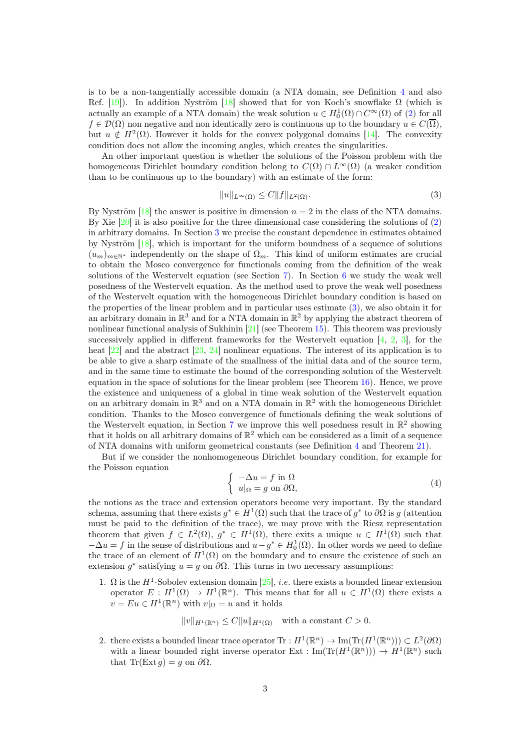is to be a non-tangentially accessible domain (a NTA domain, see Definition 4 and also Ref. [19]). In addition Nyström [18] showed that for von Koch's snowflake $\Omega$ (which is actually an example of a NTA domain) the weak solution $u \in H^1_0(\Omega)\cap C^\infty(\Omega)$ of (2) for all $f \in \mathcal{D}(\Omega)$ non negative and non identically zero is continuous up to the boundary $u \in C(\overline{\Omega})$, but $u \notin H^2(\Omega)$. However it holds for the convex polygonal domains [14]. The convexity condition does not allow the incoming angles, which creates the singularities.

An other important question is whether the solutions of the Poisson problem with the homogeneous Dirichlet boundary condition belong to $C(\Omega)\cap L^\infty(\Omega)$ (a weaker condition than to be continuous up to the boundary) with an estimate of the form:

$$\|u\|_{L^\infty(\Omega)} \le C\|f\|_{L^2(\Omega)}. \tag{3}$$

By Nyström [18] the answer is positive in dimension $n = 2$ in the class of the NTA domains. By Xie [20] it is also positive for the three dimensional case considering the solutions of (2) in arbitrary domains. In Section 3 we precise the constant dependence in estimates obtained by Nyström [18], which is important for the uniform boundness of a sequence of solutions $(u_m)_{m\in\mathbb{N}^*}$ independently on the shape of $\Omega_m$. This kind of uniform estimates are crucial to obtain the Mosco convergence for functionals coming from the definition of the weak solutions of the Westervelt equation (see Section 7). In Section 6 we study the weak well posedness of the Westervelt equation. As the method used to prove the weak well posedness of the Westervelt equation with the homogeneous Dirichlet boundary condition is based on the properties of the linear problem and in particular uses estimate (3), we also obtain it for an arbitrary domain in $\mathbb{R}^3$ and for a NTA domain in $\mathbb{R}^2$ by applying the abstract theorem of nonlinear functional analysis of Sukhinin [21] (see Theorem 15). This theorem was previously successively applied in different frameworks for the Westervelt equation [4, 2, 3], for the heat [22] and the abstract [23, 24] nonlinear equations. The interest of its application is to be able to give a sharp estimate of the smallness of the initial data and of the source term, and in the same time to estimate the bound of the corresponding solution of the Westervelt equation in the space of solutions for the linear problem (see Theorem 16). Hence, we prove the existence and uniqueness of a global in time weak solution of the Westervelt equation on an arbitrary domain in $\mathbb{R}^3$ and on a NTA domain in $\mathbb{R}^2$ with the homogeneous Dirichlet condition. Thanks to the Mosco convergence of functionals defining the weak solutions of the Westervelt equation, in Section 7 we improve this well posedness result in $\mathbb{R}^2$ showing that it holds on all arbitrary domains of $\mathbb{R}^2$ which can be considered as a limit of a sequence of NTA domains with uniform geometrical constants (see Definition 4 and Theorem 21).

But if we consider the nonhomogeneous Dirichlet boundary condition, for example for the Poisson equation

$$\begin{cases} -\Delta u = f \text{ in } \Omega \\ u|_\Omega = g \text{ on } \partial\Omega, \end{cases} \tag{4}$$

the notions as the trace and extension operators become very important. By the standard schema, assuming that there exists $g^* \in H^1(\Omega)$ such that the trace of $g^*$ to $\partial\Omega$ is $g$ (attention must be paid to the definition of the trace), we may prove with the Riesz representation theorem that given $f \in L^2(\Omega)$, $g^* \in H^1(\Omega)$, there exits a unique $u \in H^1(\Omega)$ such that $-\Delta u = f$ in the sense of distributions and $u - g^* \in H^1_0(\Omega)$. In other words we need to define the trace of an element of $H^1(\Omega)$ on the boundary and to ensure the existence of such an extension $g^*$ satisfying $u = g$ on $\partial\Omega$. This turns in two necessary assumptions:

1. $\Omega$ is the $H^1$-Sobolev extension domain [25], *i.e.* there exists a bounded linear extension operator $E : H^1(\Omega) \to H^1(\mathbb{R}^n)$. This means that for all $u \in H^1(\Omega)$ there exists a $v = Eu \in H^1(\mathbb{R}^n)$ with $v|_\Omega = u$ and it holds

$$\|v\|_{H^1(\mathbb{R}^n)} \le C\|u\|_{H^1(\Omega)} \quad \text{with a constant } C > 0.$$

2. there exists a bounded linear trace operator $\mathrm{Tr} : H^1(\mathbb{R}^n) \to \mathrm{Im}(\mathrm{Tr}(H^1(\mathbb{R}^n))) \subset L^2(\partial\Omega)$ with a linear bounded right inverse operator $\mathrm{Ext} : \mathrm{Im}(\mathrm{Tr}(H^1(\mathbb{R}^n))) \to H^1(\mathbb{R}^n)$ such that $\mathrm{Tr}(\mathrm{Ext}\, g) = g$ on $\partial\Omega$.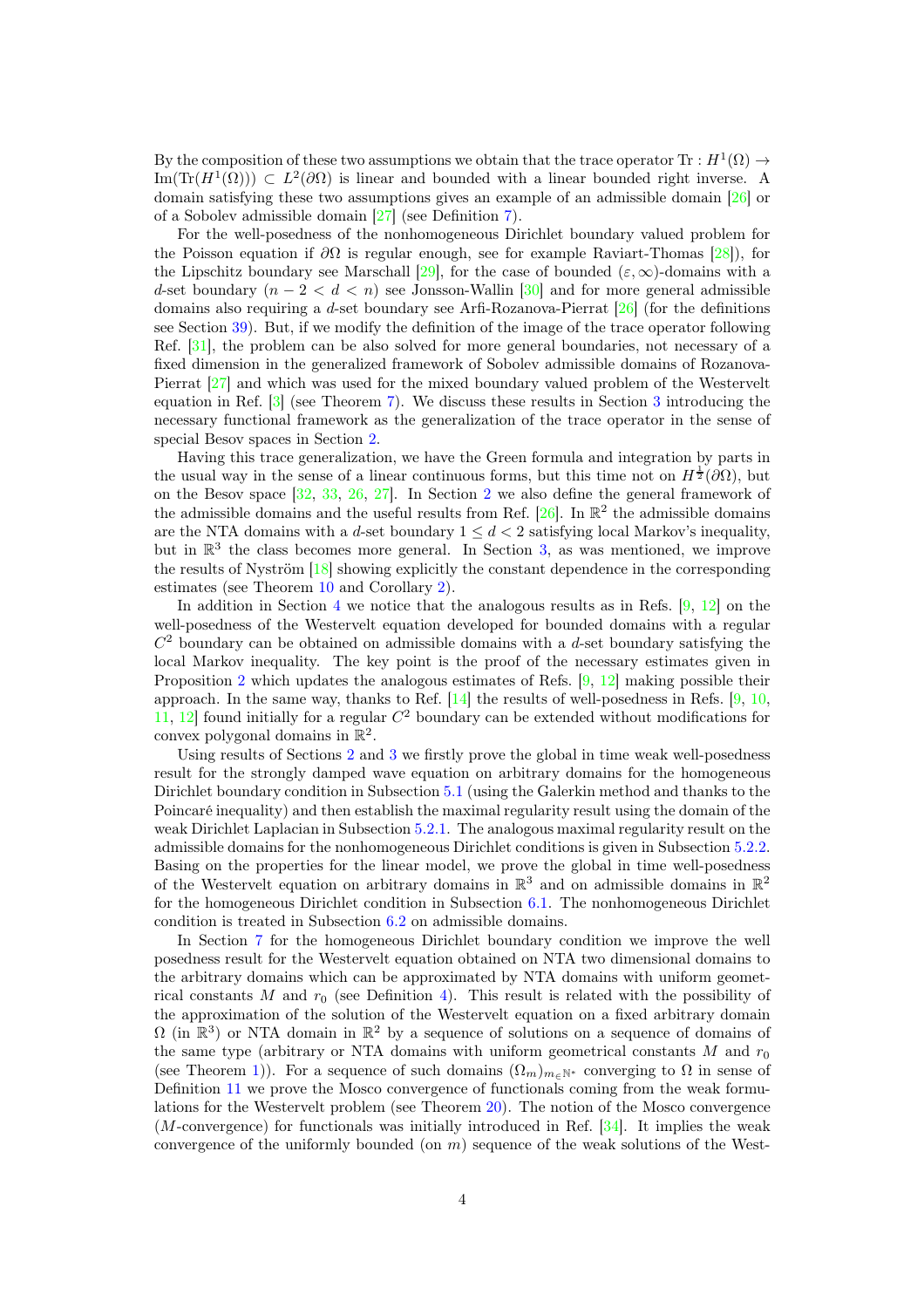By the composition of these two assumptions we obtain that the trace operator $\mathrm{Tr}: H^1(\Omega) \to \mathrm{Im}(\mathrm{Tr}(H^1(\Omega))) \subset L^2(\partial\Omega)$ is linear and bounded with a linear bounded right inverse. A domain satisfying these two assumptions gives an example of an admissible domain [26] or of a Sobolev admissible domain [27] (see Definition 7).

For the well-posedness of the nonhomogeneous Dirichlet boundary valued problem for the Poisson equation if $\partial\Omega$ is regular enough, see for example Raviart-Thomas [28]), for the Lipschitz boundary see Marschall [29], for the case of bounded $(\varepsilon,\infty)$-domains with a $d$-set boundary $(n-2<d<n)$ see Jonsson-Wallin [30] and for more general admissible domains also requiring a $d$-set boundary see Arfi-Rozanova-Pierrat [26] (for the definitions see Section 39). But, if we modify the definition of the image of the trace operator following Ref. [31], the problem can be also solved for more general boundaries, not necessary of a fixed dimension in the generalized framework of Sobolev admissible domains of Rozanova-Pierrat [27] and which was used for the mixed boundary valued problem of the Westervelt equation in Ref. [3] (see Theorem 7). We discuss these results in Section 3 introducing the necessary functional framework as the generalization of the trace operator in the sense of special Besov spaces in Section 2.

Having this trace generalization, we have the Green formula and integration by parts in the usual way in the sense of a linear continuous forms, but this time not on $H^{\frac{1}{2}}(\partial\Omega)$, but on the Besov space [32, 33, 26, 27]. In Section 2 we also define the general framework of the admissible domains and the useful results from Ref. [26]. In $\mathbb{R}^2$ the admissible domains are the NTA domains with a $d$-set boundary $1 \le d < 2$ satisfying local Markov's inequality, but in $\mathbb{R}^3$ the class becomes more general. In Section 3, as was mentioned, we improve the results of Nyström [18] showing explicitly the constant dependence in the corresponding estimates (see Theorem 10 and Corollary 2).

In addition in Section 4 we notice that the analogous results as in Refs. [9, 12] on the well-posedness of the Westervelt equation developed for bounded domains with a regular $C^2$ boundary can be obtained on admissible domains with a $d$-set boundary satisfying the local Markov inequality. The key point is the proof of the necessary estimates given in Proposition 2 which updates the analogous estimates of Refs. [9, 12] making possible their approach. In the same way, thanks to Ref. [14] the results of well-posedness in Refs. [9, 10, 11, 12] found initially for a regular $C^2$ boundary can be extended without modifications for convex polygonal domains in $\mathbb{R}^2$.

Using results of Sections 2 and 3 we firstly prove the global in time weak well-posedness result for the strongly damped wave equation on arbitrary domains for the homogeneous Dirichlet boundary condition in Subsection 5.1 (using the Galerkin method and thanks to the Poincaré inequality) and then establish the maximal regularity result using the domain of the weak Dirichlet Laplacian in Subsection 5.2.1. The analogous maximal regularity result on the admissible domains for the nonhomogeneous Dirichlet conditions is given in Subsection 5.2.2. Basing on the properties for the linear model, we prove the global in time well-posedness of the Westervelt equation on arbitrary domains in $\mathbb{R}^3$ and on admissible domains in $\mathbb{R}^2$ for the homogeneous Dirichlet condition in Subsection 6.1. The nonhomogeneous Dirichlet condition is treated in Subsection 6.2 on admissible domains.

In Section 7 for the homogeneous Dirichlet boundary condition we improve the well posedness result for the Westervelt equation obtained on NTA two dimensional domains to the arbitrary domains which can be approximated by NTA domains with uniform geometrical constants $M$ and $r_0$ (see Definition 4). This result is related with the possibility of the approximation of the solution of the Westervelt equation on a fixed arbitrary domain $\Omega$ (in $\mathbb{R}^3$) or NTA domain in $\mathbb{R}^2$ by a sequence of solutions on a sequence of domains of the same type (arbitrary or NTA domains with uniform geometrical constants $M$ and $r_0$ (see Theorem 1)). For a sequence of such domains $(\Omega_m)_{m\in\mathbb{N}^*}$ converging to $\Omega$ in sense of Definition 11 we prove the Mosco convergence of functionals coming from the weak formulations for the Westervelt problem (see Theorem 20). The notion of the Mosco convergence ($M$-convergence) for functionals was initially introduced in Ref. [34]. It implies the weak convergence of the uniformly bounded (on $m$) sequence of the weak solutions of the West-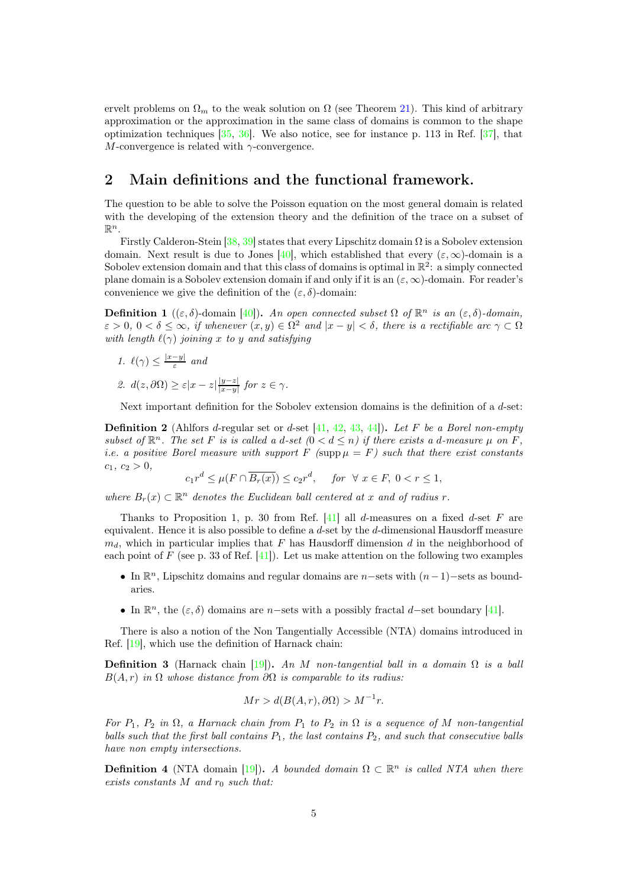ervelt problems on $\Omega_m$ to the weak solution on $\Omega$ (see Theorem 21). This kind of arbitrary approximation or the approximation in the same class of domains is common to the shape optimization techniques [35, 36]. We also notice, see for instance p. 113 in Ref. [37], that $M$-convergence is related with $\gamma$-convergence.

## 2 Main definitions and the functional framework.

The question to be able to solve the Poisson equation on the most general domain is related with the developing of the extension theory and the definition of the trace on a subset of $\mathbb{R}^n$.

Firstly Calderon-Stein [38, 39] states that every Lipschitz domain $\Omega$ is a Sobolev extension domain. Next result is due to Jones [40], which established that every $(\varepsilon, \infty)$-domain is a Sobolev extension domain and that this class of domains is optimal in $\mathbb{R}^2$: a simply connected plane domain is a Sobolev extension domain if and only if it is an $(\varepsilon, \infty)$-domain. For reader's convenience we give the definition of the $(\varepsilon, \delta)$-domain:

**Definition 1** ($(\varepsilon, \delta)$-domain [40]). *An open connected subset $\Omega$ of $\mathbb{R}^n$ is an $(\varepsilon, \delta)$-domain, $\varepsilon > 0$, $0 < \delta \leq \infty$, if whenever $(x, y) \in \Omega^2$ and $|x - y| < \delta$, there is a rectifiable arc $\gamma \subset \Omega$ with length $\ell(\gamma)$ joining $x$ to $y$ and satisfying*

1. $\ell(\gamma) \leq \frac{|x-y|}{\varepsilon}$ *and*
2. $d(z, \partial\Omega) \geq \varepsilon|x - z|\frac{|y-z|}{|x-y|}$ *for $z \in \gamma$.*

Next important definition for the Sobolev extension domains is the definition of a $d$-set:

**Definition 2** (Ahlfors $d$-regular set or $d$-set [41, 42, 43, 44]). *Let $F$ be a Borel non-empty subset of $\mathbb{R}^n$. The set $F$ is is called a $d$-set ($0 < d \leq n$) if there exists a $d$-measure $\mu$ on $F$, i.e. a positive Borel measure with support $F$ ($\operatorname{supp} \mu = F$) such that there exist constants $c_1$, $c_2 > 0$,*

$$c_1 r^d \leq \mu(F \cap \overline{B_r(x)}) \leq c_2 r^d, \quad \text{for } \forall\ x \in F,\ 0 < r \leq 1,$$

*where $B_r(x) \subset \mathbb{R}^n$ denotes the Euclidean ball centered at $x$ and of radius $r$.*

Thanks to Proposition 1, p. 30 from Ref. [41] all $d$-measures on a fixed $d$-set $F$ are equivalent. Hence it is also possible to define a $d$-set by the $d$-dimensional Hausdorff measure $m_d$, which in particular implies that $F$ has Hausdorff dimension $d$ in the neighborhood of each point of $F$ (see p. 33 of Ref. [41]). Let us make attention on the following two examples

- In $\mathbb{R}^n$, Lipschitz domains and regular domains are $n-$sets with $(n-1)-$sets as boundaries.
- In $\mathbb{R}^n$, the $(\varepsilon, \delta)$ domains are $n-$sets with a possibly fractal $d-$set boundary [41].

There is also a notion of the Non Tangentially Accessible (NTA) domains introduced in Ref. [19], which use the definition of Harnack chain:

**Definition 3** (Harnack chain [19]). *An $M$ non-tangential ball in a domain $\Omega$ is a ball $B(A, r)$ in $\Omega$ whose distance from $\partial\Omega$ is comparable to its radius:*

$$Mr > d(B(A, r), \partial\Omega) > M^{-1}r.$$

*For $P_1$, $P_2$ in $\Omega$, a Harnack chain from $P_1$ to $P_2$ in $\Omega$ is a sequence of $M$ non-tangential balls such that the first ball contains $P_1$, the last contains $P_2$, and such that consecutive balls have non empty intersections.*

**Definition 4** (NTA domain [19]). *A bounded domain $\Omega \subset \mathbb{R}^n$ is called NTA when there exists constants $M$ and $r_0$ such that:*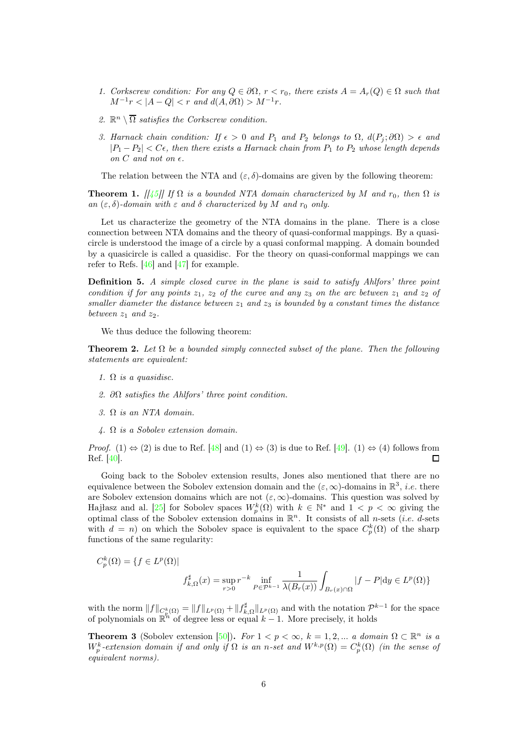1. *Corkscrew condition: For any $Q \in \partial\Omega$, $r < r_0$, there exists $A = A_r(Q) \in \Omega$ such that $M^{-1}r < |A - Q| < r$ and $d(A, \partial\Omega) > M^{-1}r$.*

2. *$\mathbb{R}^n \setminus \overline{\Omega}$ satisfies the Corkscrew condition.*

3. *Harnack chain condition: If $\epsilon > 0$ and $P_1$ and $P_2$ belongs to $\Omega$, $d(P_j; \partial\Omega) > \epsilon$ and $|P_1 - P_2| < C\epsilon$, then there exists a Harnack chain from $P_1$ to $P_2$ whose length depends on $C$ and not on $\epsilon$.*

The relation between the NTA and $(\varepsilon, \delta)$-domains are given by the following theorem:

**Theorem 1.** *[[45]] If $\Omega$ is a bounded NTA domain characterized by $M$ and $r_0$, then $\Omega$ is an $(\varepsilon, \delta)$-domain with $\varepsilon$ and $\delta$ characterized by $M$ and $r_0$ only.*

Let us characterize the geometry of the NTA domains in the plane. There is a close connection between NTA domains and the theory of quasi-conformal mappings. By a quasi-circle is understood the image of a circle by a quasi conformal mapping. A domain bounded by a quasicircle is called a quasidisc. For the theory on quasi-conformal mappings we can refer to Refs. [46] and [47] for example.

**Definition 5.** *A simple closed curve in the plane is said to satisfy Ahlfors' three point condition if for any points $z_1$, $z_2$ of the curve and any $z_3$ on the arc between $z_1$ and $z_2$ of smaller diameter the distance between $z_1$ and $z_3$ is bounded by a constant times the distance between $z_1$ and $z_2$.*

We thus deduce the following theorem:

**Theorem 2.** *Let $\Omega$ be a bounded simply connected subset of the plane. Then the following statements are equivalent:*

1. *$\Omega$ is a quasidisc.*

2. *$\partial\Omega$ satisfies the Ahlfors' three point condition.*

3. *$\Omega$ is an NTA domain.*

4. *$\Omega$ is a Sobolev extension domain.*

*Proof.* (1) $\Leftrightarrow$ (2) is due to Ref. [48] and (1) $\Leftrightarrow$ (3) is due to Ref. [49]. (1) $\Leftrightarrow$ (4) follows from Ref. [40]. □

Going back to the Sobolev extension results, Jones also mentioned that there are no equivalence between the Sobolev extension domain and the $(\varepsilon, \infty)$-domains in $\mathbb{R}^3$, *i.e.* there are Sobolev extension domains which are not $(\varepsilon, \infty)$-domains. This question was solved by Hajłasz and al. [25] for Sobolev spaces $W^k_p(\Omega)$ with $k \in \mathbb{N}^*$ and $1 < p < \infty$ giving the optimal class of the Sobolev extension domains in $\mathbb{R}^n$. It consists of all $n$-sets (*i.e.* $d$-sets with $d = n$) on which the Sobolev space is equivalent to the space $C^k_p(\Omega)$ of the sharp functions of the same regularity:

$$C^k_p(\Omega) = \{f \in L^p(\Omega)| \\ f^\sharp_{k,\Omega}(x) = \sup_{r>0} r^{-k} \inf_{P \in \mathcal{P}^{k-1}} \frac{1}{\lambda(B_r(x))} \int_{B_r(x)\cap\Omega} |f - P| \mathrm{d}y \in L^p(\Omega)\}$$

with the norm $\|f\|_{C^k_p(\Omega)} = \|f\|_{L^p(\Omega)} + \|f^\sharp_{k,\Omega}\|_{L^p(\Omega)}$ and with the notation $\mathcal{P}^{k-1}$ for the space of polynomials on $\mathbb{R}^n$ of degree less or equal $k-1$. More precisely, it holds

**Theorem 3** (Sobolev extension [50])**.** *For $1 < p < \infty$, $k = 1, 2, ...$ a domain $\Omega \subset \mathbb{R}^n$ is a $W^k_p$-extension domain if and only if $\Omega$ is an $n$-set and $W^{k,p}(\Omega) = C^k_p(\Omega)$ (in the sense of equivalent norms).*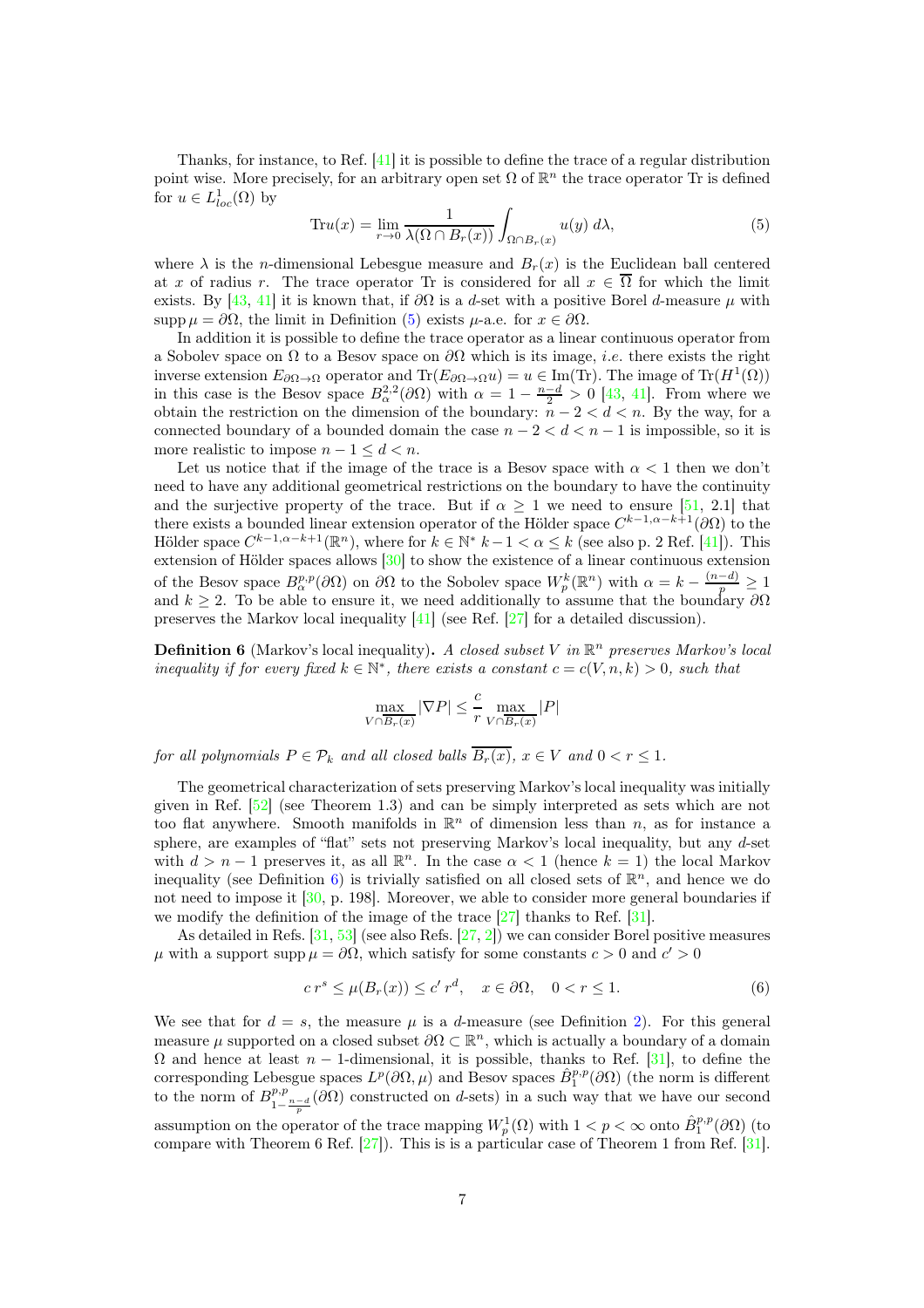Thanks, for instance, to Ref. [41] it is possible to define the trace of a regular distribution point wise. More precisely, for an arbitrary open set $\Omega$ of $\mathbb{R}^n$ the trace operator Tr is defined for $u \in L^1_{loc}(\Omega)$ by

$$\mathrm{Tr}u(x) = \lim_{r\to 0} \frac{1}{\lambda(\Omega \cap B_r(x))} \int_{\Omega\cap B_r(x)} u(y)\, d\lambda, \tag{5}$$

where $\lambda$ is the $n$-dimensional Lebesgue measure and $B_r(x)$ is the Euclidean ball centered at $x$ of radius $r$. The trace operator Tr is considered for all $x \in \overline{\Omega}$ for which the limit exists. By [43, 41] it is known that, if $\partial\Omega$ is a $d$-set with a positive Borel $d$-measure $\mu$ with $\mathrm{supp}\,\mu = \partial\Omega$, the limit in Definition (5) exists $\mu$-a.e. for $x \in \partial\Omega$.

In addition it is possible to define the trace operator as a linear continuous operator from a Sobolev space on $\Omega$ to a Besov space on $\partial\Omega$ which is its image, *i.e.* there exists the right inverse extension $E_{\partial\Omega\to\Omega}$ operator and $\mathrm{Tr}(E_{\partial\Omega\to\Omega}u) = u \in \mathrm{Im}(\mathrm{Tr})$. The image of $\mathrm{Tr}(H^1(\Omega))$ in this case is the Besov space $B^{2,2}_\alpha(\partial\Omega)$ with $\alpha = 1 - \frac{n-d}{2} > 0$ [43, 41]. From where we obtain the restriction on the dimension of the boundary: $n - 2 < d < n$. By the way, for a connected boundary of a bounded domain the case $n-2 < d < n-1$ is impossible, so it is more realistic to impose $n - 1 \le d < n$.

Let us notice that if the image of the trace is a Besov space with $\alpha < 1$ then we don't need to have any additional geometrical restrictions on the boundary to have the continuity and the surjective property of the trace. But if $\alpha \ge 1$ we need to ensure [51, 2.1] that there exists a bounded linear extension operator of the Hölder space $C^{k-1,\alpha-k+1}(\partial\Omega)$ to the Hölder space $C^{k-1,\alpha-k+1}(\mathbb{R}^n)$, where for $k \in \mathbb{N}^*$ $k-1 < \alpha \le k$ (see also p. 2 Ref. [41]). This extension of Hölder spaces allows [30] to show the existence of a linear continuous extension of the Besov space $B^{p,p}_\alpha(\partial\Omega)$ on $\partial\Omega$ to the Sobolev space $W^k_p(\mathbb{R}^n)$ with $\alpha = k - \frac{(n-d)}{p} \ge 1$ and $k \ge 2$. To be able to ensure it, we need additionally to assume that the boundary $\partial\Omega$ preserves the Markov local inequality [41] (see Ref. [27] for a detailed discussion).

**Definition 6** (Markov's local inequality)**.** *A closed subset $V$ in $\mathbb{R}^n$ preserves Markov's local inequality if for every fixed $k \in \mathbb{N}^*$, there exists a constant $c = c(V, n, k) > 0$, such that*

$$\max_{V\cap\overline{B_r(x)}} |\nabla P| \le \frac{c}{r} \max_{V\cap\overline{B_r(x)}} |P|$$

*for all polynomials $P \in \mathcal{P}_k$ and all closed balls $\overline{B_r(x)}$, $x \in V$ and $0 < r \le 1$.*

The geometrical characterization of sets preserving Markov's local inequality was initially given in Ref. [52] (see Theorem 1.3) and can be simply interpreted as sets which are not too flat anywhere. Smooth manifolds in $\mathbb{R}^n$ of dimension less than $n$, as for instance a sphere, are examples of "flat" sets not preserving Markov's local inequality, but any $d$-set with $d > n-1$ preserves it, as all $\mathbb{R}^n$. In the case $\alpha < 1$ (hence $k = 1$) the local Markov inequality (see Definition 6) is trivially satisfied on all closed sets of $\mathbb{R}^n$, and hence we do not need to impose it [30, p. 198]. Moreover, we able to consider more general boundaries if we modify the definition of the image of the trace [27] thanks to Ref. [31].

As detailed in Refs. [31, 53] (see also Refs. [27, 2]) we can consider Borel positive measures $\mu$ with a support $\mathrm{supp}\,\mu = \partial\Omega$, which satisfy for some constants $c > 0$ and $c' > 0$

$$c\, r^s \le \mu(B_r(x)) \le c'\, r^d, \quad x \in \partial\Omega, \quad 0 < r \le 1. \tag{6}$$

We see that for $d = s$, the measure $\mu$ is a $d$-measure (see Definition 2). For this general measure $\mu$ supported on a closed subset $\partial\Omega \subset \mathbb{R}^n$, which is actually a boundary of a domain $\Omega$ and hence at least $n-1$-dimensional, it is possible, thanks to Ref. [31], to define the corresponding Lebesgue spaces $L^p(\partial\Omega, \mu)$ and Besov spaces $\hat{B}^{p,p}_1(\partial\Omega)$ (the norm is different to the norm of $B^{p,p}_{1-\frac{n-d}{p}}(\partial\Omega)$ constructed on $d$-sets) in a such way that we have our second assumption on the operator of the trace mapping $W^1_p(\Omega)$ with $1 < p < \infty$ onto $\hat{B}^{p,p}_1(\partial\Omega)$ (to compare with Theorem 6 Ref. [27]). This is is a particular case of Theorem 1 from Ref. [31].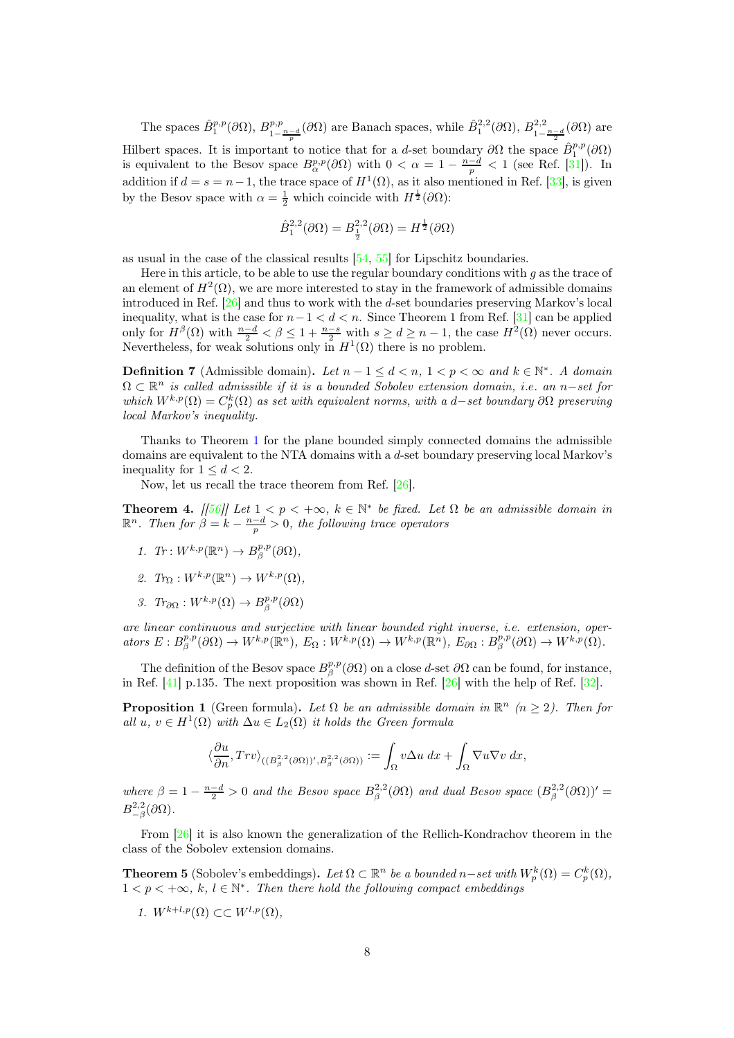The spaces $\hat{B}_1^{p,p}(\partial\Omega)$, $B^{p,p}_{1-\frac{n-d}{p}}(\partial\Omega)$ are Banach spaces, while $\hat{B}_1^{2,2}(\partial\Omega)$, $B^{2,2}_{1-\frac{n-d}{2}}(\partial\Omega)$ are Hilbert spaces. It is important to notice that for a $d$-set boundary $\partial\Omega$ the space $\hat{B}_1^{p,p}(\partial\Omega)$ is equivalent to the Besov space $B^{p,p}_\alpha(\partial\Omega)$ with $0<\alpha = 1-\frac{n-d}{p}<1$ (see Ref. [31]). In addition if $d=s=n-1$, the trace space of $H^1(\Omega)$, as it also mentioned in Ref. [33], is given by the Besov space with $\alpha=\frac{1}{2}$ which coincide with $H^{\frac{1}{2}}(\partial\Omega)$:

$$\hat{B}_1^{2,2}(\partial\Omega) = B^{2,2}_{\frac{1}{2}}(\partial\Omega) = H^{\frac{1}{2}}(\partial\Omega)$$

as usual in the case of the classical results [54, 55] for Lipschitz boundaries.

Here in this article, to be able to use the regular boundary conditions with $g$ as the trace of an element of $H^2(\Omega)$, we are more interested to stay in the framework of admissible domains introduced in Ref. [26] and thus to work with the $d$-set boundaries preserving Markov's local inequality, what is the case for $n-1<d<n$. Since Theorem 1 from Ref. [31] can be applied only for $H^\beta(\Omega)$ with $\frac{n-d}{2}<\beta\leq 1+\frac{n-s}{2}$ with $s\geq d\geq n-1$, the case $H^2(\Omega)$ never occurs. Nevertheless, for weak solutions only in $H^1(\Omega)$ there is no problem.

**Definition 7** (Admissible domain)**.** *Let $n-1\leq d<n$, $1<p<\infty$ and $k\in\mathbb{N}^*$. A domain $\Omega\subset\mathbb{R}^n$ is called admissible if it is a bounded Sobolev extension domain, i.e. an $n-$set for which $W^{k,p}(\Omega)=C^k_p(\Omega)$ as set with equivalent norms, with a $d-$set boundary $\partial\Omega$ preserving local Markov's inequality.*

Thanks to Theorem 1 for the plane bounded simply connected domains the admissible domains are equivalent to the NTA domains with a $d$-set boundary preserving local Markov's inequality for $1\leq d<2$.

Now, let us recall the trace theorem from Ref. [26].

**Theorem 4.** *[[56]] Let $1<p<+\infty$, $k\in\mathbb{N}^*$ be fixed. Let $\Omega$ be an admissible domain in $\mathbb{R}^n$. Then for $\beta=k-\frac{n-d}{p}>0$, the following trace operators*

1. *$Tr: W^{k,p}(\mathbb{R}^n)\to B^{p,p}_\beta(\partial\Omega)$,*
2. *$Tr_\Omega: W^{k,p}(\mathbb{R}^n)\to W^{k,p}(\Omega)$,*
3. *$Tr_{\partial\Omega}: W^{k,p}(\Omega)\to B^{p,p}_\beta(\partial\Omega)$*

*are linear continuous and surjective with linear bounded right inverse, i.e. extension, operators $E: B^{p,p}_\beta(\partial\Omega)\to W^{k,p}(\mathbb{R}^n)$, $E_\Omega: W^{k,p}(\Omega)\to W^{k,p}(\mathbb{R}^n)$, $E_{\partial\Omega}: B^{p,p}_\beta(\partial\Omega)\to W^{k,p}(\Omega)$.*

The definition of the Besov space $B^{p,p}_\beta(\partial\Omega)$ on a close $d$-set $\partial\Omega$ can be found, for instance, in Ref. [41] p.135. The next proposition was shown in Ref. [26] with the help of Ref. [32].

**Proposition 1** (Green formula)**.** *Let $\Omega$ be an admissible domain in $\mathbb{R}^n$ ($n\geq 2$). Then for all $u$, $v\in H^1(\Omega)$ with $\Delta u\in L_2(\Omega)$ it holds the Green formula*

$$\langle\frac{\partial u}{\partial n}, Trv\rangle_{((B^{2,2}_\beta(\partial\Omega))', B^{2,2}_\beta(\partial\Omega))} := \int_\Omega v\Delta u\, dx + \int_\Omega \nabla u\nabla v\, dx,$$

*where $\beta=1-\frac{n-d}{2}>0$ and the Besov space $B^{2,2}_\beta(\partial\Omega)$ and dual Besov space $(B^{2,2}_\beta(\partial\Omega))'=B^{2,2}_{-\beta}(\partial\Omega)$.*

From [26] it is also known the generalization of the Rellich-Kondrachov theorem in the class of the Sobolev extension domains.

**Theorem 5** (Sobolev's embeddings)**.** *Let $\Omega\subset\mathbb{R}^n$ be a bounded $n-$set with $W^k_p(\Omega)=C^k_p(\Omega)$, $1<p<+\infty$, $k$, $l\in\mathbb{N}^*$. Then there hold the following compact embeddings*

1. *$W^{k+l,p}(\Omega)\subset\subset W^{l,p}(\Omega)$,*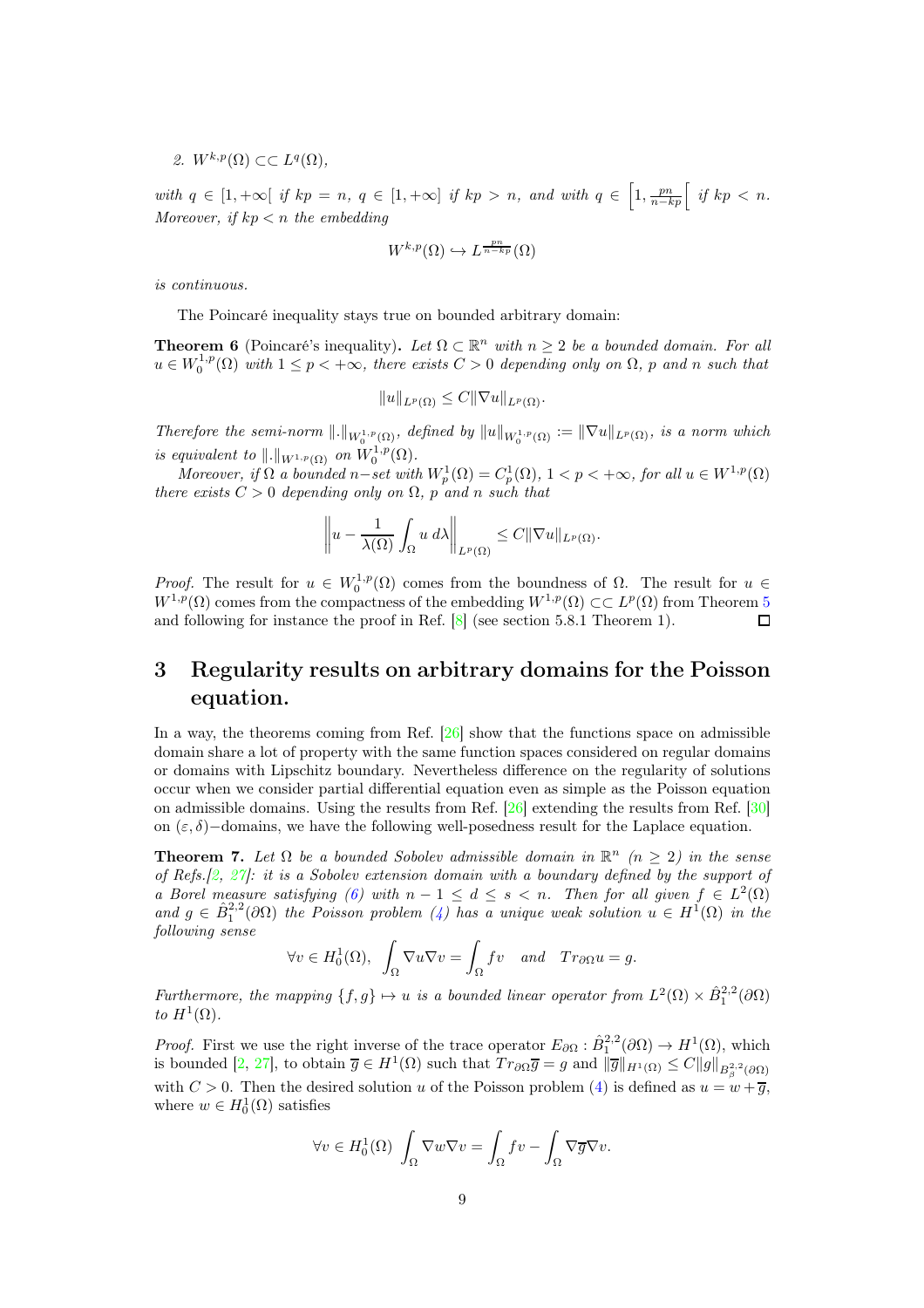*2.* $W^{k,p}(\Omega) \subset\subset L^q(\Omega)$,

*with* $q \in [1, +\infty[$ *if* $kp = n$, $q \in [1, +\infty]$ *if* $kp > n$, *and with* $q \in \left[1, \frac{pn}{n-kp}\right[$ *if* $kp < n$. *Moreover, if* $kp < n$ *the embedding*

$$W^{k,p}(\Omega) \hookrightarrow L^{\frac{pn}{n-kp}}(\Omega)$$

*is continuous.*

The Poincaré inequality stays true on bounded arbitrary domain:

**Theorem 6** (Poincaré's inequality)**.** *Let* $\Omega \subset \mathbb{R}^n$ *with* $n \geq 2$ *be a bounded domain. For all* $u \in W_0^{1,p}(\Omega)$ *with* $1 \leq p < +\infty$, *there exists* $C > 0$ *depending only on* $\Omega$, $p$ *and* $n$ *such that*

$$\|u\|_{L^p(\Omega)} \leq C \|\nabla u\|_{L^p(\Omega)}.$$

*Therefore the semi-norm* $\|.\|_{W_0^{1,p}(\Omega)}$, *defined by* $\|u\|_{W_0^{1,p}(\Omega)} := \|\nabla u\|_{L^p(\Omega)}$, *is a norm which is equivalent to* $\|.\|_{W^{1,p}(\Omega)}$ *on* $W_0^{1,p}(\Omega)$.

*Moreover, if* $\Omega$ *a bounded* $n-$*set with* $W_p^1(\Omega) = C_p^1(\Omega)$, $1 < p < +\infty$, *for all* $u \in W^{1,p}(\Omega)$ *there exists* $C > 0$ *depending only on* $\Omega$, $p$ *and* $n$ *such that*

$$\left\| u - \frac{1}{\lambda(\Omega)} \int_\Omega u \, d\lambda \right\|_{L^p(\Omega)} \leq C \|\nabla u\|_{L^p(\Omega)}.$$

*Proof.* The result for $u \in W_0^{1,p}(\Omega)$ comes from the boundness of $\Omega$. The result for $u \in W^{1,p}(\Omega)$ comes from the compactness of the embedding $W^{1,p}(\Omega) \subset\subset L^p(\Omega)$ from Theorem 5 and following for instance the proof in Ref. [8] (see section 5.8.1 Theorem 1). $\square$

# 3 Regularity results on arbitrary domains for the Poisson equation.

In a way, the theorems coming from Ref. [26] show that the functions space on admissible domain share a lot of property with the same function spaces considered on regular domains or domains with Lipschitz boundary. Nevertheless difference on the regularity of solutions occur when we consider partial differential equation even as simple as the Poisson equation on admissible domains. Using the results from Ref. [26] extending the results from Ref. [30] on $(\varepsilon, \delta)-$domains, we have the following well-posedness result for the Laplace equation.

**Theorem 7.** *Let* $\Omega$ *be a bounded Sobolev admissible domain in* $\mathbb{R}^n$ $(n \geq 2)$ *in the sense of Refs.[2, 27]: it is a Sobolev extension domain with a boundary defined by the support of a Borel measure satisfying (6) with* $n - 1 \leq d \leq s < n$. *Then for all given* $f \in L^2(\Omega)$ *and* $g \in \hat{B}_1^{2,2}(\partial\Omega)$ *the Poisson problem (4) has a unique weak solution* $u \in H^1(\Omega)$ *in the following sense*

$$\forall v \in H_0^1(\Omega), \ \int_\Omega \nabla u \nabla v = \int_\Omega f v \quad \text{and} \quad Tr_{\partial\Omega} u = g.$$

*Furthermore, the mapping* $\{f, g\} \mapsto u$ *is a bounded linear operator from* $L^2(\Omega) \times \hat{B}_1^{2,2}(\partial\Omega)$ *to* $H^1(\Omega)$.

*Proof.* First we use the right inverse of the trace operator $E_{\partial\Omega} : \hat{B}_1^{2,2}(\partial\Omega) \to H^1(\Omega)$, which is bounded [2, 27], to obtain $\overline{g} \in H^1(\Omega)$ such that $Tr_{\partial\Omega}\overline{g} = g$ and $\|\overline{g}\|_{H^1(\Omega)} \leq C\|g\|_{B_\beta^{2,2}(\partial\Omega)}$ with $C > 0$. Then the desired solution $u$ of the Poisson problem (4) is defined as $u = w + \overline{g}$, where $w \in H_0^1(\Omega)$ satisfies

$$\forall v \in H_0^1(\Omega) \ \int_\Omega \nabla w \nabla v = \int_\Omega f v - \int_\Omega \nabla \overline{g} \nabla v.$$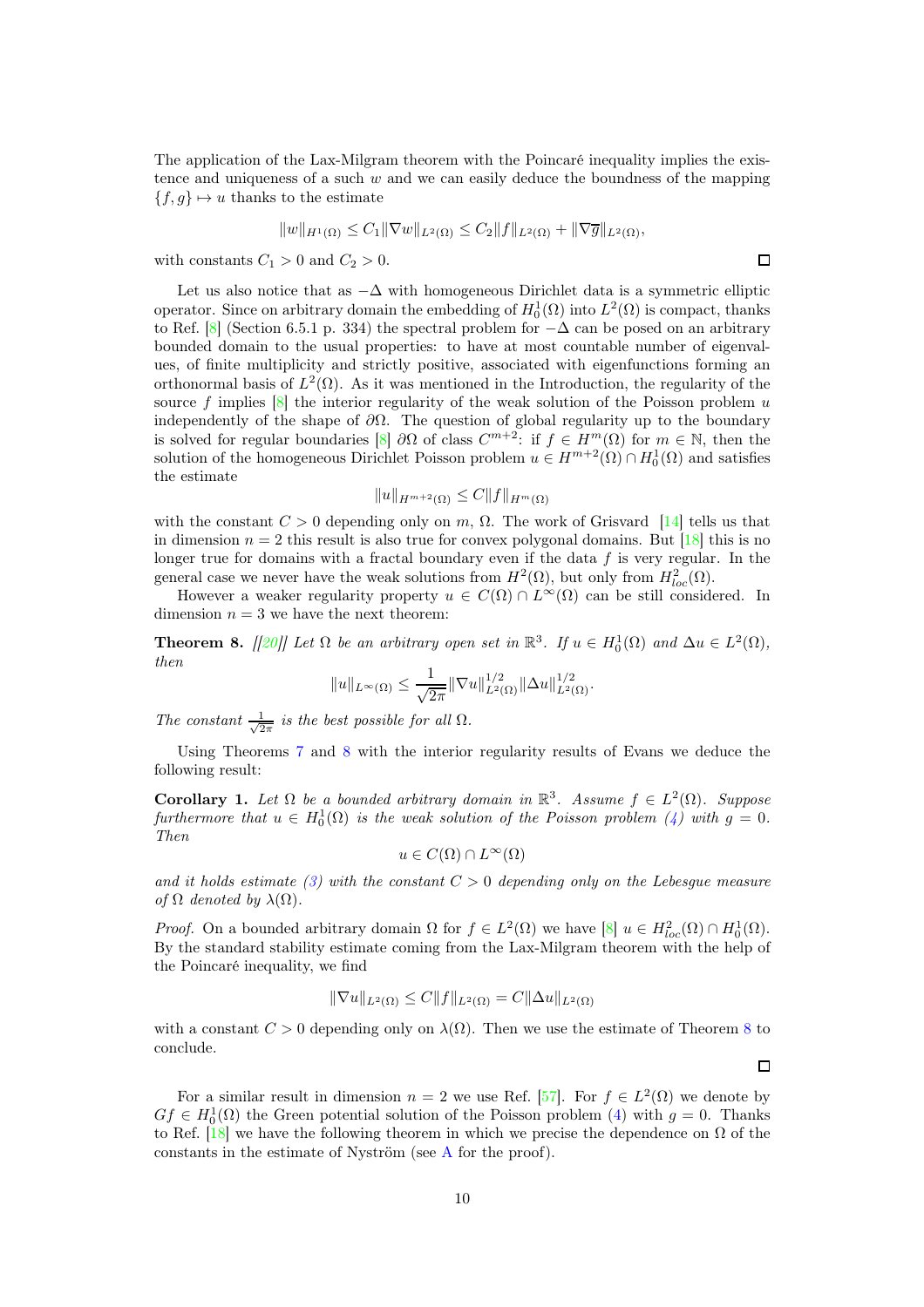The application of the Lax-Milgram theorem with the Poincaré inequality implies the existence and uniqueness of a such $w$ and we can easily deduce the boundness of the mapping $\{f, g\} \mapsto u$ thanks to the estimate

$$\|w\|_{H^1(\Omega)} \leq C_1 \|\nabla w\|_{L^2(\Omega)} \leq C_2 \|f\|_{L^2(\Omega)} + \|\nabla \overline{g}\|_{L^2(\Omega)},$$

with constants $C_1 > 0$ and $C_2 > 0$. □

Let us also notice that as $-\Delta$ with homogeneous Dirichlet data is a symmetric elliptic operator. Since on arbitrary domain the embedding of $H_0^1(\Omega)$ into $L^2(\Omega)$ is compact, thanks to Ref. [8] (Section 6.5.1 p. 334) the spectral problem for $-\Delta$ can be posed on an arbitrary bounded domain to the usual properties: to have at most countable number of eigenvalues, of finite multiplicity and strictly positive, associated with eigenfunctions forming an orthonormal basis of $L^2(\Omega)$. As it was mentioned in the Introduction, the regularity of the source $f$ implies [8] the interior regularity of the weak solution of the Poisson problem $u$ independently of the shape of $\partial\Omega$. The question of global regularity up to the boundary is solved for regular boundaries [8] $\partial\Omega$ of class $C^{m+2}$: if $f \in H^m(\Omega)$ for $m \in \mathbb{N}$, then the solution of the homogeneous Dirichlet Poisson problem $u \in H^{m+2}(\Omega) \cap H_0^1(\Omega)$ and satisfies the estimate

$$\|u\|_{H^{m+2}(\Omega)} \leq C\|f\|_{H^m(\Omega)}$$

with the constant $C > 0$ depending only on $m$, $\Omega$. The work of Grisvard [14] tells us that in dimension $n = 2$ this result is also true for convex polygonal domains. But [18] this is no longer true for domains with a fractal boundary even if the data $f$ is very regular. In the general case we never have the weak solutions from $H^2(\Omega)$, but only from $H^2_{loc}(\Omega)$.

However a weaker regularity property $u \in C(\Omega) \cap L^\infty(\Omega)$ can be still considered. In dimension $n = 3$ we have the next theorem:

**Theorem 8.** *[[20]] Let $\Omega$ be an arbitrary open set in $\mathbb{R}^3$. If $u \in H_0^1(\Omega)$ and $\Delta u \in L^2(\Omega)$, then*

$$\|u\|_{L^\infty(\Omega)} \leq \frac{1}{\sqrt{2\pi}} \|\nabla u\|^{1/2}_{L^2(\Omega)} \|\Delta u\|^{1/2}_{L^2(\Omega)}.$$

*The constant $\frac{1}{\sqrt{2\pi}}$ is the best possible for all $\Omega$.*

Using Theorems 7 and 8 with the interior regularity results of Evans we deduce the following result:

**Corollary 1.** *Let $\Omega$ be a bounded arbitrary domain in $\mathbb{R}^3$. Assume $f \in L^2(\Omega)$. Suppose furthermore that $u \in H_0^1(\Omega)$ is the weak solution of the Poisson problem (4) with $g = 0$. Then*

$$u \in C(\Omega) \cap L^\infty(\Omega)$$

*and it holds estimate (3) with the constant $C > 0$ depending only on the Lebesgue measure of $\Omega$ denoted by $\lambda(\Omega)$.*

*Proof.* On a bounded arbitrary domain $\Omega$ for $f \in L^2(\Omega)$ we have [8] $u \in H^2_{loc}(\Omega) \cap H_0^1(\Omega)$. By the standard stability estimate coming from the Lax-Milgram theorem with the help of the Poincaré inequality, we find

$$\|\nabla u\|_{L^2(\Omega)} \leq C\|f\|_{L^2(\Omega)} = C\|\Delta u\|_{L^2(\Omega)}$$

with a constant $C > 0$ depending only on $\lambda(\Omega)$. Then we use the estimate of Theorem 8 to conclude. □

For a similar result in dimension $n = 2$ we use Ref. [57]. For $f \in L^2(\Omega)$ we denote by $Gf \in H_0^1(\Omega)$ the Green potential solution of the Poisson problem (4) with $g = 0$. Thanks to Ref. [18] we have the following theorem in which we precise the dependence on $\Omega$ of the constants in the estimate of Nyström (see A for the proof).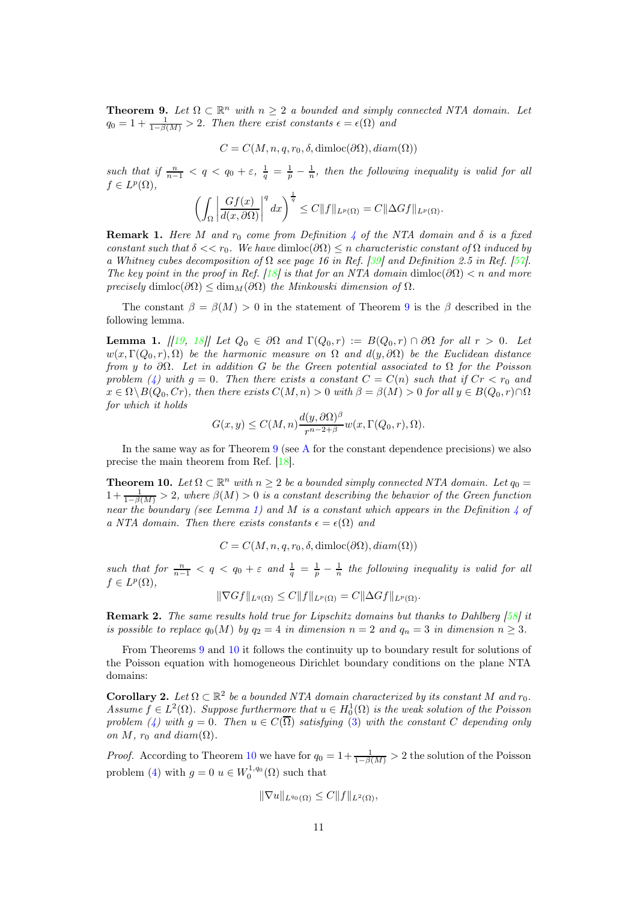**Theorem 9.** *Let $\Omega \subset \mathbb{R}^n$ with $n \geq 2$ a bounded and simply connected NTA domain. Let $q_0 = 1 + \frac{1}{1-\beta(M)} > 2$. Then there exist constants $\epsilon = \epsilon(\Omega)$ and*

$$C = C(M, n, q, r_0, \delta, \text{dimloc}(\partial\Omega), diam(\Omega))$$

*such that if $\frac{n}{n-1} < q < q_0 + \varepsilon$, $\frac{1}{q} = \frac{1}{p} - \frac{1}{n}$, then the following inequality is valid for all $f \in L^p(\Omega)$,*

$$\left( \int_\Omega \left| \frac{Gf(x)}{d(x, \partial\Omega)} \right|^q dx \right)^{\frac{1}{q}} \leq C\|f\|_{L^p(\Omega)} = C\|\Delta Gf\|_{L^p(\Omega)}.$$

**Remark 1.** *Here $M$ and $r_0$ come from Definition 4 of the NTA domain and $\delta$ is a fixed constant such that $\delta << r_0$. We have $\text{dimloc}(\partial\Omega) \leq n$ characteristic constant of $\Omega$ induced by a Whitney cubes decomposition of $\Omega$ see page 16 in Ref. [39] and Definition 2.5 in Ref. [57]. The key point in the proof in Ref. [18] is that for an NTA domain $\text{dimloc}(\partial\Omega) < n$ and more precisely $\text{dimloc}(\partial\Omega) \leq \dim_M(\partial\Omega)$ the Minkowski dimension of $\Omega$.*

The constant $\beta = \beta(M) > 0$ in the statement of Theorem 9 is the $\beta$ described in the following lemma.

**Lemma 1.** *[19, 18] Let $Q_0 \in \partial\Omega$ and $\Gamma(Q_0, r) := B(Q_0, r) \cap \partial\Omega$ for all $r > 0$. Let $w(x, \Gamma(Q_0, r), \Omega)$ be the harmonic measure on $\Omega$ and $d(y, \partial\Omega)$ be the Euclidean distance from $y$ to $\partial\Omega$. Let in addition $G$ be the Green potential associated to $\Omega$ for the Poisson problem (4) with $g = 0$. Then there exists a constant $C = C(n)$ such that if $Cr < r_0$ and $x \in \Omega \setminus B(Q_0, Cr)$, then there exists $C(M, n) > 0$ with $\beta = \beta(M) > 0$ for all $y \in B(Q_0, r) \cap \Omega$ for which it holds*

$$G(x, y) \leq C(M, n) \frac{d(y, \partial\Omega)^\beta}{r^{n-2+\beta}} w(x, \Gamma(Q_0, r), \Omega).$$

In the same way as for Theorem 9 (see A for the constant dependence precisions) we also precise the main theorem from Ref. [18].

**Theorem 10.** *Let $\Omega \subset \mathbb{R}^n$ with $n \geq 2$ be a bounded simply connected NTA domain. Let $q_0 = 1 + \frac{1}{1-\beta(M)} > 2$, where $\beta(M) > 0$ is a constant describing the behavior of the Green function near the boundary (see Lemma 1) and $M$ is a constant which appears in the Definition 4 of a NTA domain. Then there exists constants $\epsilon = \epsilon(\Omega)$ and*

$$C = C(M, n, q, r_0, \delta, \text{dimloc}(\partial\Omega), diam(\Omega))$$

*such that for $\frac{n}{n-1} < q < q_0 + \varepsilon$ and $\frac{1}{q} = \frac{1}{p} - \frac{1}{n}$ the following inequality is valid for all $f \in L^p(\Omega)$,*

$$\|\nabla Gf\|_{L^q(\Omega)} \leq C\|f\|_{L^p(\Omega)} = C\|\Delta Gf\|_{L^p(\Omega)}.$$

**Remark 2.** *The same results hold true for Lipschitz domains but thanks to Dahlberg [58] it is possible to replace $q_0(M)$ by $q_2 = 4$ in dimension $n = 2$ and $q_n = 3$ in dimension $n \geq 3$.*

From Theorems 9 and 10 it follows the continuity up to boundary result for solutions of the Poisson equation with homogeneous Dirichlet boundary conditions on the plane NTA domains:

**Corollary 2.** *Let $\Omega \subset \mathbb{R}^2$ be a bounded NTA domain characterized by its constant $M$ and $r_0$. Assume $f \in L^2(\Omega)$. Suppose furthermore that $u \in H^1_0(\Omega)$ is the weak solution of the Poisson problem (4) with $g = 0$. Then $u \in C(\overline{\Omega})$ satisfying (3) with the constant $C$ depending only on $M$, $r_0$ and $diam(\Omega)$.*

*Proof.* According to Theorem 10 we have for $q_0 = 1 + \frac{1}{1-\beta(M)} > 2$ the solution of the Poisson problem (4) with $g = 0$ $u \in W^{1,q_0}_0(\Omega)$ such that

$$\|\nabla u\|_{L^{q_0}(\Omega)} \leq C\|f\|_{L^2(\Omega)},$$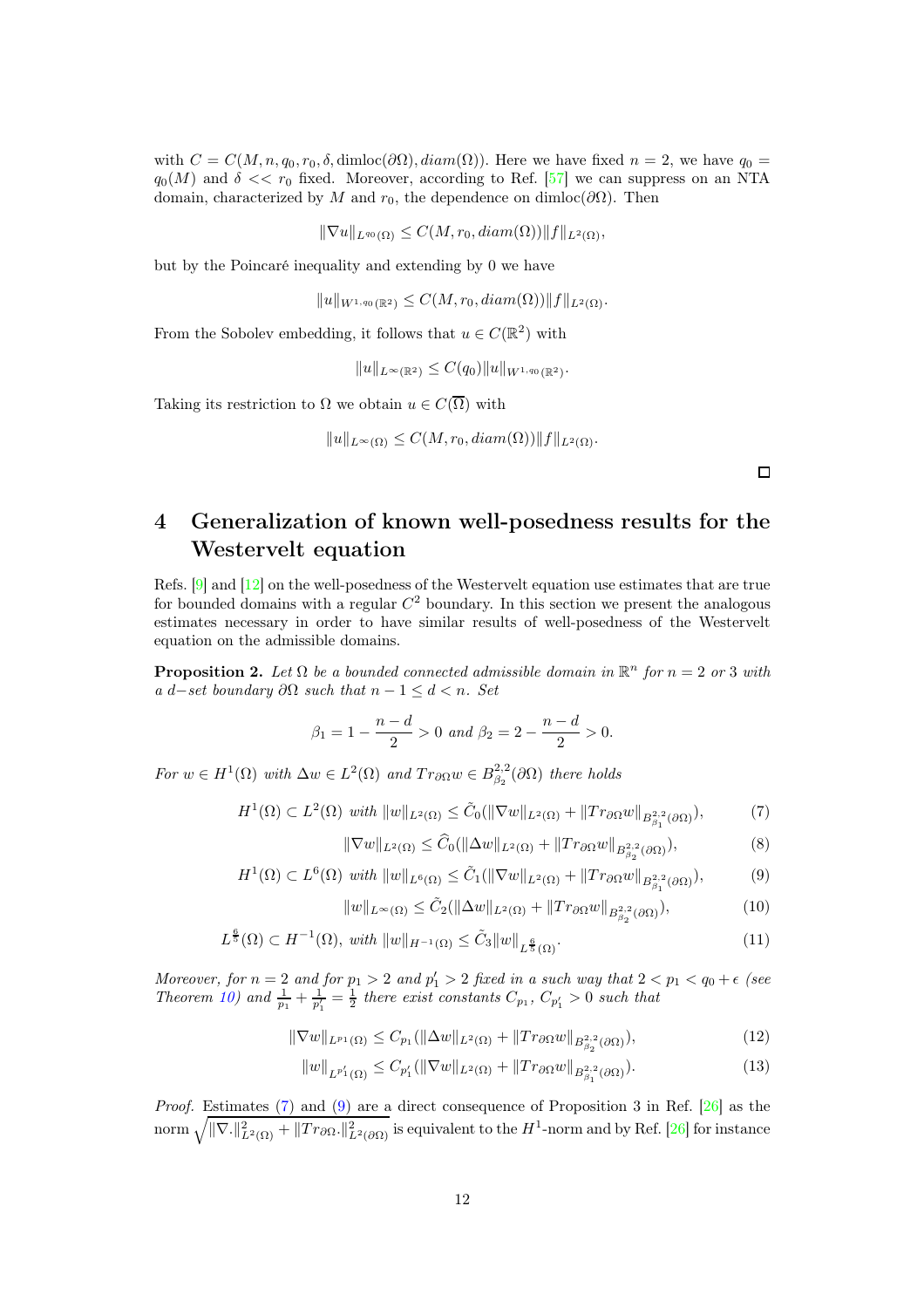with $C = C(M, n, q_0, r_0, \delta, \text{dimloc}(\partial\Omega), diam(\Omega))$. Here we have fixed $n = 2$, we have $q_0 = q_0(M)$ and $\delta << r_0$ fixed. Moreover, according to Ref. [57] we can suppress on an NTA domain, characterized by $M$ and $r_0$, the dependence on $\text{dimloc}(\partial\Omega)$. Then

$$\|\nabla u\|_{L^{q_0}(\Omega)} \leq C(M, r_0, diam(\Omega))\|f\|_{L^2(\Omega)},$$

but by the Poincaré inequality and extending by 0 we have

$$\|u\|_{W^{1,q_0}(\mathbb{R}^2)} \leq C(M, r_0, diam(\Omega))\|f\|_{L^2(\Omega)}.$$

From the Sobolev embedding, it follows that $u \in C(\mathbb{R}^2)$ with

$$\|u\|_{L^\infty(\mathbb{R}^2)} \leq C(q_0)\|u\|_{W^{1,q_0}(\mathbb{R}^2)}.$$

Taking its restriction to $\Omega$ we obtain $u \in C(\overline{\Omega})$ with

$$\|u\|_{L^\infty(\Omega)} \leq C(M, r_0, diam(\Omega))\|f\|_{L^2(\Omega)}.$$

□

# 4 Generalization of known well-posedness results for the Westervelt equation

Refs. [9] and [12] on the well-posedness of the Westervelt equation use estimates that are true for bounded domains with a regular $C^2$ boundary. In this section we present the analogous estimates necessary in order to have similar results of well-posedness of the Westervelt equation on the admissible domains.

**Proposition 2.** *Let $\Omega$ be a bounded connected admissible domain in $\mathbb{R}^n$ for $n = 2$ or $3$ with a $d-$set boundary $\partial\Omega$ such that $n - 1 \leq d < n$. Set*

$$\beta_1 = 1 - \frac{n-d}{2} > 0 \text{ and } \beta_2 = 2 - \frac{n-d}{2} > 0.$$

*For $w \in H^1(\Omega)$ with $\Delta w \in L^2(\Omega)$ and $Tr_{\partial\Omega} w \in B^{2,2}_{\beta_2}(\partial\Omega)$ there holds*

$$H^1(\Omega) \subset L^2(\Omega) \text{ with } \|w\|_{L^2(\Omega)} \leq \tilde{C}_0(\|\nabla w\|_{L^2(\Omega)} + \|Tr_{\partial\Omega} w\|_{B^{2,2}_{\beta_1}(\partial\Omega)}), \tag{7}$$

$$\|\nabla w\|_{L^2(\Omega)} \leq \widehat{C}_0(\|\Delta w\|_{L^2(\Omega)} + \|Tr_{\partial\Omega} w\|_{B^{2,2}_{\beta_2}(\partial\Omega)}), \tag{8}$$

$$H^1(\Omega) \subset L^6(\Omega) \text{ with } \|w\|_{L^6(\Omega)} \leq \tilde{C}_1(\|\nabla w\|_{L^2(\Omega)} + \|Tr_{\partial\Omega} w\|_{B^{2,2}_{\beta_1}(\partial\Omega)}), \tag{9}$$

$$\|w\|_{L^\infty(\Omega)} \leq \tilde{C}_2(\|\Delta w\|_{L^2(\Omega)} + \|Tr_{\partial\Omega} w\|_{B^{2,2}_{\beta_2}(\partial\Omega)}), \tag{10}$$

$$L^{\frac{6}{5}}(\Omega) \subset H^{-1}(\Omega), \text{ with } \|w\|_{H^{-1}(\Omega)} \leq \tilde{C}_3\|w\|_{L^{\frac{6}{5}}(\Omega)}. \tag{11}$$

*Moreover, for $n = 2$ and for $p_1 > 2$ and $p'_1 > 2$ fixed in a such way that $2 < p_1 < q_0 + \epsilon$ (see Theorem 10) and $\frac{1}{p_1} + \frac{1}{p'_1} = \frac{1}{2}$ there exist constants $C_{p_1}$, $C_{p'_1} > 0$ such that*

$$\|\nabla w\|_{L^{p_1}(\Omega)} \leq C_{p_1}(\|\Delta w\|_{L^2(\Omega)} + \|Tr_{\partial\Omega} w\|_{B^{2,2}_{\beta_2}(\partial\Omega)}), \tag{12}$$

$$\|w\|_{L^{p'_1}(\Omega)} \leq C_{p'_1}(\|\nabla w\|_{L^2(\Omega)} + \|Tr_{\partial\Omega} w\|_{B^{2,2}_{\beta_1}(\partial\Omega)}). \tag{13}$$

*Proof.* Estimates (7) and (9) are a direct consequence of Proposition 3 in Ref. [26] as the norm $\sqrt{\|\nabla.\|^2_{L^2(\Omega)} + \|Tr_{\partial\Omega}.\|^2_{L^2(\partial\Omega)}}$ is equivalent to the $H^1$-norm and by Ref. [26] for instance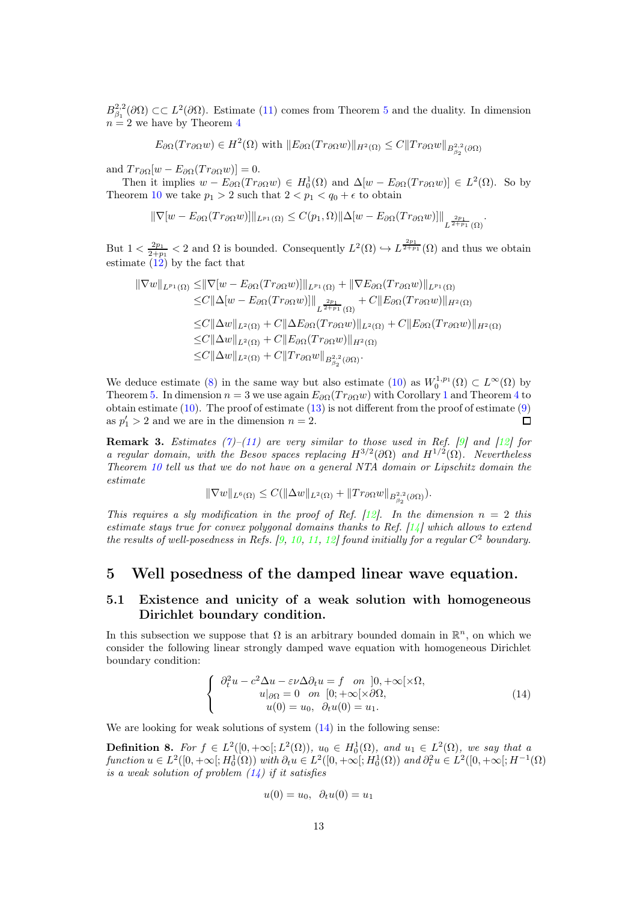$B^{2,2}_{\beta_1}(\partial\Omega) \subset\subset L^2(\partial\Omega)$. Estimate (11) comes from Theorem 5 and the duality. In dimension $n=2$ we have by Theorem 4

$$E_{\partial\Omega}(Tr_{\partial\Omega} w) \in H^2(\Omega) \text{ with } \|E_{\partial\Omega}(Tr_{\partial\Omega} w)\|_{H^2(\Omega)} \leq C\|Tr_{\partial\Omega} w\|_{B^{2,2}_{\beta_2}(\partial\Omega)}$$

and $Tr_{\partial\Omega}[w - E_{\partial\Omega}(Tr_{\partial\Omega} w)] = 0$.

Then it implies $w - E_{\partial\Omega}(Tr_{\partial\Omega} w) \in H^1_0(\Omega)$ and $\Delta[w - E_{\partial\Omega}(Tr_{\partial\Omega} w)] \in L^2(\Omega)$. So by Theorem 10 we take $p_1 > 2$ such that $2 < p_1 < q_0 + \epsilon$ to obtain

$$\|\nabla[w - E_{\partial\Omega}(Tr_{\partial\Omega} w)]\|_{L^{p_1}(\Omega)} \leq C(p_1,\Omega)\|\Delta[w - E_{\partial\Omega}(Tr_{\partial\Omega} w)]\|_{L^{\frac{2p_1}{2+p_1}}(\Omega)}.$$

But $1 < \frac{2p_1}{2+p_1} < 2$ and $\Omega$ is bounded. Consequently $L^2(\Omega) \hookrightarrow L^{\frac{2p_1}{2+p_1}}(\Omega)$ and thus we obtain estimate (12) by the fact that

$$\begin{aligned}
\|\nabla w\|_{L^{p_1}(\Omega)} \leq & \|\nabla[w - E_{\partial\Omega}(Tr_{\partial\Omega} w)]\|_{L^{p_1}(\Omega)} + \|\nabla E_{\partial\Omega}(Tr_{\partial\Omega} w)\|_{L^{p_1}(\Omega)} \\
\leq & C\|\Delta[w - E_{\partial\Omega}(Tr_{\partial\Omega} w)]\|_{L^{\frac{2p_1}{2+p_1}}(\Omega)} + C\|E_{\partial\Omega}(Tr_{\partial\Omega} w)\|_{H^2(\Omega)} \\
\leq & C\|\Delta w\|_{L^2(\Omega)} + C\|\Delta E_{\partial\Omega}(Tr_{\partial\Omega} w)\|_{L^2(\Omega)} + C\|E_{\partial\Omega}(Tr_{\partial\Omega} w)\|_{H^2(\Omega)} \\
\leq & C\|\Delta w\|_{L^2(\Omega)} + C\|E_{\partial\Omega}(Tr_{\partial\Omega} w)\|_{H^2(\Omega)} \\
\leq & C\|\Delta w\|_{L^2(\Omega)} + C\|Tr_{\partial\Omega} w\|_{B^{2,2}_{\beta_2}(\partial\Omega)}.
\end{aligned}$$

We deduce estimate (8) in the same way but also estimate (10) as $W^{1,p_1}_0(\Omega) \subset L^\infty(\Omega)$ by Theorem 5. In dimension $n=3$ we use again $E_{\partial\Omega}(Tr_{\partial\Omega} w)$ with Corollary 1 and Theorem 4 to obtain estimate (10). The proof of estimate (13) is not different from the proof of estimate (9) as $p_1' > 2$ and we are in the dimension $n=2$. □

**Remark 3.** *Estimates (7)–(11) are very similar to those used in Ref. [9] and [12] for a regular domain, with the Besov spaces replacing $H^{3/2}(\partial\Omega)$ and $H^{1/2}(\Omega)$. Nevertheless Theorem 10 tell us that we do not have on a general NTA domain or Lipschitz domain the estimate*

$$\|\nabla w\|_{L^6(\Omega)} \leq C(\|\Delta w\|_{L^2(\Omega)} + \|Tr_{\partial\Omega} w\|_{B^{2,2}_{\beta_2}(\partial\Omega)}).$$

*This requires a sly modification in the proof of Ref. [12]. In the dimension $n=2$ this estimate stays true for convex polygonal domains thanks to Ref. [14] which allows to extend the results of well-posedness in Refs. [9, 10, 11, 12] found initially for a regular $C^2$ boundary.*

# 5 Well posedness of the damped linear wave equation.

## 5.1 Existence and unicity of a weak solution with homogeneous Dirichlet boundary condition.

In this subsection we suppose that $\Omega$ is an arbitrary bounded domain in $\mathbb{R}^n$, on which we consider the following linear strongly damped wave equation with homogeneous Dirichlet boundary condition:

$$\begin{cases} \partial_t^2 u - c^2\Delta u - \varepsilon\nu\Delta\partial_t u = f \quad on \;\; ]0,+\infty[\times\Omega, \\ u|_{\partial\Omega} = 0 \quad on \;\; [0;+\infty[\times\partial\Omega, \\ u(0) = u_0, \;\; \partial_t u(0) = u_1. \end{cases} \tag{14}$$

We are looking for weak solutions of system (14) in the following sense:

**Definition 8.** *For $f \in L^2([0,+\infty[;L^2(\Omega))$, $u_0 \in H^1_0(\Omega)$, and $u_1 \in L^2(\Omega)$, we say that a function $u \in L^2([0,+\infty[;H^1_0(\Omega))$ with $\partial_t u \in L^2([0,+\infty[;H^1_0(\Omega))$ and $\partial_t^2 u \in L^2([0,+\infty[;H^{-1}(\Omega)$ is a weak solution of problem (14) if it satisfies*

$$u(0) = u_0, \;\; \partial_t u(0) = u_1$$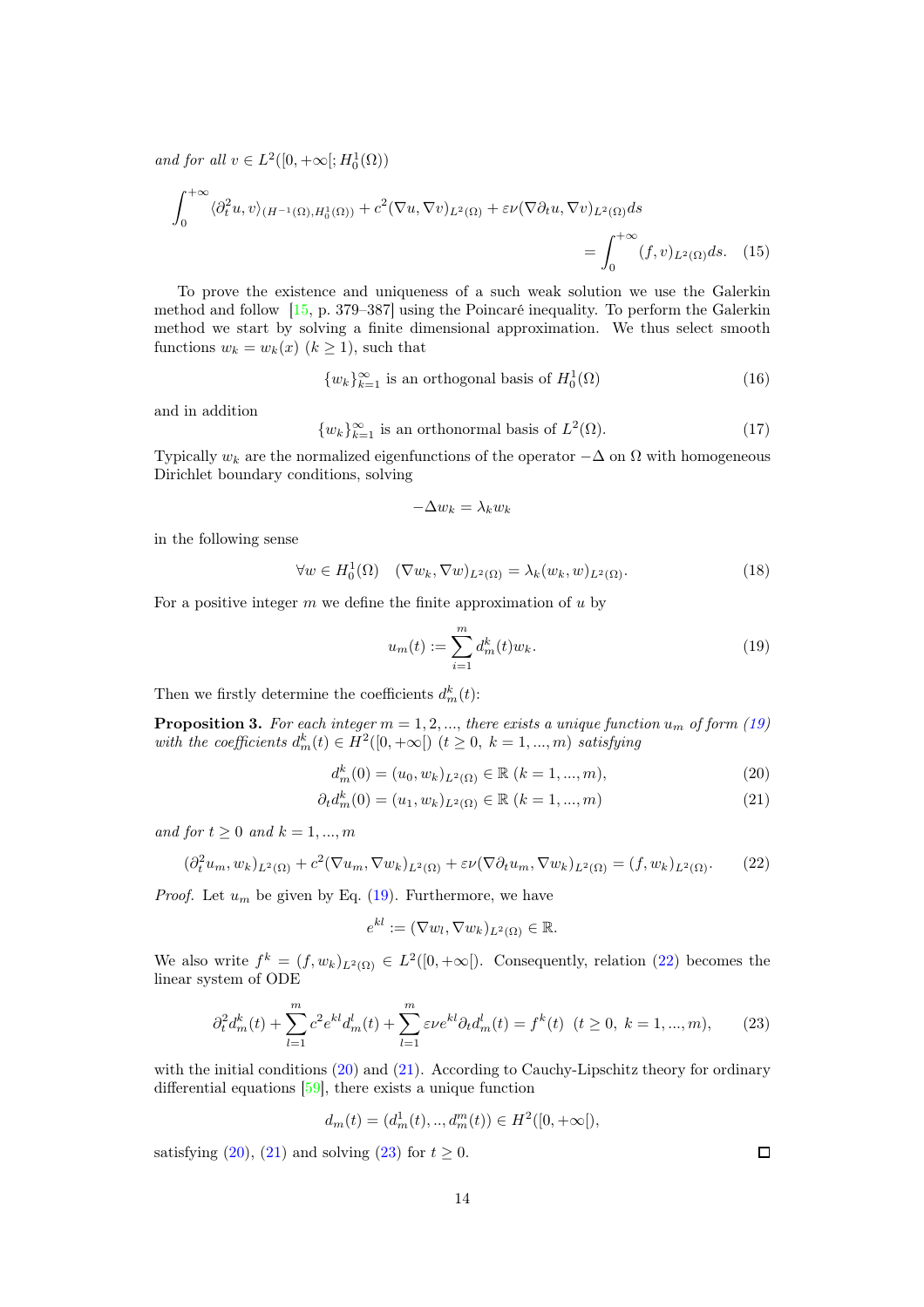*and for all* $v \in L^2([0,+\infty[; H_0^1(\Omega))$

$$\int_0^{+\infty} \langle \partial_t^2 u, v\rangle_{(H^{-1}(\Omega),H_0^1(\Omega))} + c^2(\nabla u, \nabla v)_{L^2(\Omega)} + \varepsilon\nu(\nabla \partial_t u, \nabla v)_{L^2(\Omega)} ds = \int_0^{+\infty} (f, v)_{L^2(\Omega)} ds. \quad (15)$$

To prove the existence and uniqueness of a such weak solution we use the Galerkin method and follow [15, p. 379–387] using the Poincaré inequality. To perform the Galerkin method we start by solving a finite dimensional approximation. We thus select smooth functions $w_k = w_k(x)$ $(k \geq 1)$, such that

$$\{w_k\}_{k=1}^{\infty} \text{ is an orthogonal basis of } H_0^1(\Omega) \quad (16)$$

and in addition

$$\{w_k\}_{k=1}^{\infty} \text{ is an orthonormal basis of } L^2(\Omega). \quad (17)$$

Typically $w_k$ are the normalized eigenfunctions of the operator $-\Delta$ on $\Omega$ with homogeneous Dirichlet boundary conditions, solving

$$-\Delta w_k = \lambda_k w_k$$

in the following sense

$$\forall w \in H_0^1(\Omega) \quad (\nabla w_k, \nabla w)_{L^2(\Omega)} = \lambda_k (w_k, w)_{L^2(\Omega)}. \quad (18)$$

For a positive integer $m$ we define the finite approximation of $u$ by

$$u_m(t) := \sum_{i=1}^{m} d_m^k(t) w_k. \quad (19)$$

Then we firstly determine the coefficients $d_m^k(t)$:

**Proposition 3.** *For each integer* $m = 1, 2, ...,$ *there exists a unique function* $u_m$ *of form (19) with the coefficients* $d_m^k(t) \in H^2([0,+\infty[)$ $(t \geq 0,\ k = 1, ..., m)$ *satisfying*

$$d_m^k(0) = (u_0, w_k)_{L^2(\Omega)} \in \mathbb{R} \ (k = 1, ..., m), \quad (20)$$

$$\partial_t d_m^k(0) = (u_1, w_k)_{L^2(\Omega)} \in \mathbb{R} \ (k = 1, ..., m) \quad (21)$$

*and for* $t \geq 0$ *and* $k = 1, ..., m$

$$(\partial_t^2 u_m, w_k)_{L^2(\Omega)} + c^2(\nabla u_m, \nabla w_k)_{L^2(\Omega)} + \varepsilon\nu(\nabla \partial_t u_m, \nabla w_k)_{L^2(\Omega)} = (f, w_k)_{L^2(\Omega)}. \quad (22)$$

*Proof.* Let $u_m$ be given by Eq. (19). Furthermore, we have

$$e^{kl} := (\nabla w_l, \nabla w_k)_{L^2(\Omega)} \in \mathbb{R}.$$

We also write $f^k = (f, w_k)_{L^2(\Omega)} \in L^2([0,+\infty[)$. Consequently, relation (22) becomes the linear system of ODE

$$\partial_t^2 d_m^k(t) + \sum_{l=1}^{m} c^2 e^{kl} d_m^l(t) + \sum_{l=1}^{m} \varepsilon\nu e^{kl} \partial_t d_m^l(t) = f^k(t) \ \ (t \geq 0,\ k = 1, ..., m), \quad (23)$$

with the initial conditions (20) and (21). According to Cauchy-Lipschitz theory for ordinary differential equations [59], there exists a unique function

$$d_m(t) = (d_m^1(t), .., d_m^m(t)) \in H^2([0,+\infty[),$$

satisfying (20), (21) and solving (23) for $t \geq 0$. ∎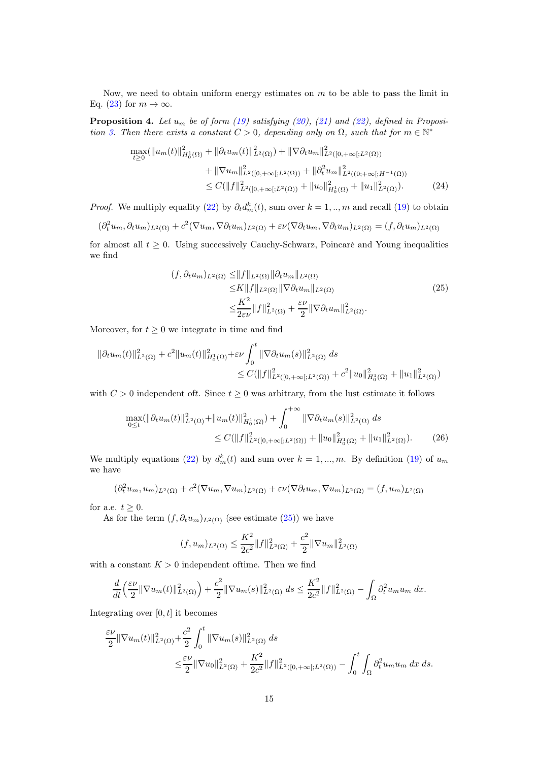Now, we need to obtain uniform energy estimates on $m$ to be able to pass the limit in Eq. (23) for $m \to \infty$.

**Proposition 4.** *Let $u_m$ be of form (19) satisfying (20), (21) and (22), defined in Proposition 3. Then there exists a constant $C > 0$, depending only on $\Omega$, such that for $m \in \mathbb{N}^*$*

$$
\begin{aligned}
\max_{t\geq 0}(\|u_m(t)\|^2_{H^1_0(\Omega)} + \|\partial_t u_m(t)\|^2_{L^2(\Omega)}) + \|\nabla \partial_t u_m\|^2_{L^2([0,+\infty[;L^2(\Omega))} \\
+ \|\nabla u_m\|^2_{L^2([0,+\infty[;L^2(\Omega))} + \|\partial_t^2 u_m\|^2_{L^2((0;+\infty[;H^{-1}(\Omega))} \\
\leq C(\|f\|^2_{L^2([0,+\infty[;L^2(\Omega))} + \|u_0\|^2_{H^1_0(\Omega)} + \|u_1\|^2_{L^2(\Omega)}). \qquad (24)
\end{aligned}
$$

*Proof.* We multiply equality (22) by $\partial_t d^k_m(t)$, sum over $k = 1, .., m$ and recall (19) to obtain

$$
(\partial_t^2 u_m, \partial_t u_m)_{L^2(\Omega)} + c^2(\nabla u_m, \nabla \partial_t u_m)_{L^2(\Omega)} + \varepsilon\nu(\nabla \partial_t u_m, \nabla \partial_t u_m)_{L^2(\Omega)} = (f, \partial_t u_m)_{L^2(\Omega)}
$$

for almost all $t \geq 0$. Using successively Cauchy-Schwarz, Poincaré and Young inequalities we find

$$
\begin{aligned}
(f, \partial_t u_m)_{L^2(\Omega)} \leq & \|f\|_{L^2(\Omega)} \|\partial_t u_m\|_{L^2(\Omega)} \\
\leq & K \|f\|_{L^2(\Omega)} \|\nabla \partial_t u_m\|_{L^2(\Omega)} \\
\leq & \frac{K^2}{2\varepsilon\nu} \|f\|^2_{L^2(\Omega)} + \frac{\varepsilon\nu}{2} \|\nabla \partial_t u_m\|^2_{L^2(\Omega)}.
\end{aligned} \qquad (25)
$$

Moreover, for $t \geq 0$ we integrate in time and find

$$
\begin{aligned}
\|\partial_t u_m(t)\|^2_{L^2(\Omega)} + c^2 \|u_m(t)\|^2_{H^1_0(\Omega)} + \varepsilon\nu \int_0^t \|\nabla \partial_t u_m(s)\|^2_{L^2(\Omega)} \, ds \\
\leq C(\|f\|^2_{L^2([0,+\infty[;L^2(\Omega))} + c^2 \|u_0\|^2_{H^1_0(\Omega)} + \|u_1\|^2_{L^2(\Omega)})
\end{aligned}
$$

with $C > 0$ independent oft. Since $t \geq 0$ was arbitrary, from the lust estimate it follows

$$
\begin{aligned}
\max_{0\leq t}(\|\partial_t u_m(t)\|^2_{L^2(\Omega)} + \|u_m(t)\|^2_{H^1_0(\Omega)}) + \int_0^{+\infty} \|\nabla \partial_t u_m(s)\|^2_{L^2(\Omega)} \, ds \\
\leq C(\|f\|^2_{L^2([0,+\infty[;L^2(\Omega))} + \|u_0\|^2_{H^1_0(\Omega)} + \|u_1\|^2_{L^2(\Omega)}). \qquad (26)
\end{aligned}
$$

We multiply equations (22) by $d^k_m(t)$ and sum over $k = 1, ..., m$. By definition (19) of $u_m$ we have

$$
(\partial_t^2 u_m, u_m)_{L^2(\Omega)} + c^2(\nabla u_m, \nabla u_m)_{L^2(\Omega)} + \varepsilon\nu(\nabla \partial_t u_m, \nabla u_m)_{L^2(\Omega)} = (f, u_m)_{L^2(\Omega)}
$$

for a.e. $t \geq 0$.

As for the term $(f, \partial_t u_m)_{L^2(\Omega)}$ (see estimate (25)) we have

$$
(f, u_m)_{L^2(\Omega)} \leq \frac{K^2}{2c^2} \|f\|^2_{L^2(\Omega)} + \frac{c^2}{2} \|\nabla u_m\|^2_{L^2(\Omega)}
$$

with a constant $K > 0$ independent oftime. Then we find

$$
\frac{d}{dt}\Big(\frac{\varepsilon\nu}{2} \|\nabla u_m(t)\|^2_{L^2(\Omega)}\Big) + \frac{c^2}{2} \|\nabla u_m(s)\|^2_{L^2(\Omega)} \, ds \leq \frac{K^2}{2c^2} \|f\|^2_{L^2(\Omega)} - \int_\Omega \partial_t^2 u_m u_m \, dx.
$$

Integrating over $[0, t]$ it becomes

$$
\begin{aligned}
\frac{\varepsilon\nu}{2} \|\nabla u_m(t)\|^2_{L^2(\Omega)} + \frac{c^2}{2} \int_0^t \|\nabla u_m(s)\|^2_{L^2(\Omega)} \, ds \\
\leq \frac{\varepsilon\nu}{2} \|\nabla u_0\|^2_{L^2(\Omega)} + \frac{K^2}{2c^2} \|f\|^2_{L^2([0,+\infty[;L^2(\Omega))} - \int_0^t \int_\Omega \partial_t^2 u_m u_m \, dx \, ds.
\end{aligned}
$$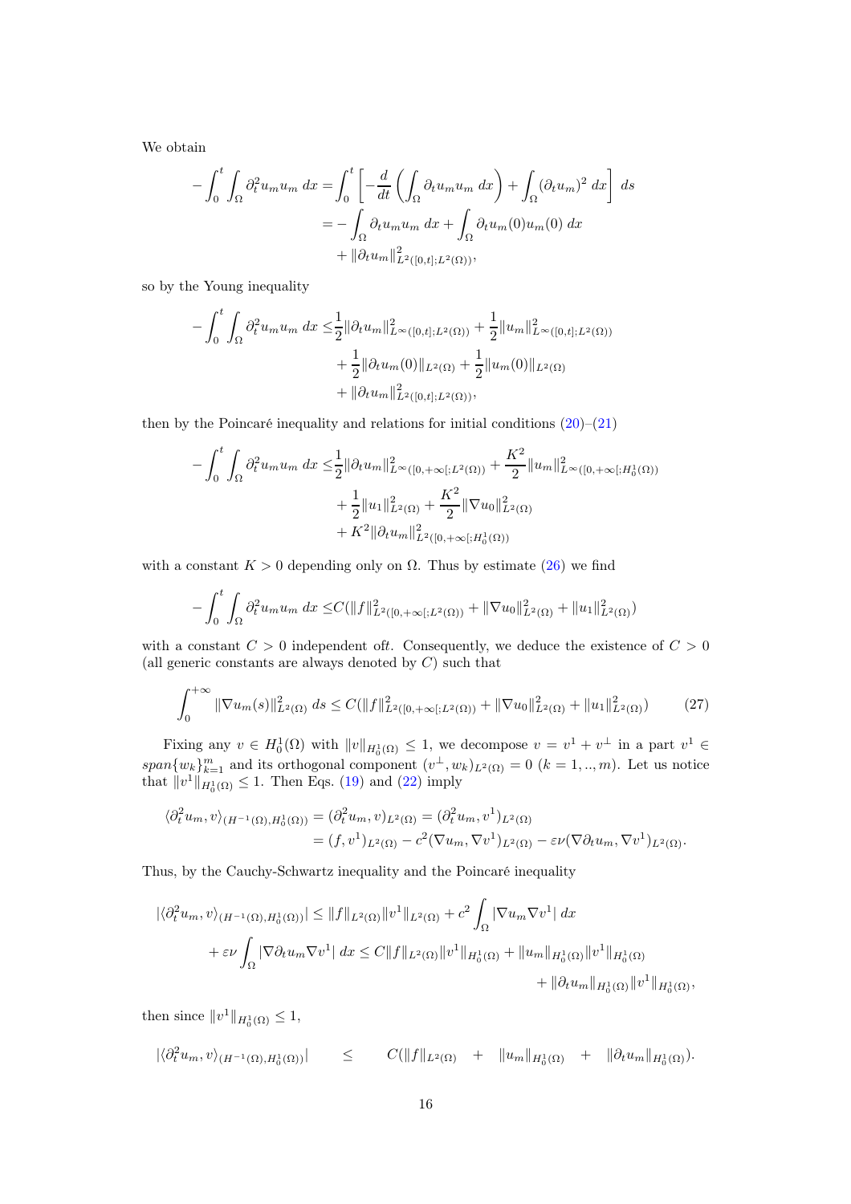We obtain

$$
\begin{aligned}
-\int_0^t \int_\Omega \partial_t^2 u_m u_m \; dx =& \int_0^t \left[ -\frac{d}{dt} \left( \int_\Omega \partial_t u_m u_m \; dx \right) + \int_\Omega (\partial_t u_m)^2 \; dx \right] \; ds \\
=& - \int_\Omega \partial_t u_m u_m \; dx + \int_\Omega \partial_t u_m(0) u_m(0) \; dx \\
&+ \|\partial_t u_m\|^2_{L^2([0,t];L^2(\Omega))},
\end{aligned}
$$

so by the Young inequality

$$
\begin{aligned}
-\int_0^t \int_\Omega \partial_t^2 u_m u_m \; dx \leq & \frac{1}{2} \|\partial_t u_m\|^2_{L^\infty([0,t];L^2(\Omega))} + \frac{1}{2} \|u_m\|^2_{L^\infty([0,t];L^2(\Omega))} \\
&+ \frac{1}{2} \|\partial_t u_m(0)\|_{L^2(\Omega)} + \frac{1}{2} \|u_m(0)\|_{L^2(\Omega)} \\
&+ \|\partial_t u_m\|^2_{L^2([0,t];L^2(\Omega))},
\end{aligned}
$$

then by the Poincaré inequality and relations for initial conditions (20)–(21)

$$
\begin{aligned}
-\int_0^t \int_\Omega \partial_t^2 u_m u_m \; dx \leq & \frac{1}{2} \|\partial_t u_m\|^2_{L^\infty([0,+\infty[;L^2(\Omega))} + \frac{K^2}{2} \|u_m\|^2_{L^\infty([0,+\infty[;H^1_0(\Omega))} \\
&+ \frac{1}{2} \|u_1\|^2_{L^2(\Omega)} + \frac{K^2}{2} \|\nabla u_0\|^2_{L^2(\Omega)} \\
&+ K^2 \|\partial_t u_m\|^2_{L^2([0,+\infty[;H^1_0(\Omega))}
\end{aligned}
$$

with a constant $K > 0$ depending only on $\Omega$. Thus by estimate (26) we find

$$
-\int_0^t \int_\Omega \partial_t^2 u_m u_m \; dx \leq C(\|f\|^2_{L^2([0,+\infty[;L^2(\Omega))} + \|\nabla u_0\|^2_{L^2(\Omega)} + \|u_1\|^2_{L^2(\Omega)})
$$

with a constant $C > 0$ independent of$t$. Consequently, we deduce the existence of $C > 0$ (all generic constants are always denoted by $C$) such that

$$
\int_0^{+\infty} \|\nabla u_m(s)\|^2_{L^2(\Omega)} \; ds \leq C(\|f\|^2_{L^2([0,+\infty[;L^2(\Omega))} + \|\nabla u_0\|^2_{L^2(\Omega)} + \|u_1\|^2_{L^2(\Omega)}) \tag{27}
$$

Fixing any $v \in H^1_0(\Omega)$ with $\|v\|_{H^1_0(\Omega)} \leq 1$, we decompose $v = v^1 + v^\perp$ in a part $v^1 \in span\{w_k\}_{k=1}^m$ and its orthogonal component $(v^\perp, w_k)_{L^2(\Omega)} = 0$ $(k = 1, .., m)$. Let us notice that $\|v^1\|_{H^1_0(\Omega)} \leq 1$. Then Eqs. (19) and (22) imply

$$
\begin{aligned}
\langle \partial_t^2 u_m, v \rangle_{(H^{-1}(\Omega), H^1_0(\Omega))} &= (\partial_t^2 u_m, v)_{L^2(\Omega)} = (\partial_t^2 u_m, v^1)_{L^2(\Omega)} \\
&= (f, v^1)_{L^2(\Omega)} - c^2 (\nabla u_m, \nabla v^1)_{L^2(\Omega)} - \varepsilon\nu (\nabla \partial_t u_m, \nabla v^1)_{L^2(\Omega)}.
\end{aligned}
$$

Thus, by the Cauchy-Schwartz inequality and the Poincaré inequality

$$
\begin{aligned}
|\langle \partial_t^2 u_m, v \rangle_{(H^{-1}(\Omega), H^1_0(\Omega))}| \leq & \|f\|_{L^2(\Omega)} \|v^1\|_{L^2(\Omega)} + c^2 \int_\Omega |\nabla u_m \nabla v^1| \; dx \\
&+ \varepsilon\nu \int_\Omega |\nabla \partial_t u_m \nabla v^1| \; dx \leq C \|f\|_{L^2(\Omega)} \|v^1\|_{H^1_0(\Omega)} + \|u_m\|_{H^1_0(\Omega)} \|v^1\|_{H^1_0(\Omega)} \\
&+ \|\partial_t u_m\|_{H^1_0(\Omega)} \|v^1\|_{H^1_0(\Omega)},
\end{aligned}
$$

then since $\|v^1\|_{H^1_0(\Omega)} \leq 1$,

$$
|\langle \partial_t^2 u_m, v \rangle_{(H^{-1}(\Omega), H^1_0(\Omega))}| \leq C(\|f\|_{L^2(\Omega)} + \|u_m\|_{H^1_0(\Omega)} + \|\partial_t u_m\|_{H^1_0(\Omega)}).
$$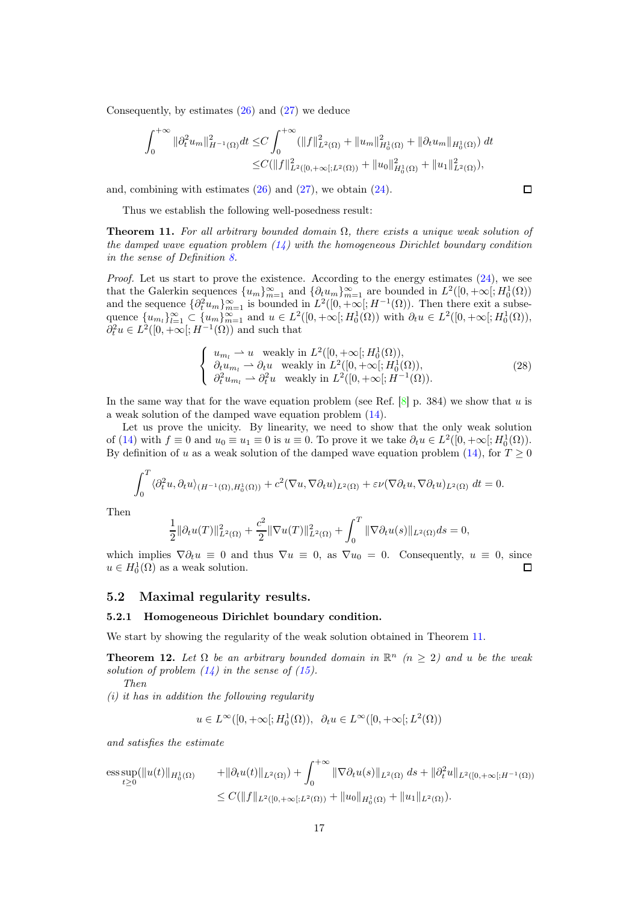Consequently, by estimates (26) and (27) we deduce

$$\int_0^{+\infty} \|\partial_t^2 u_m\|^2_{H^{-1}(\Omega)} dt \leq C \int_0^{+\infty} (\|f\|^2_{L^2(\Omega)} + \|u_m\|^2_{H_0^1(\Omega)} + \|\partial_t u_m\|_{H_0^1(\Omega)})\, dt$$
$$\leq C(\|f\|^2_{L^2([0,+\infty[;L^2(\Omega))} + \|u_0\|^2_{H_0^1(\Omega)} + \|u_1\|^2_{L^2(\Omega)}),$$

and, combining with estimates (26) and (27), we obtain (24). $\square$

Thus we establish the following well-posedness result:

**Theorem 11.** *For all arbitrary bounded domain $\Omega$, there exists a unique weak solution of the damped wave equation problem (14) with the homogeneous Dirichlet boundary condition in the sense of Definition 8.*

*Proof.* Let us start to prove the existence. According to the energy estimates (24), we see that the Galerkin sequences $\{u_m\}_{m=1}^\infty$ and $\{\partial_t u_m\}_{m=1}^\infty$ are bounded in $L^2([0,+\infty[;H_0^1(\Omega))$ and the sequence $\{\partial_t^2 u_m\}_{m=1}^\infty$ is bounded in $L^2([0,+\infty[;H^{-1}(\Omega))$. Then there exit a subsequence $\{u_{m_l}\}_{l=1}^\infty \subset \{u_m\}_{m=1}^\infty$ and $u \in L^2([0,+\infty[;H_0^1(\Omega))$ with $\partial_t u \in L^2([0,+\infty[;H_0^1(\Omega))$, $\partial_t^2 u \in L^2([0,+\infty[;H^{-1}(\Omega))$ and such that

$$\begin{cases} u_{m_l} \rightharpoonup u \quad \text{weakly in } L^2([0,+\infty[;H_0^1(\Omega)), \\ \partial_t u_{m_l} \rightharpoonup \partial_t u \quad \text{weakly in } L^2([0,+\infty[;H_0^1(\Omega)), \\ \partial_t^2 u_{m_l} \rightharpoonup \partial_t^2 u \quad \text{weakly in } L^2([0,+\infty[;H^{-1}(\Omega)). \end{cases} \tag{28}$$

In the same way that for the wave equation problem (see Ref. [8] p. 384) we show that $u$ is a weak solution of the damped wave equation problem (14).

Let us prove the unicity. By linearity, we need to show that the only weak solution of (14) with $f \equiv 0$ and $u_0 \equiv u_1 \equiv 0$ is $u \equiv 0$. To prove it we take $\partial_t u \in L^2([0,+\infty[;H_0^1(\Omega))$. By definition of $u$ as a weak solution of the damped wave equation problem (14), for $T \geq 0$

$$\int_0^T \langle \partial_t^2 u, \partial_t u\rangle_{(H^{-1}(\Omega),H_0^1(\Omega))} + c^2(\nabla u, \nabla \partial_t u)_{L^2(\Omega)} + \varepsilon\nu(\nabla \partial_t u, \nabla \partial_t u)_{L^2(\Omega)}\, dt = 0.$$

Then

$$\frac{1}{2}\|\partial_t u(T)\|^2_{L^2(\Omega)} + \frac{c^2}{2}\|\nabla u(T)\|^2_{L^2(\Omega)} + \int_0^T \|\nabla \partial_t u(s)\|_{L^2(\Omega)} ds = 0,$$

which implies $\nabla \partial_t u \equiv 0$ and thus $\nabla u \equiv 0$, as $\nabla u_0 = 0$. Consequently, $u \equiv 0$, since $u \in H_0^1(\Omega)$ as a weak solution. $\square$

## 5.2 Maximal regularity results.

### 5.2.1 Homogeneous Dirichlet boundary condition.

We start by showing the regularity of the weak solution obtained in Theorem 11.

**Theorem 12.** *Let $\Omega$ be an arbitrary bounded domain in $\mathbb{R}^n$ ($n \geq 2$) and $u$ be the weak solution of problem (14) in the sense of (15).*

*Then*

*(i) it has in addition the following regularity*

$$u \in L^\infty([0,+\infty[;H_0^1(\Omega)), \;\; \partial_t u \in L^\infty([0,+\infty[;L^2(\Omega))$$

*and satisfies the estimate*

$$\operatorname*{ess\,sup}_{t\geq 0}(\|u(t)\|_{H_0^1(\Omega)} + \|\partial_t u(t)\|_{L^2(\Omega)}) + \int_0^{+\infty} \|\nabla \partial_t u(s)\|_{L^2(\Omega)}\, ds + \|\partial_t^2 u\|_{L^2([0,+\infty[;H^{-1}(\Omega))}$$
$$\leq C(\|f\|_{L^2([0,+\infty[;L^2(\Omega))} + \|u_0\|_{H_0^1(\Omega)} + \|u_1\|_{L^2(\Omega)}).$$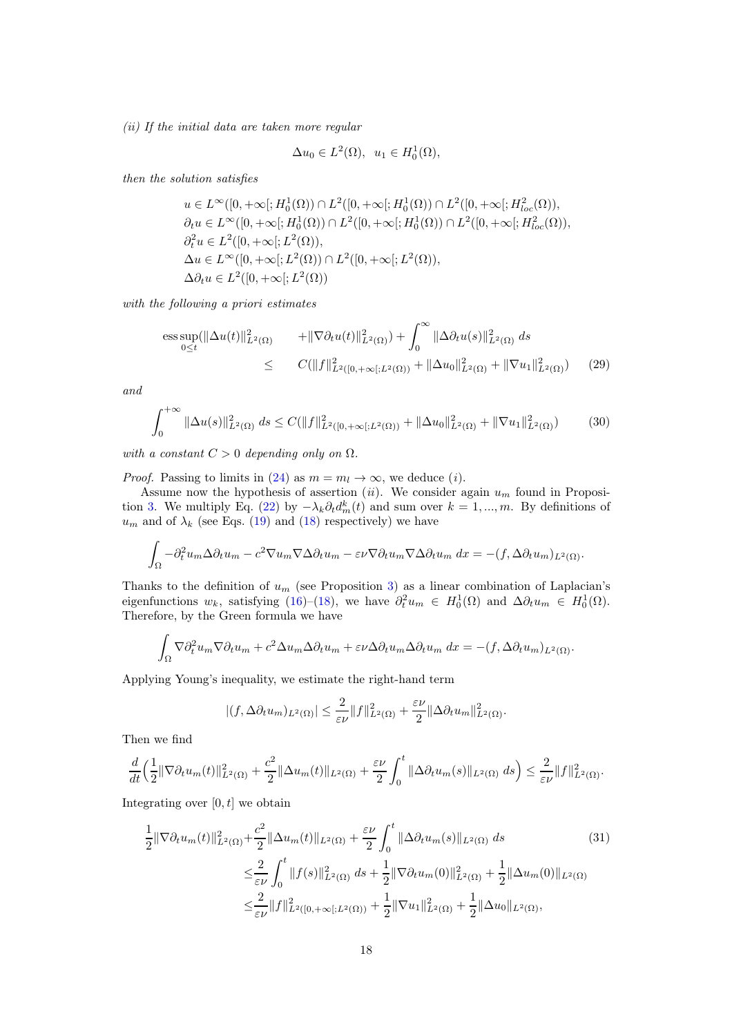*(ii) If the initial data are taken more regular*

$$\Delta u_0 \in L^2(\Omega), \;\; u_1 \in H^1_0(\Omega),$$

*then the solution satisfies*

$$\begin{aligned}
&u \in L^\infty([0,+\infty[; H^1_0(\Omega)) \cap L^2([0,+\infty[; H^1_0(\Omega)) \cap L^2([0,+\infty[; H^2_{loc}(\Omega)),\\
&\partial_t u \in L^\infty([0,+\infty[; H^1_0(\Omega)) \cap L^2([0,+\infty[; H^1_0(\Omega)) \cap L^2([0,+\infty[; H^2_{loc}(\Omega)),\\
&\partial_t^2 u \in L^2([0,+\infty[; L^2(\Omega)),\\
&\Delta u \in L^\infty([0,+\infty[; L^2(\Omega)) \cap L^2([0,+\infty[; L^2(\Omega)),\\
&\Delta \partial_t u \in L^2([0,+\infty[; L^2(\Omega))
\end{aligned}$$

*with the following a priori estimates*

$$\begin{aligned}
\operatorname*{ess\,sup}_{0\leq t}(\|\Delta u(t)\|^2_{L^2(\Omega)} \qquad &+\|\nabla \partial_t u(t)\|^2_{L^2(\Omega)}) + \int_0^\infty \|\Delta \partial_t u(s)\|^2_{L^2(\Omega)}\, ds\\
\leq \qquad & C(\|f\|^2_{L^2([0,+\infty[;L^2(\Omega))} + \|\Delta u_0\|^2_{L^2(\Omega)} + \|\nabla u_1\|^2_{L^2(\Omega)}) \qquad (29)
\end{aligned}$$

*and*

$$\int_0^{+\infty} \|\Delta u(s)\|^2_{L^2(\Omega)}\, ds \leq C(\|f\|^2_{L^2([0,+\infty[;L^2(\Omega))} + \|\Delta u_0\|^2_{L^2(\Omega)} + \|\nabla u_1\|^2_{L^2(\Omega)}) \qquad (30)$$

*with a constant $C>0$ depending only on $\Omega$.*

*Proof.* Passing to limits in (24) as $m = m_l \to \infty$, we deduce $(i)$.

Assume now the hypothesis of assertion $(ii)$. We consider again $u_m$ found in Proposition 3. We multiply Eq. (22) by $-\lambda_k \partial_t d^k_m(t)$ and sum over $k = 1, ..., m$. By definitions of $u_m$ and of $\lambda_k$ (see Eqs. (19) and (18) respectively) we have

$$\int_\Omega -\partial_t^2 u_m \Delta \partial_t u_m - c^2 \nabla u_m \nabla \Delta \partial_t u_m - \varepsilon\nu \nabla \partial_t u_m \nabla \Delta \partial_t u_m \, dx = -(f, \Delta \partial_t u_m)_{L^2(\Omega)}.$$

Thanks to the definition of $u_m$ (see Proposition 3) as a linear combination of Laplacian's eigenfunctions $w_k$, satisfying (16)–(18), we have $\partial_t^2 u_m \in H^1_0(\Omega)$ and $\Delta \partial_t u_m \in H^1_0(\Omega)$. Therefore, by the Green formula we have

$$\int_\Omega \nabla \partial_t^2 u_m \nabla \partial_t u_m + c^2 \Delta u_m \Delta \partial_t u_m + \varepsilon\nu \Delta \partial_t u_m \Delta \partial_t u_m \, dx = -(f, \Delta \partial_t u_m)_{L^2(\Omega)}.$$

Applying Young's inequality, we estimate the right-hand term

$$|(f, \Delta \partial_t u_m)_{L^2(\Omega)}| \leq \frac{2}{\varepsilon\nu} \|f\|^2_{L^2(\Omega)} + \frac{\varepsilon\nu}{2} \|\Delta \partial_t u_m\|^2_{L^2(\Omega)}.$$

Then we find

$$\frac{d}{dt}\Big(\frac{1}{2}\|\nabla \partial_t u_m(t)\|^2_{L^2(\Omega)} + \frac{c^2}{2}\|\Delta u_m(t)\|_{L^2(\Omega)} + \frac{\varepsilon\nu}{2}\int_0^t \|\Delta \partial_t u_m(s)\|_{L^2(\Omega)}\, ds\Big) \leq \frac{2}{\varepsilon\nu}\|f\|^2_{L^2(\Omega)}.$$

Integrating over $[0,t]$ we obtain

$$\begin{aligned}
\frac{1}{2}\|\nabla \partial_t u_m(t)\|^2_{L^2(\Omega)} + &\frac{c^2}{2}\|\Delta u_m(t)\|_{L^2(\Omega)} + \frac{\varepsilon\nu}{2}\int_0^t \|\Delta \partial_t u_m(s)\|_{L^2(\Omega)}\, ds \qquad (31)\\
\leq &\frac{2}{\varepsilon\nu}\int_0^t \|f(s)\|^2_{L^2(\Omega)}\, ds + \frac{1}{2}\|\nabla \partial_t u_m(0)\|^2_{L^2(\Omega)} + \frac{1}{2}\|\Delta u_m(0)\|_{L^2(\Omega)}\\
\leq &\frac{2}{\varepsilon\nu}\|f\|^2_{L^2([0,+\infty[;L^2(\Omega))} + \frac{1}{2}\|\nabla u_1\|^2_{L^2(\Omega)} + \frac{1}{2}\|\Delta u_0\|_{L^2(\Omega)},
\end{aligned}$$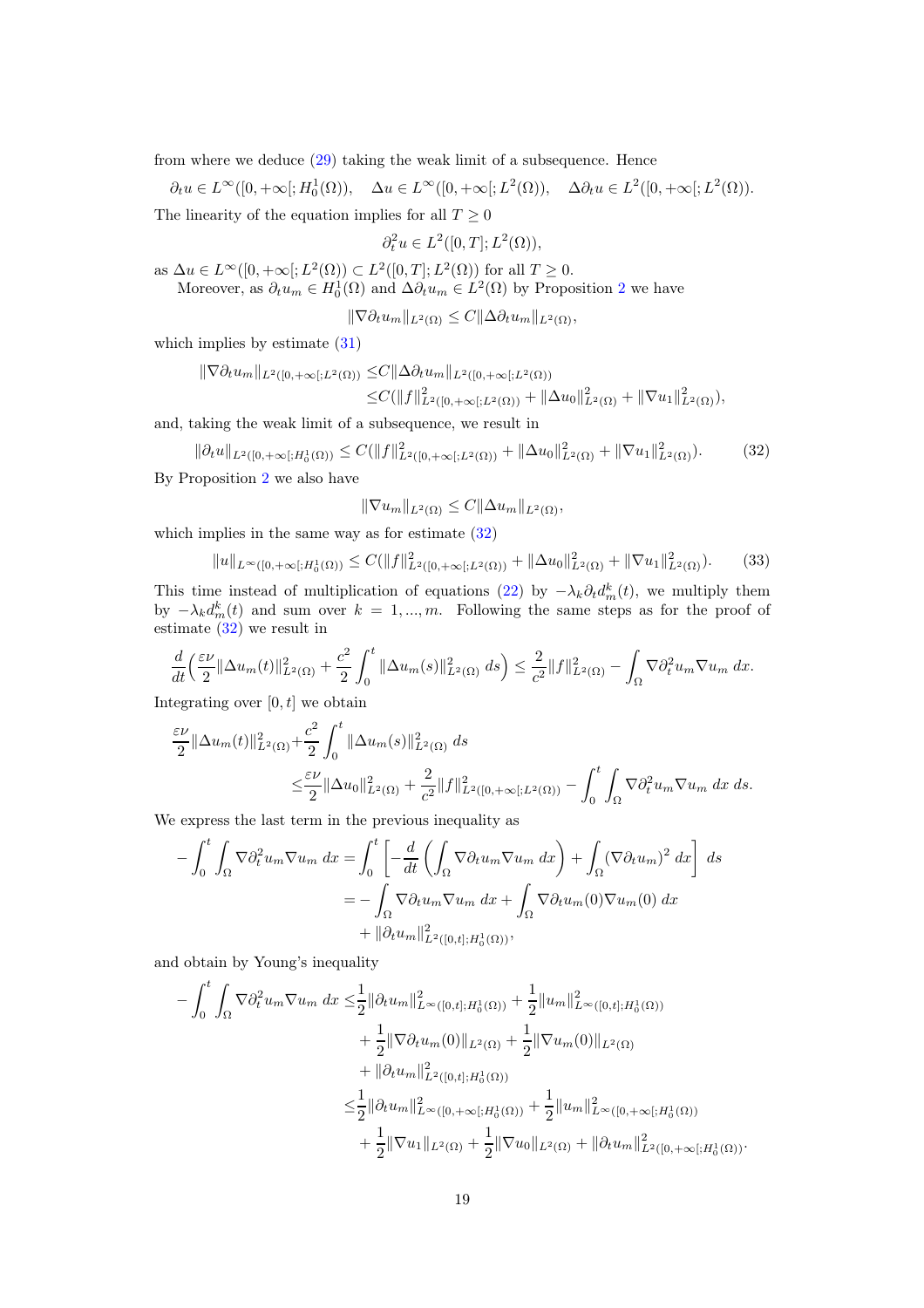from where we deduce (29) taking the weak limit of a subsequence. Hence

$$\partial_t u \in L^\infty([0,+\infty[;H_0^1(\Omega)), \quad \Delta u \in L^\infty([0,+\infty[;L^2(\Omega)), \quad \Delta\partial_t u \in L^2([0,+\infty[;L^2(\Omega)).$$

The linearity of the equation implies for all $T \geq 0$

$$\partial_t^2 u \in L^2([0,T];L^2(\Omega)),$$

as $\Delta u \in L^\infty([0,+\infty[;L^2(\Omega)) \subset L^2([0,T];L^2(\Omega))$ for all $T \geq 0$.

Moreover, as $\partial_t u_m \in H_0^1(\Omega)$ and $\Delta\partial_t u_m \in L^2(\Omega)$ by Proposition 2 we have

$$\|\nabla\partial_t u_m\|_{L^2(\Omega)} \leq C\|\Delta\partial_t u_m\|_{L^2(\Omega)},$$

which implies by estimate (31)

$$\begin{aligned}
\|\nabla\partial_t u_m\|_{L^2([0,+\infty[;L^2(\Omega))} \leq & C\|\Delta\partial_t u_m\|_{L^2([0,+\infty[;L^2(\Omega))} \\
\leq & C(\|f\|^2_{L^2([0,+\infty[;L^2(\Omega))} + \|\Delta u_0\|^2_{L^2(\Omega)} + \|\nabla u_1\|^2_{L^2(\Omega)}),
\end{aligned}$$

and, taking the weak limit of a subsequence, we result in

$$\|\partial_t u\|_{L^2([0,+\infty[;H_0^1(\Omega))} \leq C(\|f\|^2_{L^2([0,+\infty[;L^2(\Omega))} + \|\Delta u_0\|^2_{L^2(\Omega)} + \|\nabla u_1\|^2_{L^2(\Omega)}). \tag{32}$$

By Proposition 2 we also have

$$\|\nabla u_m\|_{L^2(\Omega)} \leq C\|\Delta u_m\|_{L^2(\Omega)},$$

which implies in the same way as for estimate (32)

$$\|u\|_{L^\infty([0,+\infty[;H_0^1(\Omega))} \leq C(\|f\|^2_{L^2([0,+\infty[;L^2(\Omega))} + \|\Delta u_0\|^2_{L^2(\Omega)} + \|\nabla u_1\|^2_{L^2(\Omega)}). \tag{33}$$

This time instead of multiplication of equations (22) by $-\lambda_k\partial_t d_m^k(t)$, we multiply them by $-\lambda_k d_m^k(t)$ and sum over $k = 1,...,m$. Following the same steps as for the proof of estimate (32) we result in

$$\frac{d}{dt}\Big(\frac{\varepsilon\nu}{2}\|\Delta u_m(t)\|^2_{L^2(\Omega)} + \frac{c^2}{2}\int_0^t \|\Delta u_m(s)\|^2_{L^2(\Omega)}\,ds\Big) \leq \frac{2}{c^2}\|f\|^2_{L^2(\Omega)} - \int_\Omega \nabla\partial_t^2 u_m \nabla u_m\,dx.$$

Integrating over $[0,t]$ we obtain

$$\begin{aligned}
\frac{\varepsilon\nu}{2}\|\Delta u_m(t)\|^2_{L^2(\Omega)} + & \frac{c^2}{2}\int_0^t \|\Delta u_m(s)\|^2_{L^2(\Omega)}\,ds \\
\leq & \frac{\varepsilon\nu}{2}\|\Delta u_0\|^2_{L^2(\Omega)} + \frac{2}{c^2}\|f\|^2_{L^2([0,+\infty[;L^2(\Omega))} - \int_0^t\int_\Omega \nabla\partial_t^2 u_m\nabla u_m\,dx\,ds.
\end{aligned}$$

We express the last term in the previous inequality as

$$\begin{aligned}
-\int_0^t\int_\Omega \nabla\partial_t^2 u_m \nabla u_m\,dx = & \int_0^t \left[-\frac{d}{dt}\left(\int_\Omega \nabla\partial_t u_m \nabla u_m\,dx\right) + \int_\Omega (\nabla\partial_t u_m)^2\,dx\right]\,ds \\
= & -\int_\Omega \nabla\partial_t u_m\nabla u_m\,dx + \int_\Omega \nabla\partial_t u_m(0)\nabla u_m(0)\,dx \\
& + \|\partial_t u_m\|^2_{L^2([0,t];H_0^1(\Omega))},
\end{aligned}$$

and obtain by Young's inequality

$$\begin{aligned}
-\int_0^t\int_\Omega \nabla\partial_t^2 u_m\nabla u_m\,dx \leq & \frac{1}{2}\|\partial_t u_m\|^2_{L^\infty([0,t];H_0^1(\Omega))} + \frac{1}{2}\|u_m\|^2_{L^\infty([0,t];H_0^1(\Omega))} \\
& + \frac{1}{2}\|\nabla\partial_t u_m(0)\|_{L^2(\Omega)} + \frac{1}{2}\|\nabla u_m(0)\|_{L^2(\Omega)} \\
& + \|\partial_t u_m\|^2_{L^2([0,t];H_0^1(\Omega))} \\
\leq & \frac{1}{2}\|\partial_t u_m\|^2_{L^\infty([0,+\infty[;H_0^1(\Omega))} + \frac{1}{2}\|u_m\|^2_{L^\infty([0,+\infty[;H_0^1(\Omega))} \\
& + \frac{1}{2}\|\nabla u_1\|_{L^2(\Omega)} + \frac{1}{2}\|\nabla u_0\|_{L^2(\Omega)} + \|\partial_t u_m\|^2_{L^2([0,+\infty[;H_0^1(\Omega))}.
\end{aligned}$$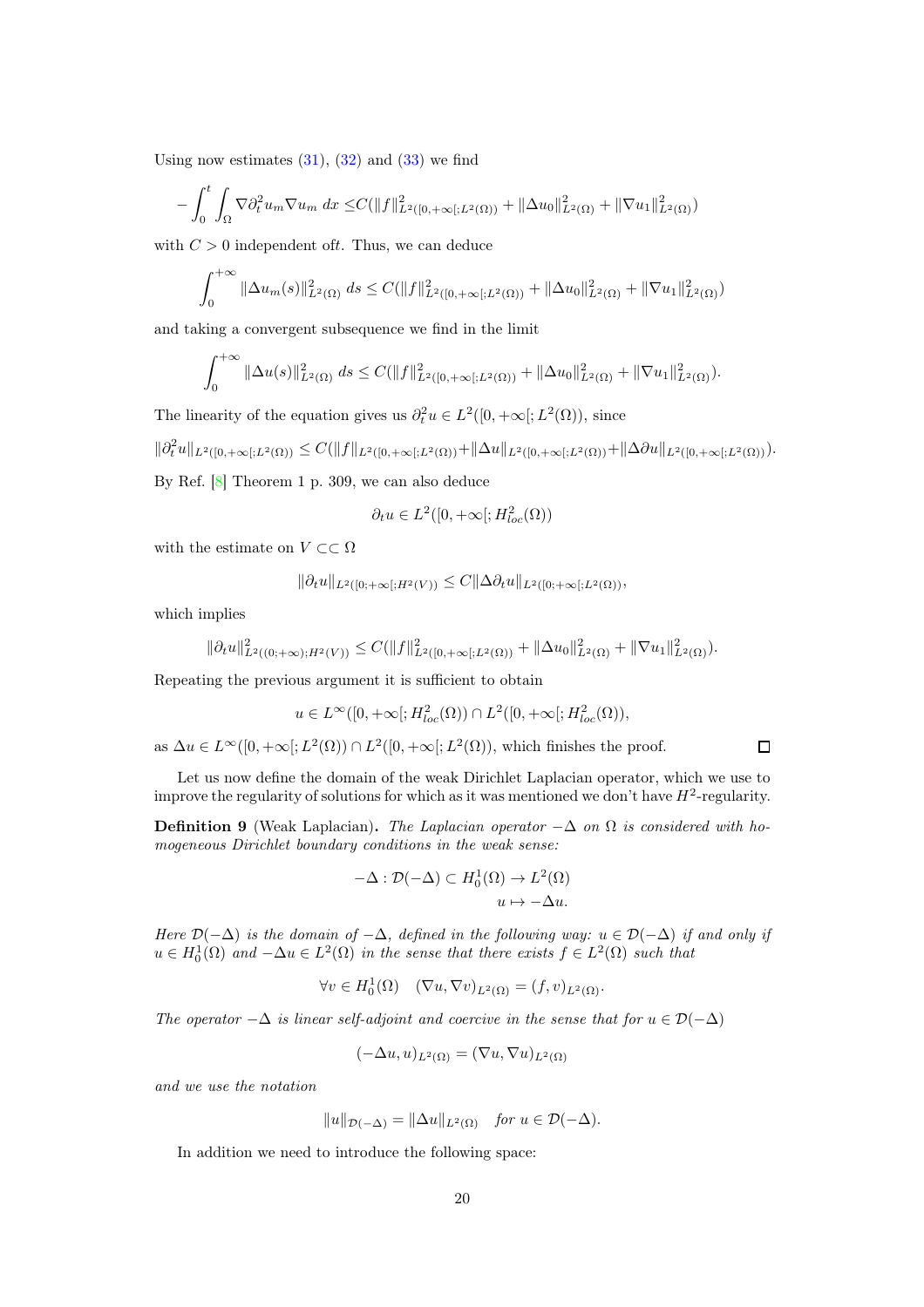Using now estimates (31), (32) and (33) we find

$$-\int_0^t\int_\Omega \nabla\partial_t^2 u_m \nabla u_m\, dx \leq C(\|f\|^2_{L^2([0,+\infty[;L^2(\Omega))} + \|\Delta u_0\|^2_{L^2(\Omega)} + \|\nabla u_1\|^2_{L^2(\Omega)})$$

with $C>0$ independent of$t$. Thus, we can deduce

$$\int_0^{+\infty}\|\Delta u_m(s)\|^2_{L^2(\Omega)}\, ds \leq C(\|f\|^2_{L^2([0,+\infty[;L^2(\Omega))} + \|\Delta u_0\|^2_{L^2(\Omega)} + \|\nabla u_1\|^2_{L^2(\Omega)})$$

and taking a convergent subsequence we find in the limit

$$\int_0^{+\infty}\|\Delta u(s)\|^2_{L^2(\Omega)}\, ds \leq C(\|f\|^2_{L^2([0,+\infty[;L^2(\Omega))} + \|\Delta u_0\|^2_{L^2(\Omega)} + \|\nabla u_1\|^2_{L^2(\Omega)}).$$

The linearity of the equation gives us $\partial_t^2 u \in L^2([0,+\infty[;L^2(\Omega))$, since

$$\|\partial_t^2 u\|_{L^2([0,+\infty[;L^2(\Omega))} \leq C(\|f\|_{L^2([0,+\infty[;L^2(\Omega))} + \|\Delta u\|_{L^2([0,+\infty[;L^2(\Omega))} + \|\Delta\partial u\|_{L^2([0,+\infty[;L^2(\Omega))}).$$

By Ref. [8] Theorem 1 p. 309, we can also deduce

$$\partial_t u \in L^2([0,+\infty[;H^2_{loc}(\Omega))$$

with the estimate on $V\subset\subset\Omega$

$$\|\partial_t u\|_{L^2([0;+\infty[;H^2(V))} \leq C\|\Delta\partial_t u\|_{L^2([0;+\infty[;L^2(\Omega))},$$

which implies

$$\|\partial_t u\|^2_{L^2((0;+\infty);H^2(V))} \leq C(\|f\|^2_{L^2([0,+\infty[;L^2(\Omega))} + \|\Delta u_0\|^2_{L^2(\Omega)} + \|\nabla u_1\|^2_{L^2(\Omega)}).$$

Repeating the previous argument it is sufficient to obtain

$$u \in L^\infty([0,+\infty[;H^2_{loc}(\Omega)) \cap L^2([0,+\infty[;H^2_{loc}(\Omega)),$$

as $\Delta u \in L^\infty([0,+\infty[;L^2(\Omega)) \cap L^2([0,+\infty[;L^2(\Omega))$, which finishes the proof. □

Let us now define the domain of the weak Dirichlet Laplacian operator, which we use to improve the regularity of solutions for which as it was mentioned we don't have $H^2$-regularity.

**Definition 9** (Weak Laplacian). *The Laplacian operator $-\Delta$ on $\Omega$ is considered with homogeneous Dirichlet boundary conditions in the weak sense:*

$$-\Delta : \mathcal{D}(-\Delta) \subset H^1_0(\Omega) \to L^2(\Omega)$$
$$u \mapsto -\Delta u.$$

*Here $\mathcal{D}(-\Delta)$ is the domain of $-\Delta$, defined in the following way: $u\in\mathcal{D}(-\Delta)$ if and only if $u\in H^1_0(\Omega)$ and $-\Delta u \in L^2(\Omega)$ in the sense that there exists $f\in L^2(\Omega)$ such that*

$$\forall v \in H^1_0(\Omega) \quad (\nabla u, \nabla v)_{L^2(\Omega)} = (f,v)_{L^2(\Omega)}.$$

*The operator $-\Delta$ is linear self-adjoint and coercive in the sense that for $u\in\mathcal{D}(-\Delta)$*

$$(-\Delta u, u)_{L^2(\Omega)} = (\nabla u, \nabla u)_{L^2(\Omega)}$$

*and we use the notation*

$$\|u\|_{\mathcal{D}(-\Delta)} = \|\Delta u\|_{L^2(\Omega)} \quad \textit{for } u\in\mathcal{D}(-\Delta).$$

In addition we need to introduce the following space: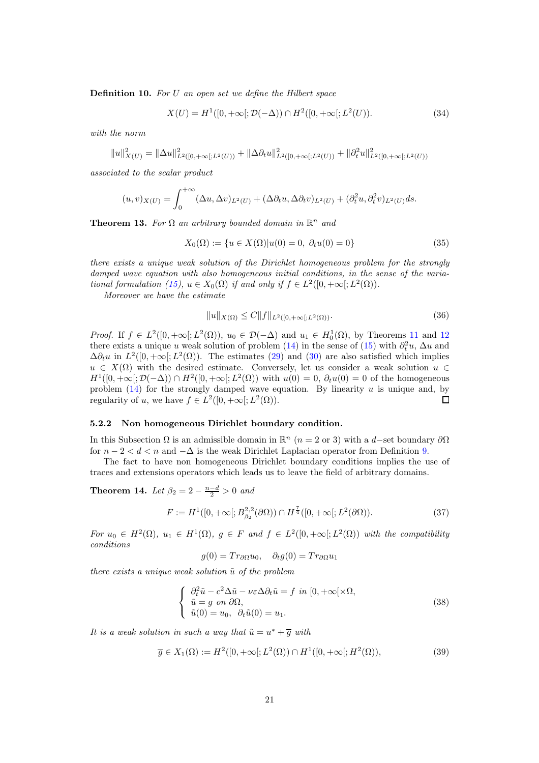**Definition 10.** *For $U$ an open set we define the Hilbert space*

$$X(U) = H^1([0,+\infty[;\mathcal{D}(-\Delta)) \cap H^2([0,+\infty[;L^2(U)). \tag{34}$$

*with the norm*

$$\|u\|^2_{X(U)} = \|\Delta u\|^2_{L^2([0,+\infty[;L^2(U))} + \|\Delta\partial_t u\|^2_{L^2([0,+\infty[;L^2(U))} + \|\partial_t^2 u\|^2_{L^2([0,+\infty[;L^2(U))}$$

*associated to the scalar product*

$$(u,v)_{X(U)} = \int_0^{+\infty} (\Delta u, \Delta v)_{L^2(U)} + (\Delta\partial_t u, \Delta\partial_t v)_{L^2(U)} + (\partial_t^2 u, \partial_t^2 v)_{L^2(U)} ds.$$

**Theorem 13.** *For $\Omega$ an arbitrary bounded domain in $\mathbb{R}^n$ and*

$$X_0(\Omega) := \{u \in X(\Omega) | u(0) = 0,\ \partial_t u(0) = 0\} \tag{35}$$

*there exists a unique weak solution of the Dirichlet homogeneous problem for the strongly damped wave equation with also homogeneous initial conditions, in the sense of the variational formulation (15), $u \in X_0(\Omega)$ if and only if $f \in L^2([0,+\infty[;L^2(\Omega))$.*

*Moreover we have the estimate*

$$\|u\|_{X(\Omega)} \leq C\|f\|_{L^2([0,+\infty[;L^2(\Omega))}. \tag{36}$$

*Proof.* If $f \in L^2([0,+\infty[;L^2(\Omega))$, $u_0 \in \mathcal{D}(-\Delta)$ and $u_1 \in H_0^1(\Omega)$, by Theorems 11 and 12 there exists a unique $u$ weak solution of problem (14) in the sense of (15) with $\partial_t^2 u$, $\Delta u$ and $\Delta\partial_t u$ in $L^2([0,+\infty[;L^2(\Omega))$. The estimates (29) and (30) are also satisfied which implies $u \in X(\Omega)$ with the desired estimate. Conversely, let us consider a weak solution $u \in H^1([0,+\infty[;\mathcal{D}(-\Delta)) \cap H^2([0,+\infty[;L^2(\Omega))$ with $u(0) = 0$, $\partial_t u(0) = 0$ of the homogeneous problem (14) for the strongly damped wave equation. By linearity $u$ is unique and, by regularity of $u$, we have $f \in L^2([0,+\infty[;L^2(\Omega))$. ◻

#### 5.2.2 Non homogeneous Dirichlet boundary condition.

In this Subsection $\Omega$ is an admissible domain in $\mathbb{R}^n$ ($n = 2$ or $3$) with a $d-$set boundary $\partial\Omega$ for $n-2 < d < n$ and $-\Delta$ is the weak Dirichlet Laplacian operator from Definition 9.

The fact to have non homogeneous Dirichlet boundary conditions implies the use of traces and extensions operators which leads us to leave the field of arbitrary domains.

**Theorem 14.** *Let $\beta_2 = 2 - \frac{n-d}{2} > 0$ and*

$$F := H^1([0,+\infty[;B^{2,2}_{\beta_2}(\partial\Omega)) \cap H^{\frac{7}{4}}([0,+\infty[;L^2(\partial\Omega)). \tag{37}$$

*For $u_0 \in H^2(\Omega)$, $u_1 \in H^1(\Omega)$, $g \in F$ and $f \in L^2([0,+\infty[;L^2(\Omega))$ with the compatibility conditions*

$$g(0) = Tr_{\partial\Omega} u_0, \quad \partial_t g(0) = Tr_{\partial\Omega} u_1$$

*there exists a unique weak solution $\tilde{u}$ of the problem*

$$\begin{cases} \partial_t^2 \tilde{u} - c^2\Delta\tilde{u} - \nu\varepsilon\Delta\partial_t\tilde{u} = f \ \textit{in}\ [0,+\infty[\times\Omega, \\ \tilde{u} = g \ \textit{on}\ \partial\Omega, \\ \tilde{u}(0) = u_0,\ \ \partial_t\tilde{u}(0) = u_1. \end{cases} \tag{38}$$

*It is a weak solution in such a way that $\tilde{u} = u^* + \overline{g}$ with*

$$\overline{g} \in X_1(\Omega) := H^2([0,+\infty[;L^2(\Omega)) \cap H^1([0,+\infty[;H^2(\Omega)), \tag{39}$$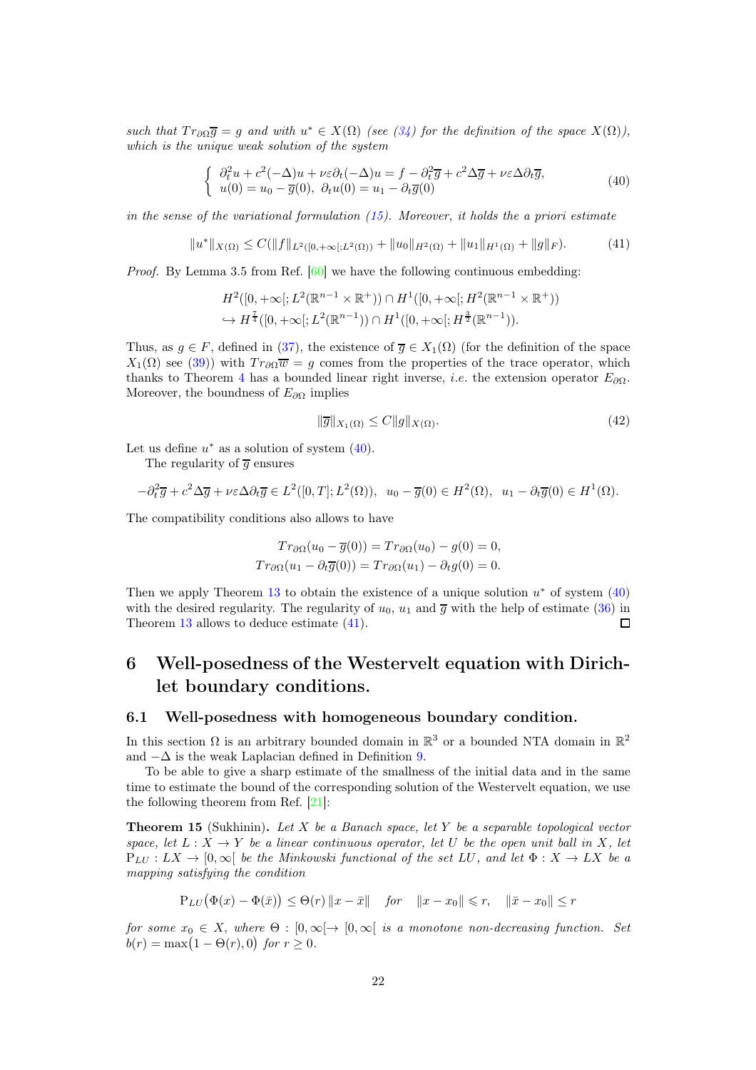*such that $Tr_{\partial\Omega}\overline{g} = g$ and with $u^* \in X(\Omega)$ (see (34) for the definition of the space $X(\Omega)$), which is the unique weak solution of the system*

$$\begin{cases} \partial_t^2 u + c^2(-\Delta)u + \nu\varepsilon\partial_t(-\Delta)u = f - \partial_t^2\overline{g} + c^2\Delta\overline{g} + \nu\varepsilon\Delta\partial_t\overline{g}, \\ u(0) = u_0 - \overline{g}(0),\ \partial_t u(0) = u_1 - \partial_t\overline{g}(0) \end{cases} \tag{40}$$

*in the sense of the variational formulation (15). Moreover, it holds the a priori estimate*

$$\|u^*\|_{X(\Omega)} \leq C(\|f\|_{L^2([0,+\infty[;L^2(\Omega))} + \|u_0\|_{H^2(\Omega)} + \|u_1\|_{H^1(\Omega)} + \|g\|_F). \tag{41}$$

*Proof.* By Lemma 3.5 from Ref. [60] we have the following continuous embedding:

$$\begin{aligned} &H^2([0,+\infty[;L^2(\mathbb{R}^{n-1}\times\mathbb{R}^+)) \cap H^1([0,+\infty[;H^2(\mathbb{R}^{n-1}\times\mathbb{R}^+)) \\ &\hookrightarrow H^{\frac{7}{4}}([0,+\infty[;L^2(\mathbb{R}^{n-1})) \cap H^1([0,+\infty[;H^{\frac{3}{2}}(\mathbb{R}^{n-1})). \end{aligned}$$

Thus, as $g \in F$, defined in (37), the existence of $\overline{g} \in X_1(\Omega)$ (for the definition of the space $X_1(\Omega)$ see (39)) with $Tr_{\partial\Omega}\overline{w} = g$ comes from the properties of the trace operator, which thanks to Theorem 4 has a bounded linear right inverse, *i.e.* the extension operator $E_{\partial\Omega}$. Moreover, the boundness of $E_{\partial\Omega}$ implies

$$\|\overline{g}\|_{X_1(\Omega)} \leq C\|g\|_{X(\Omega)}. \tag{42}$$

Let us define $u^*$ as a solution of system (40).

The regularity of $\overline{g}$ ensures

$$-\partial_t^2\overline{g} + c^2\Delta\overline{g} + \nu\varepsilon\Delta\partial_t\overline{g} \in L^2([0,T];L^2(\Omega)),\ \ u_0 - \overline{g}(0) \in H^2(\Omega),\ \ u_1 - \partial_t\overline{g}(0) \in H^1(\Omega).$$

The compatibility conditions also allows to have

$$\begin{aligned} Tr_{\partial\Omega}(u_0 - \overline{g}(0)) = Tr_{\partial\Omega}(u_0) - g(0) = 0, \\ Tr_{\partial\Omega}(u_1 - \partial_t\overline{g}(0)) = Tr_{\partial\Omega}(u_1) - \partial_t g(0) = 0. \end{aligned}$$

Then we apply Theorem 13 to obtain the existence of a unique solution $u^*$ of system (40) with the desired regularity. The regularity of $u_0$, $u_1$ and $\overline{g}$ with the help of estimate (36) in Theorem 13 allows to deduce estimate (41). $\square$

# 6 Well-posedness of the Westervelt equation with Dirichlet boundary conditions.

## 6.1 Well-posedness with homogeneous boundary condition.

In this section $\Omega$ is an arbitrary bounded domain in $\mathbb{R}^3$ or a bounded NTA domain in $\mathbb{R}^2$ and $-\Delta$ is the weak Laplacian defined in Definition 9.

To be able to give a sharp estimate of the smallness of the initial data and in the same time to estimate the bound of the corresponding solution of the Westervelt equation, we use the following theorem from Ref. [21]:

**Theorem 15** (Sukhinin)**.** *Let $X$ be a Banach space, let $Y$ be a separable topological vector space, let $L : X \to Y$ be a linear continuous operator, let $U$ be the open unit ball in $X$, let $\mathrm{P}_{LU} : LX \to [0,\infty[$ be the Minkowski functional of the set $LU$, and let $\Phi : X \to LX$ be a mapping satisfying the condition*

$$\mathrm{P}_{LU}\big(\Phi(x) - \Phi(\bar{x})\big) \leq \Theta(r)\,\|x - \bar{x}\| \quad \textit{for} \quad \|x - x_0\| \leqslant r, \quad \|\bar{x} - x_0\| \leq r$$

*for some $x_0 \in X$, where $\Theta : [0,\infty[\to [0,\infty[$ is a monotone non-decreasing function. Set $b(r) = \max\big(1 - \Theta(r), 0\big)$ for $r \geq 0$.*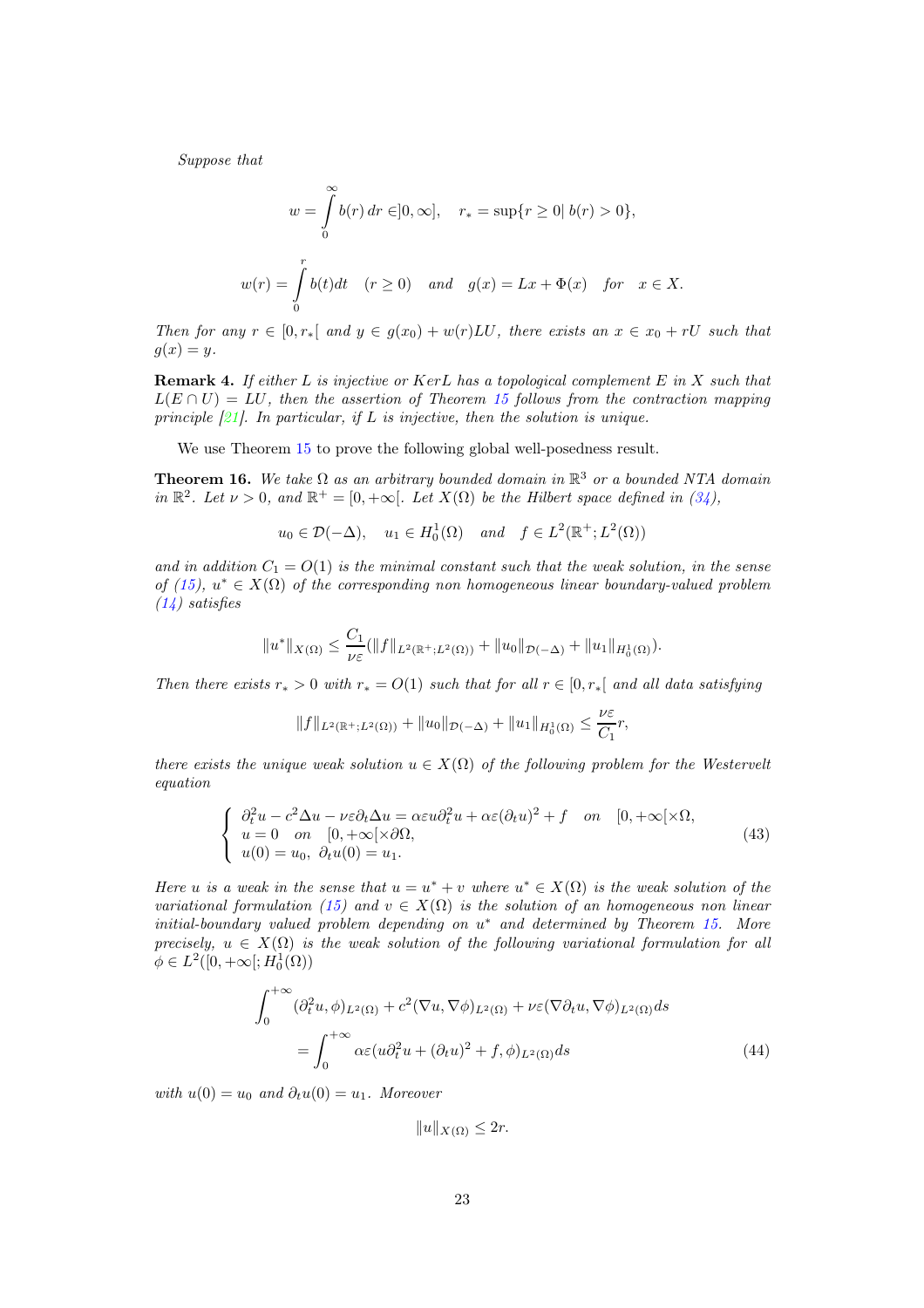*Suppose that*

$$w = \int_0^\infty b(r)\,dr \in ]0,\infty], \quad r_* = \sup\{r \geq 0 |\ b(r) > 0\},$$

$$w(r) = \int_0^r b(t)dt \quad (r \geq 0) \quad \textit{and} \quad g(x) = Lx + \Phi(x) \quad \textit{for} \quad x \in X.$$

*Then for any $r \in [0, r_*[$ and $y \in g(x_0) + w(r)LU$, there exists an $x \in x_0 + rU$ such that $g(x) = y$.*

**Remark 4.** *If either $L$ is injective or $KerL$ has a topological complement $E$ in $X$ such that $L(E \cap U) = LU$, then the assertion of Theorem 15 follows from the contraction mapping principle [21]. In particular, if $L$ is injective, then the solution is unique.*

We use Theorem 15 to prove the following global well-posedness result.

**Theorem 16.** *We take $\Omega$ as an arbitrary bounded domain in $\mathbb{R}^3$ or a bounded NTA domain in $\mathbb{R}^2$. Let $\nu > 0$, and $\mathbb{R}^+ = [0, +\infty[$. Let $X(\Omega)$ be the Hilbert space defined in (34),*

$$u_0 \in \mathcal{D}(-\Delta), \quad u_1 \in H_0^1(\Omega) \quad \textit{and} \quad f \in L^2(\mathbb{R}^+; L^2(\Omega))$$

*and in addition $C_1 = O(1)$ is the minimal constant such that the weak solution, in the sense of (15), $u^* \in X(\Omega)$ of the corresponding non homogeneous linear boundary-valued problem (14) satisfies*

$$\|u^*\|_{X(\Omega)} \leq \frac{C_1}{\nu\varepsilon}(\|f\|_{L^2(\mathbb{R}^+;L^2(\Omega))} + \|u_0\|_{\mathcal{D}(-\Delta)} + \|u_1\|_{H_0^1(\Omega)}).$$

*Then there exists $r_* > 0$ with $r_* = O(1)$ such that for all $r \in [0, r_*[$ and all data satisfying*

$$\|f\|_{L^2(\mathbb{R}^+;L^2(\Omega))} + \|u_0\|_{\mathcal{D}(-\Delta)} + \|u_1\|_{H_0^1(\Omega)} \leq \frac{\nu\varepsilon}{C_1} r,$$

*there exists the unique weak solution $u \in X(\Omega)$ of the following problem for the Westervelt equation*

$$\begin{cases} \partial_t^2 u - c^2\Delta u - \nu\varepsilon\partial_t\Delta u = \alpha\varepsilon u\partial_t^2 u + \alpha\varepsilon(\partial_t u)^2 + f \quad on \quad [0, +\infty[\times\Omega, \\ u = 0 \quad on \quad [0, +\infty[\times\partial\Omega, \\ u(0) = u_0,\ \partial_t u(0) = u_1. \end{cases} \tag{43}$$

*Here $u$ is a weak in the sense that $u = u^* + v$ where $u^* \in X(\Omega)$ is the weak solution of the variational formulation (15) and $v \in X(\Omega)$ is the solution of an homogeneous non linear initial-boundary valued problem depending on $u^*$ and determined by Theorem 15. More precisely, $u \in X(\Omega)$ is the weak solution of the following variational formulation for all $\phi \in L^2([0, +\infty[; H_0^1(\Omega))$*

$$\begin{aligned} \int_0^{+\infty} (\partial_t^2 u, \phi)_{L^2(\Omega)} + c^2(\nabla u, \nabla\phi)_{L^2(\Omega)} + \nu\varepsilon(\nabla\partial_t u, \nabla\phi)_{L^2(\Omega)} ds \\ = \int_0^{+\infty} \alpha\varepsilon(u\partial_t^2 u + (\partial_t u)^2 + f, \phi)_{L^2(\Omega)} ds \end{aligned} \tag{44}$$

*with $u(0) = u_0$ and $\partial_t u(0) = u_1$. Moreover*

$$\|u\|_{X(\Omega)} \leq 2r.$$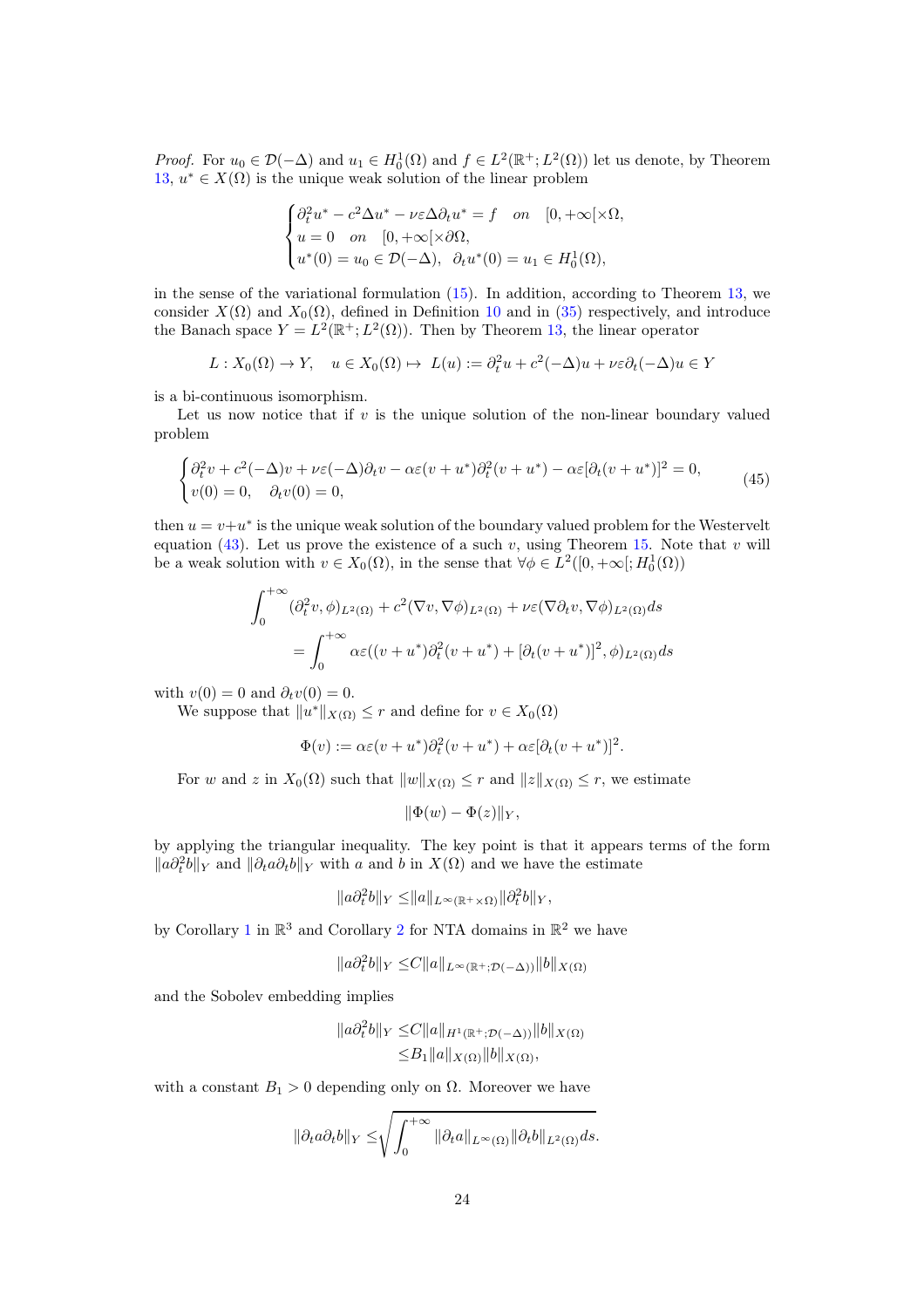*Proof.* For $u_0 \in \mathcal{D}(-\Delta)$ and $u_1 \in H^1_0(\Omega)$ and $f \in L^2(\mathbb{R}^+; L^2(\Omega))$ let us denote, by Theorem 13, $u^* \in X(\Omega)$ is the unique weak solution of the linear problem

$$
\begin{cases}
\partial_t^2 u^* - c^2 \Delta u^* - \nu\varepsilon \Delta \partial_t u^* = f \quad on \quad [0, +\infty[\times \Omega, \\
u = 0 \quad on \quad [0, +\infty[\times \partial\Omega, \\
u^*(0) = u_0 \in \mathcal{D}(-\Delta), \;\; \partial_t u^*(0) = u_1 \in H^1_0(\Omega),
\end{cases}
$$

in the sense of the variational formulation (15). In addition, according to Theorem 13, we consider $X(\Omega)$ and $X_0(\Omega)$, defined in Definition 10 and in (35) respectively, and introduce the Banach space $Y = L^2(\mathbb{R}^+; L^2(\Omega))$. Then by Theorem 13, the linear operator

$$
L : X_0(\Omega) \to Y, \quad u \in X_0(\Omega) \mapsto \; L(u) := \partial_t^2 u + c^2(-\Delta)u + \nu\varepsilon \partial_t(-\Delta)u \in Y
$$

is a bi-continuous isomorphism.

Let us now notice that if $v$ is the unique solution of the non-linear boundary valued problem

$$
\begin{cases}
\partial_t^2 v + c^2(-\Delta)v + \nu\varepsilon(-\Delta)\partial_t v - \alpha\varepsilon(v+u^*)\partial_t^2(v+u^*) - \alpha\varepsilon[\partial_t(v+u^*)]^2 = 0, \\
v(0) = 0, \quad \partial_t v(0) = 0,
\end{cases}
\tag{45}
$$

then $u = v + u^*$ is the unique weak solution of the boundary valued problem for the Westervelt equation (43). Let us prove the existence of a such $v$, using Theorem 15. Note that $v$ will be a weak solution with $v \in X_0(\Omega)$, in the sense that $\forall \phi \in L^2([0, +\infty[; H^1_0(\Omega))$

$$
\begin{aligned}
\int_0^{+\infty} (\partial_t^2 v, \phi)_{L^2(\Omega)} + c^2(\nabla v, \nabla \phi)_{L^2(\Omega)} + \nu\varepsilon(\nabla \partial_t v, \nabla \phi)_{L^2(\Omega)} ds \\
= \int_0^{+\infty} \alpha\varepsilon((v+u^*)\partial_t^2(v+u^*) + [\partial_t(v+u^*)]^2, \phi)_{L^2(\Omega)} ds
\end{aligned}
$$

with $v(0) = 0$ and $\partial_t v(0) = 0$.

We suppose that $\|u^*\|_{X(\Omega)} \leq r$ and define for $v \in X_0(\Omega)$

$$
\Phi(v) := \alpha\varepsilon(v+u^*)\partial_t^2(v+u^*) + \alpha\varepsilon[\partial_t(v+u^*)]^2.
$$

For $w$ and $z$ in $X_0(\Omega)$ such that $\|w\|_{X(\Omega)} \leq r$ and $\|z\|_{X(\Omega)} \leq r$, we estimate

$$
\|\Phi(w) - \Phi(z)\|_Y,
$$

by applying the triangular inequality. The key point is that it appears terms of the form $\|a\partial_t^2 b\|_Y$ and $\|\partial_t a \partial_t b\|_Y$ with $a$ and $b$ in $X(\Omega)$ and we have the estimate

$$
\|a\partial_t^2 b\|_Y \leq \|a\|_{L^\infty(\mathbb{R}^+ \times \Omega)} \|\partial_t^2 b\|_Y,
$$

by Corollary 1 in $\mathbb{R}^3$ and Corollary 2 for NTA domains in $\mathbb{R}^2$ we have

$$
\|a\partial_t^2 b\|_Y \leq C\|a\|_{L^\infty(\mathbb{R}^+; \mathcal{D}(-\Delta))} \|b\|_{X(\Omega)}
$$

and the Sobolev embedding implies

$$
\begin{aligned}
\|a\partial_t^2 b\|_Y &\leq C\|a\|_{H^1(\mathbb{R}^+; \mathcal{D}(-\Delta))} \|b\|_{X(\Omega)} \\
&\leq B_1 \|a\|_{X(\Omega)} \|b\|_{X(\Omega)},
\end{aligned}
$$

with a constant $B_1 > 0$ depending only on $\Omega$. Moreover we have

$$
\|\partial_t a \partial_t b\|_Y \leq \sqrt{\int_0^{+\infty} \|\partial_t a\|_{L^\infty(\Omega)} \|\partial_t b\|_{L^2(\Omega)} ds}.
$$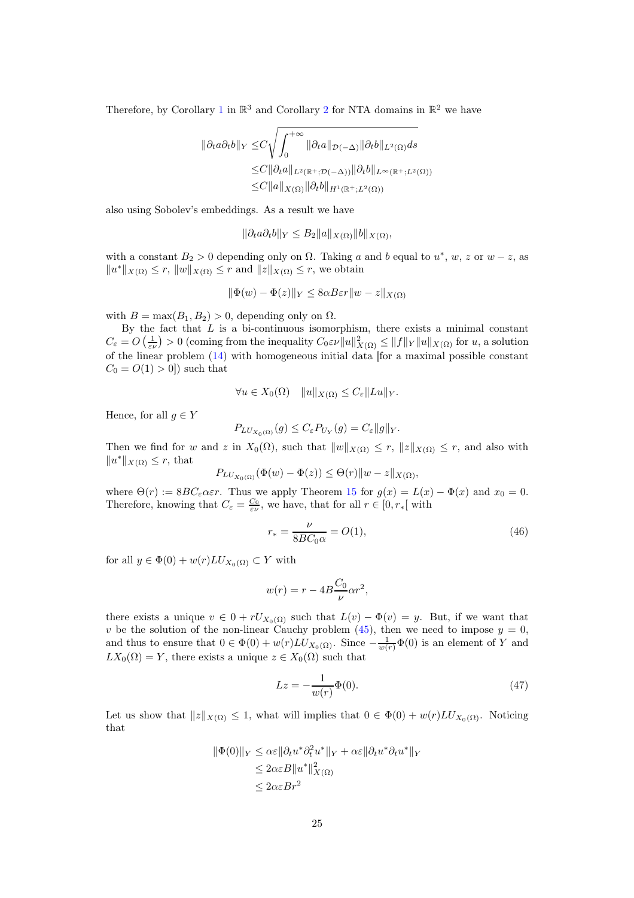Therefore, by Corollary 1 in $\mathbb{R}^3$ and Corollary 2 for NTA domains in $\mathbb{R}^2$ we have

$$
\begin{aligned}
\|\partial_t a \partial_t b\|_Y \leq & C\sqrt{\int_0^{+\infty} \|\partial_t a\|_{\mathcal{D}(-\Delta)} \|\partial_t b\|_{L^2(\Omega)} ds} \\
\leq & C\|\partial_t a\|_{L^2(\mathbb{R}^+;\mathcal{D}(-\Delta))} \|\partial_t b\|_{L^\infty(\mathbb{R}^+;L^2(\Omega))} \\
\leq & C\|a\|_{X(\Omega)} \|\partial_t b\|_{H^1(\mathbb{R}^+;L^2(\Omega))}
\end{aligned}
$$

also using Sobolev's embeddings. As a result we have

$$
\|\partial_t a \partial_t b\|_Y \leq B_2 \|a\|_{X(\Omega)} \|b\|_{X(\Omega)},
$$

with a constant $B_2 > 0$ depending only on $\Omega$. Taking $a$ and $b$ equal to $u^*$, $w$, $z$ or $w - z$, as $\|u^*\|_{X(\Omega)} \leq r$, $\|w\|_{X(\Omega)} \leq r$ and $\|z\|_{X(\Omega)} \leq r$, we obtain

$$
\|\Phi(w) - \Phi(z)\|_Y \leq 8\alpha B\varepsilon r \|w - z\|_{X(\Omega)}
$$

with $B = \max(B_1, B_2) > 0$, depending only on $\Omega$.

By the fact that $L$ is a bi-continuous isomorphism, there exists a minimal constant $C_\varepsilon = O\left(\frac{1}{\varepsilon\nu}\right) > 0$ (coming from the inequality $C_0\varepsilon\nu\|u\|^2_{X(\Omega)} \leq \|f\|_Y \|u\|_{X(\Omega)}$ for $u$, a solution of the linear problem (14) with homogeneous initial data [for a maximal possible constant $C_0 = O(1) > 0$]) such that

$$
\forall u \in X_0(\Omega) \quad \|u\|_{X(\Omega)} \leq C_\varepsilon \|Lu\|_Y.
$$

Hence, for all $g \in Y$

$$
P_{LU_{X_0(\Omega)}}(g) \leq C_\varepsilon P_{U_Y}(g) = C_\varepsilon \|g\|_Y.
$$

Then we find for $w$ and $z$ in $X_0(\Omega)$, such that $\|w\|_{X(\Omega)} \leq r$, $\|z\|_{X(\Omega)} \leq r$, and also with $\|u^*\|_{X(\Omega)} \leq r$, that

$$
P_{LU_{X_0(\Omega)}}(\Phi(w) - \Phi(z)) \leq \Theta(r)\|w - z\|_{X(\Omega)},
$$

where $\Theta(r) := 8BC_\varepsilon\alpha\varepsilon r$. Thus we apply Theorem 15 for $g(x) = L(x) - \Phi(x)$ and $x_0 = 0$. Therefore, knowing that $C_\varepsilon = \frac{C_0}{\varepsilon\nu}$, we have, that for all $r \in [0, r_*[$ with

$$
r_* = \frac{\nu}{8BC_0\alpha} = O(1), \tag{46}
$$

for all $y \in \Phi(0) + w(r)LU_{X_0(\Omega)} \subset Y$ with

$$
w(r) = r - 4B\frac{C_0}{\nu}\alpha r^2,
$$

there exists a unique $v \in 0 + rU_{X_0(\Omega)}$ such that $L(v) - \Phi(v) = y$. But, if we want that $v$ be the solution of the non-linear Cauchy problem (45), then we need to impose $y = 0$, and thus to ensure that $0 \in \Phi(0) + w(r)LU_{X_0(\Omega)}$. Since $-\frac{1}{w(r)}\Phi(0)$ is an element of $Y$ and $LX_0(\Omega) = Y$, there exists a unique $z \in X_0(\Omega)$ such that

$$
Lz = -\frac{1}{w(r)}\Phi(0). \tag{47}
$$

Let us show that $\|z\|_{X(\Omega)} \leq 1$, what will implies that $0 \in \Phi(0) + w(r)LU_{X_0(\Omega)}$. Noticing that

$$
\begin{aligned}
\|\Phi(0)\|_Y &\leq \alpha\varepsilon\|\partial_t u^* \partial_t^2 u^*\|_Y + \alpha\varepsilon\|\partial_t u^* \partial_t u^*\|_Y \\
&\leq 2\alpha\varepsilon B\|u^*\|^2_{X(\Omega)} \\
&\leq 2\alpha\varepsilon B r^2
\end{aligned}
$$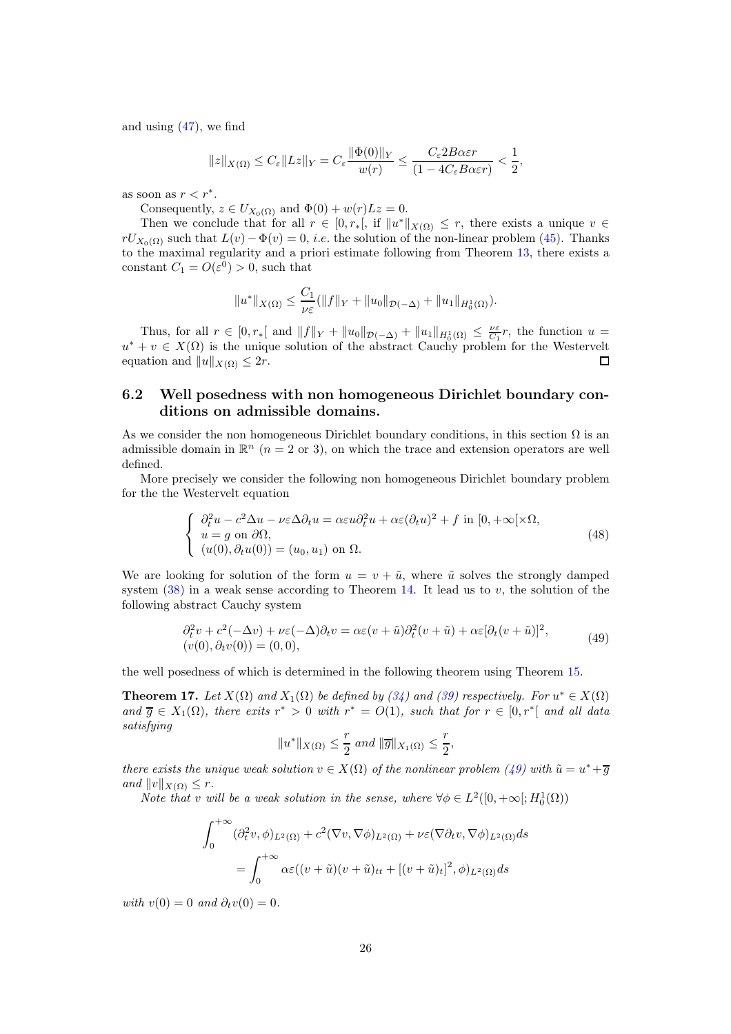and using (47), we find

$$\|z\|_{X(\Omega)} \leq C_\varepsilon \|Lz\|_Y = C_\varepsilon \frac{\|\Phi(0)\|_Y}{w(r)} \leq \frac{C_\varepsilon 2B\alpha\varepsilon r}{(1-4C_\varepsilon B\alpha\varepsilon r)} < \frac{1}{2},$$

as soon as $r < r^*$.

Consequently, $z \in U_{X_0(\Omega)}$ and $\Phi(0) + w(r)Lz = 0$.

Then we conclude that for all $r \in [0, r_*[$, if $\|u^*\|_{X(\Omega)} \leq r$, there exists a unique $v \in rU_{X_0(\Omega)}$ such that $L(v) - \Phi(v) = 0$, *i.e.* the solution of the non-linear problem (45). Thanks to the maximal regularity and a priori estimate following from Theorem 13, there exists a constant $C_1 = O(\varepsilon^0) > 0$, such that

$$\|u^*\|_{X(\Omega)} \leq \frac{C_1}{\nu\varepsilon}(\|f\|_Y + \|u_0\|_{\mathcal{D}(-\Delta)} + \|u_1\|_{H^1_0(\Omega)}).$$

Thus, for all $r \in [0, r_*[$ and $\|f\|_Y + \|u_0\|_{\mathcal{D}(-\Delta)} + \|u_1\|_{H^1_0(\Omega)} \leq \frac{\nu\varepsilon}{C_1} r$, the function $u = u^* + v \in X(\Omega)$ is the unique solution of the abstract Cauchy problem for the Westervelt equation and $\|u\|_{X(\Omega)} \leq 2r$. □

## 6.2 Well posedness with non homogeneous Dirichlet boundary conditions on admissible domains.

As we consider the non homogeneous Dirichlet boundary conditions, in this section $\Omega$ is an admissible domain in $\mathbb{R}^n$ ($n = 2$ or 3), on which the trace and extension operators are well defined.

More precisely we consider the following non homogeneous Dirichlet boundary problem for the the Westervelt equation

$$\begin{cases} \partial_t^2 u - c^2\Delta u - \nu\varepsilon\Delta\partial_t u = \alpha\varepsilon u\partial_t^2 u + \alpha\varepsilon(\partial_t u)^2 + f \text{ in } [0, +\infty[\times\Omega, \\ u = g \text{ on } \partial\Omega, \\ (u(0), \partial_t u(0)) = (u_0, u_1) \text{ on } \Omega. \end{cases} \tag{48}$$

We are looking for solution of the form $u = v + \tilde{u}$, where $\tilde{u}$ solves the strongly damped system (38) in a weak sense according to Theorem 14. It lead us to $v$, the solution of the following abstract Cauchy system

$$\begin{array}{l} \partial_t^2 v + c^2(-\Delta v) + \nu\varepsilon(-\Delta)\partial_t v = \alpha\varepsilon(v+\tilde{u})\partial_t^2(v+\tilde{u}) + \alpha\varepsilon[\partial_t(v+\tilde{u})]^2, \\ (v(0), \partial_t v(0)) = (0, 0), \end{array} \tag{49}$$

the well posedness of which is determined in the following theorem using Theorem 15.

**Theorem 17.** *Let $X(\Omega)$ and $X_1(\Omega)$ be defined by (34) and (39) respectively. For $u^* \in X(\Omega)$ and $\overline{g} \in X_1(\Omega)$, there exits $r^* > 0$ with $r^* = O(1)$, such that for $r \in [0, r^*[$ and all data satisfying*

$$\|u^*\|_{X(\Omega)} \leq \frac{r}{2} \text{ and } \|\overline{g}\|_{X_1(\Omega)} \leq \frac{r}{2},$$

*there exists the unique weak solution $v \in X(\Omega)$ of the nonlinear problem (49) with $\tilde{u} = u^* + \overline{g}$ and $\|v\|_{X(\Omega)} \leq r$.*

*Note that $v$ will be a weak solution in the sense, where $\forall \phi \in L^2([0, +\infty[; H^1_0(\Omega))$*

$$\begin{aligned} \int_0^{+\infty} (\partial_t^2 v, \phi)_{L^2(\Omega)} + c^2(\nabla v, \nabla\phi)_{L^2(\Omega)} + \nu\varepsilon(\nabla\partial_t v, \nabla\phi)_{L^2(\Omega)} ds \\ = \int_0^{+\infty} \alpha\varepsilon((v+\tilde{u})(v+\tilde{u})_{tt} + [(v+\tilde{u})_t]^2, \phi)_{L^2(\Omega)} ds \end{aligned}$$

*with $v(0) = 0$ and $\partial_t v(0) = 0$.*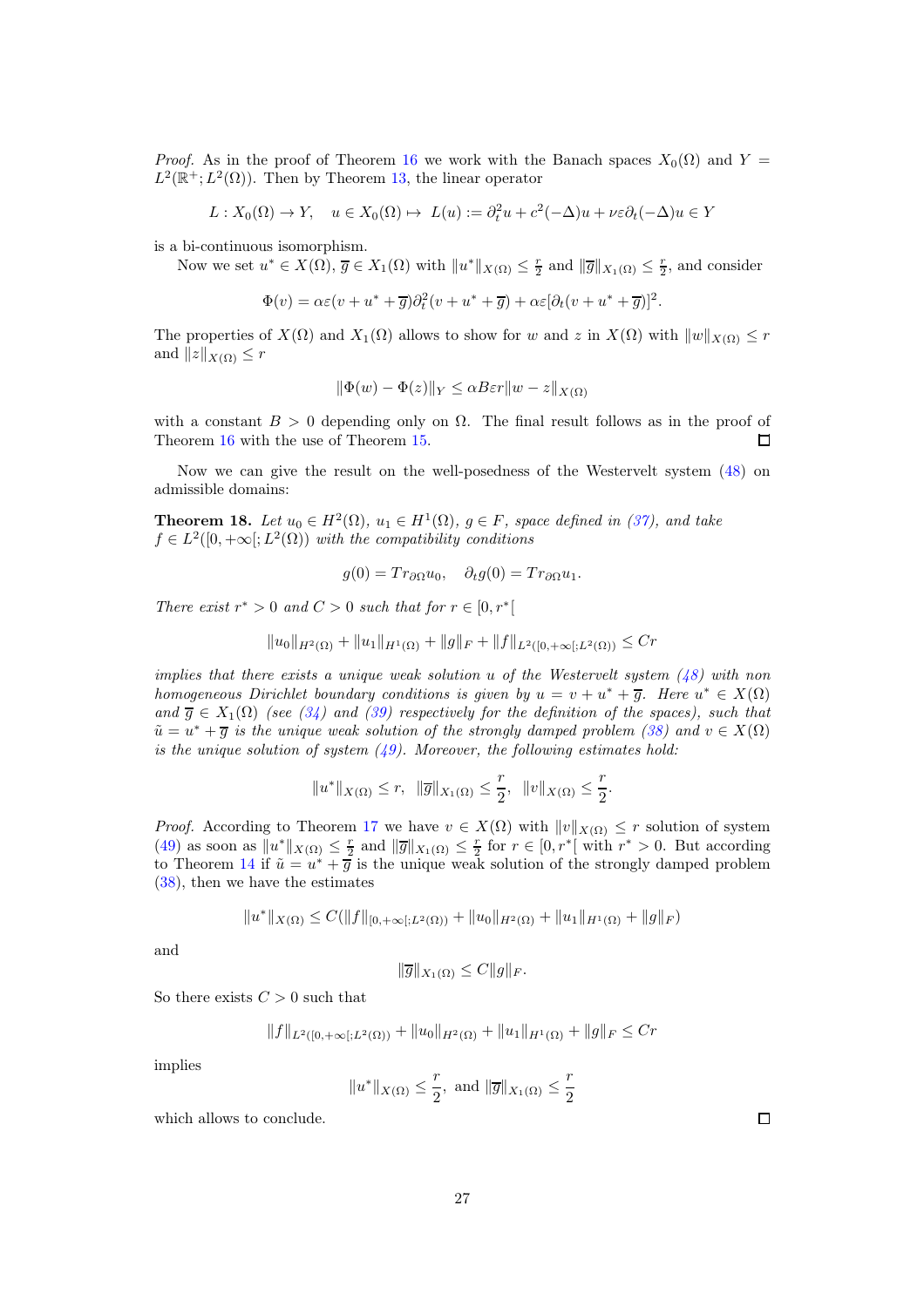*Proof.* As in the proof of Theorem 16 we work with the Banach spaces $X_0(\Omega)$ and $Y = L^2(\mathbb{R}^+; L^2(\Omega))$. Then by Theorem 13, the linear operator

$$L : X_0(\Omega) \to Y, \quad u \in X_0(\Omega) \mapsto L(u) := \partial_t^2 u + c^2(-\Delta)u + \nu\varepsilon\partial_t(-\Delta)u \in Y$$

is a bi-continuous isomorphism.

Now we set $u^* \in X(\Omega)$, $\overline{g} \in X_1(\Omega)$ with $\|u^*\|_{X(\Omega)} \leq \frac{r}{2}$ and $\|\overline{g}\|_{X_1(\Omega)} \leq \frac{r}{2}$, and consider

$$\Phi(v) = \alpha\varepsilon(v + u^* + \overline{g})\partial_t^2(v + u^* + \overline{g}) + \alpha\varepsilon[\partial_t(v + u^* + \overline{g})]^2.$$

The properties of $X(\Omega)$ and $X_1(\Omega)$ allows to show for $w$ and $z$ in $X(\Omega)$ with $\|w\|_{X(\Omega)} \leq r$ and $\|z\|_{X(\Omega)} \leq r$

$$\|\Phi(w) - \Phi(z)\|_Y \leq \alpha B\varepsilon r\|w - z\|_{X(\Omega)}$$

with a constant $B > 0$ depending only on $\Omega$. The final result follows as in the proof of Theorem 16 with the use of Theorem 15. $\square$

Now we can give the result on the well-posedness of the Westervelt system (48) on admissible domains:

**Theorem 18.** *Let $u_0 \in H^2(\Omega)$, $u_1 \in H^1(\Omega)$, $g \in F$, space defined in (37), and take $f \in L^2([0, +\infty[; L^2(\Omega))$ with the compatibility conditions*

$$g(0) = Tr_{\partial\Omega}u_0, \quad \partial_t g(0) = Tr_{\partial\Omega}u_1.$$

*There exist $r^* > 0$ and $C > 0$ such that for $r \in [0, r^*[$*

$$\|u_0\|_{H^2(\Omega)} + \|u_1\|_{H^1(\Omega)} + \|g\|_F + \|f\|_{L^2([0,+\infty[;L^2(\Omega))} \leq Cr$$

*implies that there exists a unique weak solution $u$ of the Westervelt system (48) with non homogeneous Dirichlet boundary conditions is given by $u = v + u^* + \overline{g}$. Here $u^* \in X(\Omega)$ and $\overline{g} \in X_1(\Omega)$ (see (34) and (39) respectively for the definition of the spaces), such that $\tilde{u} = u^* + \overline{g}$ is the unique weak solution of the strongly damped problem (38) and $v \in X(\Omega)$ is the unique solution of system (49). Moreover, the following estimates hold:*

$$\|u^*\|_{X(\Omega)} \leq r, \;\; \|\overline{g}\|_{X_1(\Omega)} \leq \frac{r}{2}, \;\; \|v\|_{X(\Omega)} \leq \frac{r}{2}.$$

*Proof.* According to Theorem 17 we have $v \in X(\Omega)$ with $\|v\|_{X(\Omega)} \leq r$ solution of system (49) as soon as $\|u^*\|_{X(\Omega)} \leq \frac{r}{2}$ and $\|\overline{g}\|_{X_1(\Omega)} \leq \frac{r}{2}$ for $r \in [0, r^*[$ with $r^* > 0$. But according to Theorem 14 if $\tilde{u} = u^* + \overline{g}$ is the unique weak solution of the strongly damped problem (38), then we have the estimates

$$\|u^*\|_{X(\Omega)} \leq C(\|f\|_{[0,+\infty[;L^2(\Omega))} + \|u_0\|_{H^2(\Omega)} + \|u_1\|_{H^1(\Omega)} + \|g\|_F)$$

and

$$\|\overline{g}\|_{X_1(\Omega)} \leq C\|g\|_F.$$

So there exists $C > 0$ such that

$$\|f\|_{L^2([0,+\infty[;L^2(\Omega))} + \|u_0\|_{H^2(\Omega)} + \|u_1\|_{H^1(\Omega)} + \|g\|_F \leq Cr$$

implies

$$\|u^*\|_{X(\Omega)} \leq \frac{r}{2}, \text{ and } \|\overline{g}\|_{X_1(\Omega)} \leq \frac{r}{2}$$

which allows to conclude. $\square$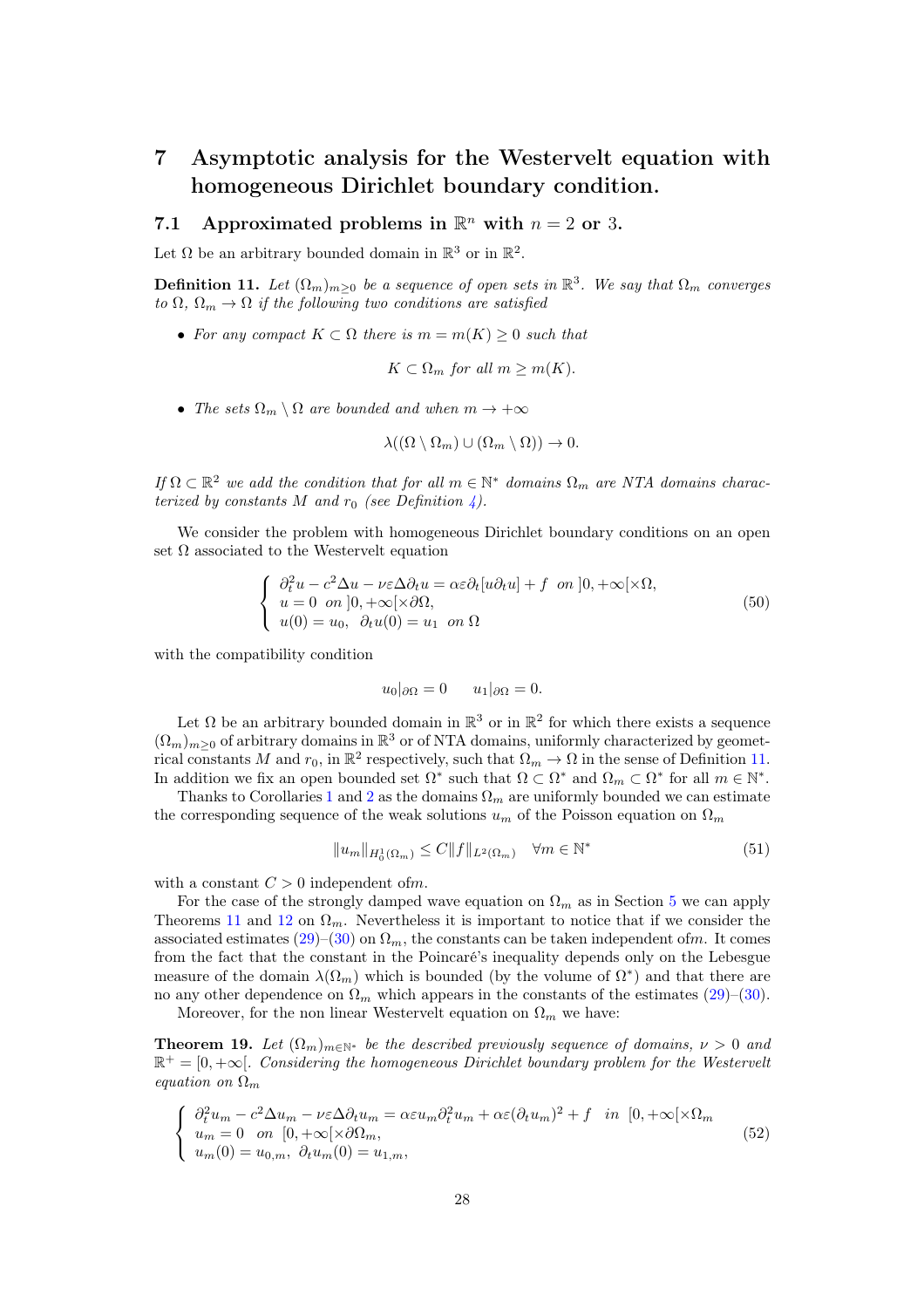# 7 Asymptotic analysis for the Westervelt equation with homogeneous Dirichlet boundary condition.

## 7.1 Approximated problems in $\mathbb{R}^n$ with $n = 2$ or 3.

Let $\Omega$ be an arbitrary bounded domain in $\mathbb{R}^3$ or in $\mathbb{R}^2$.

**Definition 11.** *Let $(\Omega_m)_{m\geq 0}$ be a sequence of open sets in $\mathbb{R}^3$. We say that $\Omega_m$ converges to $\Omega$, $\Omega_m \to \Omega$ if the following two conditions are satisfied*

- *For any compact $K \subset \Omega$ there is $m = m(K) \geq 0$ such that*

$$K \subset \Omega_m \text{ for all } m \geq m(K).$$

- *The sets $\Omega_m \setminus \Omega$ are bounded and when $m \to +\infty$*

$$\lambda((\Omega \setminus \Omega_m) \cup (\Omega_m \setminus \Omega)) \to 0.$$

*If $\Omega \subset \mathbb{R}^2$ we add the condition that for all $m \in \mathbb{N}^*$ domains $\Omega_m$ are NTA domains characterized by constants $M$ and $r_0$ (see Definition 4).*

We consider the problem with homogeneous Dirichlet boundary conditions on an open set $\Omega$ associated to the Westervelt equation

$$\left\{ \begin{array}{l} \partial_t^2 u - c^2 \Delta u - \nu\varepsilon \Delta \partial_t u = \alpha\varepsilon \partial_t [u \partial_t u] + f \ \ on \ ]0, +\infty[\times\Omega, \\ u = 0 \ \ on \ ]0, +\infty[\times\partial\Omega, \\ u(0) = u_0, \ \ \partial_t u(0) = u_1 \ \ on \ \Omega \end{array} \right. \tag{50}$$

with the compatibility condition

$$u_0|_{\partial\Omega} = 0 \qquad u_1|_{\partial\Omega} = 0.$$

Let $\Omega$ be an arbitrary bounded domain in $\mathbb{R}^3$ or in $\mathbb{R}^2$ for which there exists a sequence $(\Omega_m)_{m\geq 0}$ of arbitrary domains in $\mathbb{R}^3$ or of NTA domains, uniformly characterized by geometrical constants $M$ and $r_0$, in $\mathbb{R}^2$ respectively, such that $\Omega_m \to \Omega$ in the sense of Definition 11. In addition we fix an open bounded set $\Omega^*$ such that $\Omega \subset \Omega^*$ and $\Omega_m \subset \Omega^*$ for all $m \in \mathbb{N}^*$.

Thanks to Corollaries 1 and 2 as the domains $\Omega_m$ are uniformly bounded we can estimate the corresponding sequence of the weak solutions $u_m$ of the Poisson equation on $\Omega_m$

$$\|u_m\|_{H_0^1(\Omega_m)} \leq C\|f\|_{L^2(\Omega_m)} \quad \forall m \in \mathbb{N}^* \tag{51}$$

with a constant $C > 0$ independent of$m$.

For the case of the strongly damped wave equation on $\Omega_m$ as in Section 5 we can apply Theorems 11 and 12 on $\Omega_m$. Nevertheless it is important to notice that if we consider the associated estimates (29)–(30) on $\Omega_m$, the constants can be taken independent of$m$. It comes from the fact that the constant in the Poincaré's inequality depends only on the Lebesgue measure of the domain $\lambda(\Omega_m)$ which is bounded (by the volume of $\Omega^*$) and that there are no any other dependence on $\Omega_m$ which appears in the constants of the estimates (29)–(30).

Moreover, for the non linear Westervelt equation on $\Omega_m$ we have:

**Theorem 19.** *Let $(\Omega_m)_{m\in\mathbb{N}^*}$ be the described previously sequence of domains, $\nu > 0$ and $\mathbb{R}^+ = [0, +\infty[$. Considering the homogeneous Dirichlet boundary problem for the Westervelt equation on $\Omega_m$*

$$\left\{ \begin{array}{l} \partial_t^2 u_m - c^2 \Delta u_m - \nu\varepsilon \Delta \partial_t u_m = \alpha\varepsilon u_m \partial_t^2 u_m + \alpha\varepsilon(\partial_t u_m)^2 + f \ \ in \ [0, +\infty[\times\Omega_m \\ u_m = 0 \ \ on \ [0, +\infty[\times\partial\Omega_m, \\ u_m(0) = u_{0,m}, \ \partial_t u_m(0) = u_{1,m}, \end{array} \right. \tag{52}$$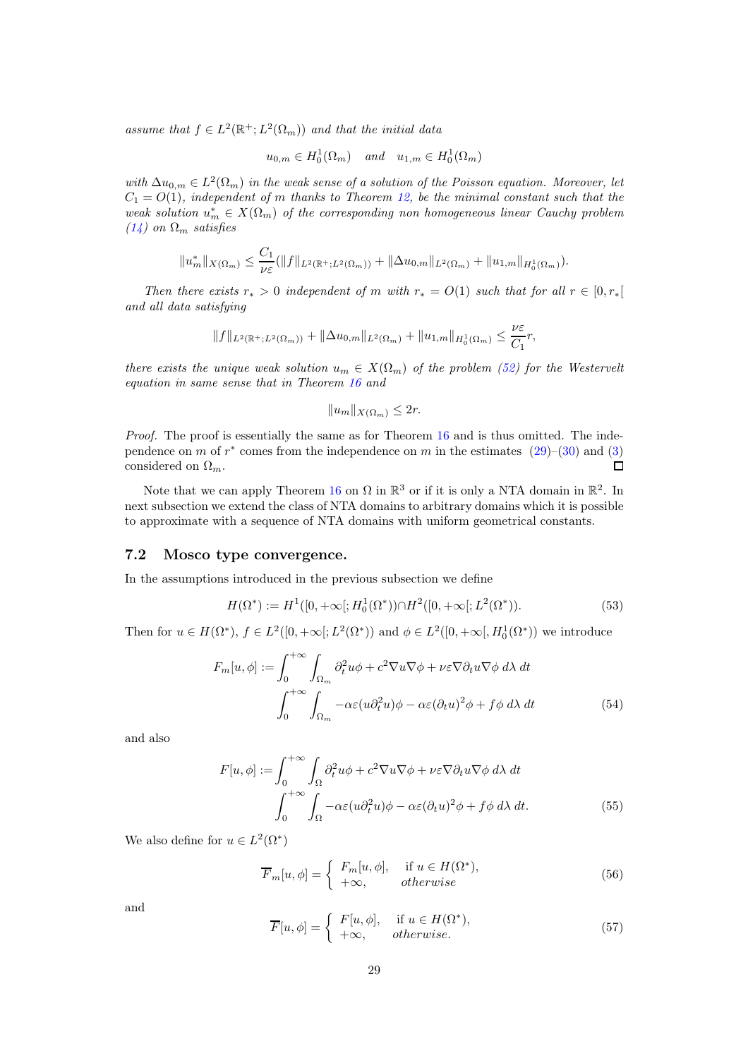*assume that $f \in L^2(\mathbb{R}^+; L^2(\Omega_m))$ and that the initial data*

$$u_{0,m} \in H_0^1(\Omega_m) \quad \textit{and} \quad u_{1,m} \in H_0^1(\Omega_m)$$

*with $\Delta u_{0,m} \in L^2(\Omega_m)$ in the weak sense of a solution of the Poisson equation. Moreover, let $C_1 = O(1)$, independent of $m$ thanks to Theorem 12, be the minimal constant such that the weak solution $u_m^* \in X(\Omega_m)$ of the corresponding non homogeneous linear Cauchy problem (14) on $\Omega_m$ satisfies*

$$\|u_m^*\|_{X(\Omega_m)} \leq \frac{C_1}{\nu\varepsilon}(\|f\|_{L^2(\mathbb{R}^+;L^2(\Omega_m))} + \|\Delta u_{0,m}\|_{L^2(\Omega_m)} + \|u_{1,m}\|_{H_0^1(\Omega_m)}).$$

*Then there exists $r_* > 0$ independent of $m$ with $r_* = O(1)$ such that for all $r \in [0, r_*[$ and all data satisfying*

$$\|f\|_{L^2(\mathbb{R}^+;L^2(\Omega_m))} + \|\Delta u_{0,m}\|_{L^2(\Omega_m)} + \|u_{1,m}\|_{H_0^1(\Omega_m)} \leq \frac{\nu\varepsilon}{C_1} r,$$

*there exists the unique weak solution $u_m \in X(\Omega_m)$ of the problem (52) for the Westervelt equation in same sense that in Theorem 16 and*

$$\|u_m\|_{X(\Omega_m)} \leq 2r.$$

*Proof.* The proof is essentially the same as for Theorem 16 and is thus omitted. The independence on $m$ of $r^*$ comes from the independence on $m$ in the estimates (29)–(30) and (3) considered on $\Omega_m$. $\square$

Note that we can apply Theorem 16 on $\Omega$ in $\mathbb{R}^3$ or if it is only a NTA domain in $\mathbb{R}^2$. In next subsection we extend the class of NTA domains to arbitrary domains which it is possible to approximate with a sequence of NTA domains with uniform geometrical constants.

### 7.2 Mosco type convergence.

In the assumptions introduced in the previous subsection we define

$$H(\Omega^*) := H^1([0, +\infty[; H_0^1(\Omega^*)) \cap H^2([0, +\infty[; L^2(\Omega^*)). \tag{53}$$

Then for $u \in H(\Omega^*)$, $f \in L^2([0, +\infty[; L^2(\Omega^*))$ and $\phi \in L^2([0, +\infty[, H_0^1(\Omega^*))$ we introduce

$$\begin{aligned} F_m[u, \phi] := &\int_0^{+\infty} \int_{\Omega_m} \partial_t^2 u\phi + c^2 \nabla u \nabla\phi + \nu\varepsilon \nabla\partial_t u \nabla\phi \, d\lambda \, dt \\ &\int_0^{+\infty} \int_{\Omega_m} -\alpha\varepsilon(u\partial_t^2 u)\phi - \alpha\varepsilon(\partial_t u)^2\phi + f\phi \, d\lambda \, dt \end{aligned} \tag{54}$$

and also

$$\begin{aligned} F[u, \phi] := &\int_0^{+\infty} \int_{\Omega} \partial_t^2 u\phi + c^2 \nabla u \nabla\phi + \nu\varepsilon \nabla\partial_t u \nabla\phi \, d\lambda \, dt \\ &\int_0^{+\infty} \int_{\Omega} -\alpha\varepsilon(u\partial_t^2 u)\phi - \alpha\varepsilon(\partial_t u)^2\phi + f\phi \, d\lambda \, dt. \end{aligned} \tag{55}$$

We also define for $u \in L^2(\Omega^*)$

$$\overline{F}_m[u, \phi] = \begin{cases} F_m[u, \phi], & \text{if } u \in H(\Omega^*), \\ +\infty, & \textit{otherwise} \end{cases} \tag{56}$$

and

$$\overline{F}[u, \phi] = \begin{cases} F[u, \phi], & \text{if } u \in H(\Omega^*), \\ +\infty, & \textit{otherwise.} \end{cases} \tag{57}$$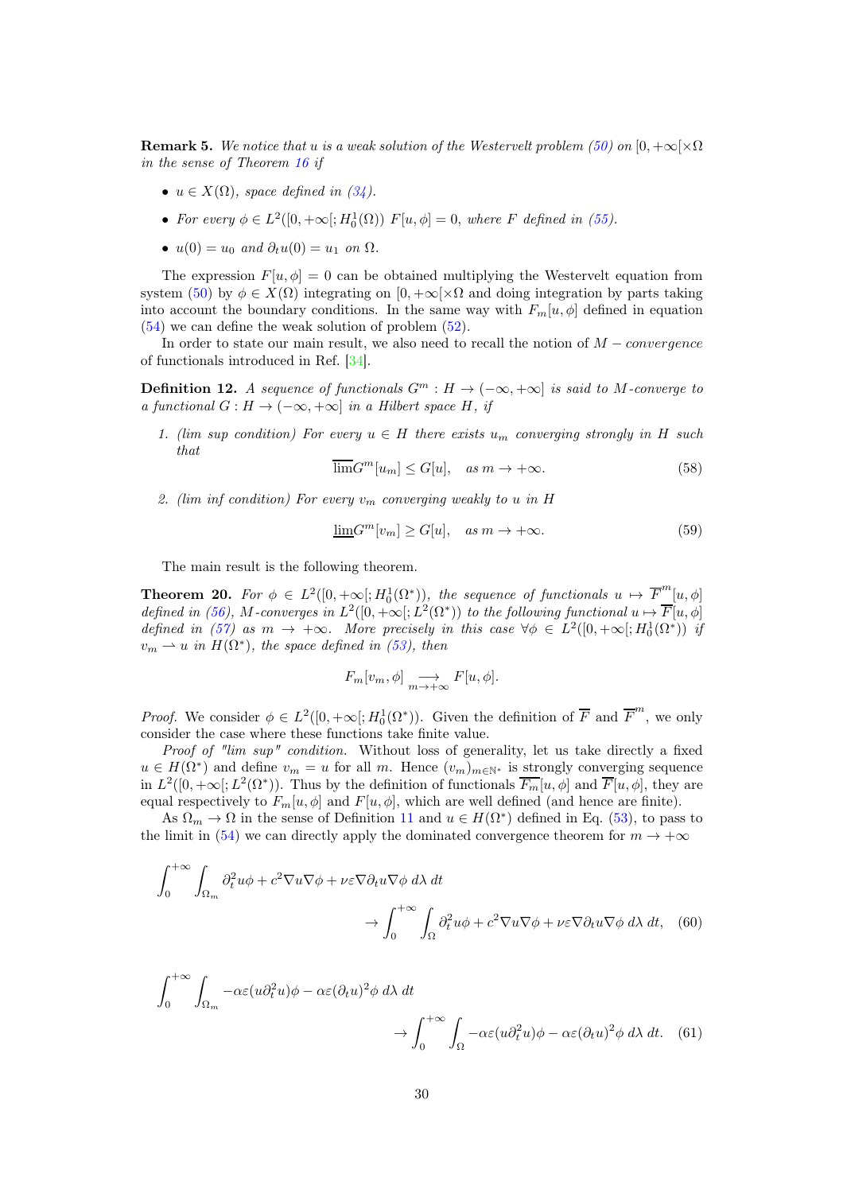**Remark 5.** *We notice that $u$ is a weak solution of the Westervelt problem (50) on $[0,+\infty[\times\Omega$ in the sense of Theorem 16 if*

- *$u \in X(\Omega)$, space defined in (34).*
- *For every $\phi \in L^2([0,+\infty[;H_0^1(\Omega))$ $F[u,\phi]=0$, where $F$ defined in (55).*
- *$u(0)=u_0$ and $\partial_t u(0)=u_1$ on $\Omega$.*

The expression $F[u,\phi]=0$ can be obtained multiplying the Westervelt equation from system (50) by $\phi \in X(\Omega)$ integrating on $[0,+\infty[\times\Omega$ and doing integration by parts taking into account the boundary conditions. In the same way with $F_m[u,\phi]$ defined in equation (54) we can define the weak solution of problem (52).

In order to state our main result, we also need to recall the notion of $M-convergence$ of functionals introduced in Ref. [34].

**Definition 12.** *A sequence of functionals $G^m : H \to (-\infty,+\infty]$ is said to $M$-converge to a functional $G : H \to (-\infty,+\infty]$ in a Hilbert space $H$, if*

1. *(lim sup condition) For every $u \in H$ there exists $u_m$ converging strongly in $H$ such that*
$$\overline{\lim} G^m[u_m] \le G[u], \quad \text{as } m \to +\infty. \tag{58}$$

2. *(lim inf condition) For every $v_m$ converging weakly to $u$ in $H$*
$$\underline{\lim} G^m[v_m] \ge G[u], \quad \text{as } m \to +\infty. \tag{59}$$

The main result is the following theorem.

**Theorem 20.** *For $\phi \in L^2([0,+\infty[;H_0^1(\Omega^*))$, the sequence of functionals $u \mapsto \overline{F}^m[u,\phi]$ defined in (56), $M$-converges in $L^2([0,+\infty[;L^2(\Omega^*))$ to the following functional $u \mapsto \overline{F}[u,\phi]$ defined in (57) as $m \to +\infty$. More precisely in this case $\forall \phi \in L^2([0,+\infty[;H_0^1(\Omega^*))$ if $v_m \rightharpoonup u$ in $H(\Omega^*)$, the space defined in (53), then*

$$F_m[v_m,\phi] \underset{m\to+\infty}{\longrightarrow} F[u,\phi].$$

*Proof.* We consider $\phi \in L^2([0,+\infty[;H_0^1(\Omega^*))$. Given the definition of $\overline{F}$ and $\overline{F}^m$, we only consider the case where these functions take finite value.

*Proof of "lim sup" condition.* Without loss of generality, let us take directly a fixed $u \in H(\Omega^*)$ and define $v_m = u$ for all $m$. Hence $(v_m)_{m\in\mathbb{N}^*}$ is strongly converging sequence in $L^2([0,+\infty[;L^2(\Omega^*))$. Thus by the definition of functionals $\overline{F_m}[u,\phi]$ and $\overline{F}[u,\phi]$, they are equal respectively to $F_m[u,\phi]$ and $F[u,\phi]$, which are well defined (and hence are finite).

As $\Omega_m \to \Omega$ in the sense of Definition 11 and $u \in H(\Omega^*)$ defined in Eq. (53), to pass to the limit in (54) we can directly apply the dominated convergence theorem for $m \to +\infty$

$$\int_0^{+\infty}\int_{\Omega_m} \partial_t^2 u\phi + c^2\nabla u\nabla\phi + \nu\varepsilon\nabla\partial_t u\nabla\phi \, d\lambda \, dt \\ \to \int_0^{+\infty}\int_{\Omega} \partial_t^2 u\phi + c^2\nabla u\nabla\phi + \nu\varepsilon\nabla\partial_t u\nabla\phi \, d\lambda \, dt, \tag{60}$$

$$\int_0^{+\infty}\int_{\Omega_m} -\alpha\varepsilon(u\partial_t^2 u)\phi - \alpha\varepsilon(\partial_t u)^2\phi \, d\lambda \, dt \\ \to \int_0^{+\infty}\int_{\Omega} -\alpha\varepsilon(u\partial_t^2 u)\phi - \alpha\varepsilon(\partial_t u)^2\phi \, d\lambda \, dt. \tag{61}$$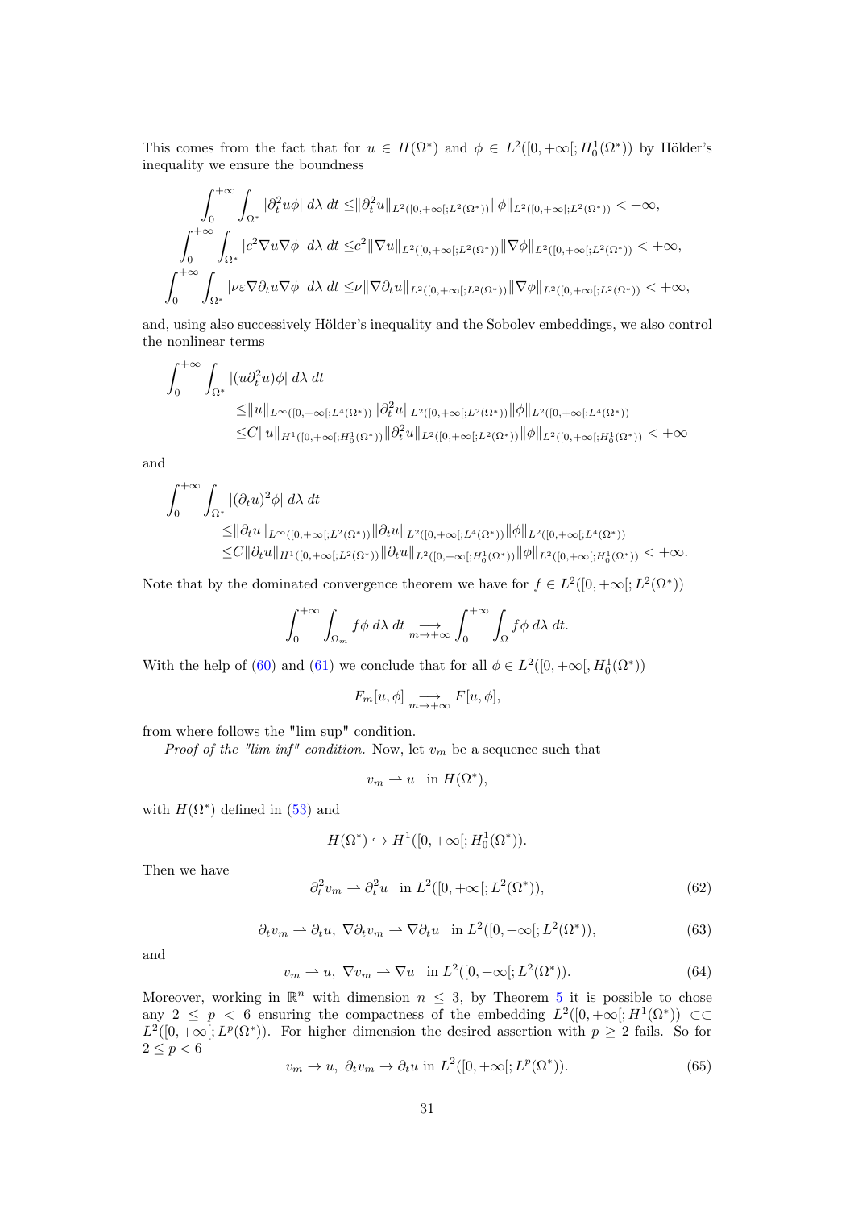This comes from the fact that for $u \in H(\Omega^*)$ and $\phi \in L^2([0,+\infty[;H^1_0(\Omega^*))$ by Hölder's inequality we ensure the boundness

$$
\begin{aligned}
\int_0^{+\infty}\int_{\Omega^*} |\partial_t^2 u\phi| \; d\lambda \; dt \leq & \|\partial_t^2 u\|_{L^2([0,+\infty[;L^2(\Omega^*))}\|\phi\|_{L^2([0,+\infty[;L^2(\Omega^*))} < +\infty,\\
\int_0^{+\infty}\int_{\Omega^*} |c^2\nabla u \nabla \phi| \; d\lambda \; dt \leq & c^2\|\nabla u\|_{L^2([0,+\infty[;L^2(\Omega^*))}\|\nabla\phi\|_{L^2([0,+\infty[;L^2(\Omega^*))} < +\infty,\\
\int_0^{+\infty}\int_{\Omega^*} |\nu\varepsilon \nabla\partial_t u \nabla \phi| \; d\lambda \; dt \leq & \nu\|\nabla \partial_t u\|_{L^2([0,+\infty[;L^2(\Omega^*))}\|\nabla\phi\|_{L^2([0,+\infty[;L^2(\Omega^*))} < +\infty,
\end{aligned}
$$

and, using also successively Hölder's inequality and the Sobolev embeddings, we also control the nonlinear terms

$$
\begin{aligned}
\int_0^{+\infty}\int_{\Omega^*} & |(u\partial_t^2 u)\phi| \; d\lambda \; dt\\
\leq & \|u\|_{L^\infty([0,+\infty[;L^4(\Omega^*))}\|\partial_t^2 u\|_{L^2([0,+\infty[;L^2(\Omega^*))}\|\phi\|_{L^2([0,+\infty[;L^4(\Omega^*))}\\
\leq & C\|u\|_{H^1([0,+\infty[;H^1_0(\Omega^*))}\|\partial_t^2 u\|_{L^2([0,+\infty[;L^2(\Omega^*))}\|\phi\|_{L^2([0,+\infty[;H^1_0(\Omega^*))} < +\infty
\end{aligned}
$$

and

$$
\begin{aligned}
\int_0^{+\infty}\int_{\Omega^*} & |(\partial_t u)^2\phi| \; d\lambda \; dt\\
\leq & \|\partial_t u\|_{L^\infty([0,+\infty[;L^2(\Omega^*))}\|\partial_t u\|_{L^2([0,+\infty[;L^4(\Omega^*))}\|\phi\|_{L^2([0,+\infty[;L^4(\Omega^*))}\\
\leq & C\|\partial_t u\|_{H^1([0,+\infty[;L^2(\Omega^*))}\|\partial_t u\|_{L^2([0,+\infty[;H^1_0(\Omega^*))}\|\phi\|_{L^2([0,+\infty[;H^1_0(\Omega^*))} < +\infty.
\end{aligned}
$$

Note that by the dominated convergence theorem we have for $f \in L^2([0,+\infty[;L^2(\Omega^*))$

$$
\int_0^{+\infty}\int_{\Omega_m} f\phi \; d\lambda \; dt \underset{m\to+\infty}{\longrightarrow} \int_0^{+\infty}\int_{\Omega} f\phi \; d\lambda \; dt.
$$

With the help of (60) and (61) we conclude that for all $\phi \in L^2([0,+\infty[, H^1_0(\Omega^*))$

$$
F_m[u,\phi] \underset{m\to+\infty}{\longrightarrow} F[u,\phi],
$$

from where follows the "lim sup" condition.

*Proof of the "lim inf" condition.* Now, let $v_m$ be a sequence such that

$$
v_m \rightharpoonup u \quad \text{in } H(\Omega^*),
$$

with $H(\Omega^*)$ defined in (53) and

$$
H(\Omega^*) \hookrightarrow H^1([0,+\infty[;H^1_0(\Omega^*)).
$$

Then we have

$$
\partial_t^2 v_m \rightharpoonup \partial_t^2 u \quad \text{in } L^2([0,+\infty[;L^2(\Omega^*)), \tag{62}
$$

$$
\partial_t v_m \rightharpoonup \partial_t u,\; \nabla \partial_t v_m \rightharpoonup \nabla\partial_t u \quad \text{in } L^2([0,+\infty[;L^2(\Omega^*)), \tag{63}
$$

and

$$
v_m \rightharpoonup u,\; \nabla v_m \rightharpoonup \nabla u \quad \text{in } L^2([0,+\infty[;L^2(\Omega^*)). \tag{64}
$$

Moreover, working in $\mathbb{R}^n$ with dimension $n \leq 3$, by Theorem 5 it is possible to chose any $2 \leq p < 6$ ensuring the compactness of the embedding $L^2([0,+\infty[;H^1(\Omega^*)) \subset\subset L^2([0,+\infty[;L^p(\Omega^*))$. For higher dimension the desired assertion with $p \geq 2$ fails. So for $2 \leq p < 6$

$$
v_m \to u,\; \partial_t v_m \to \partial_t u \text{ in } L^2([0,+\infty[;L^p(\Omega^*)). \tag{65}
$$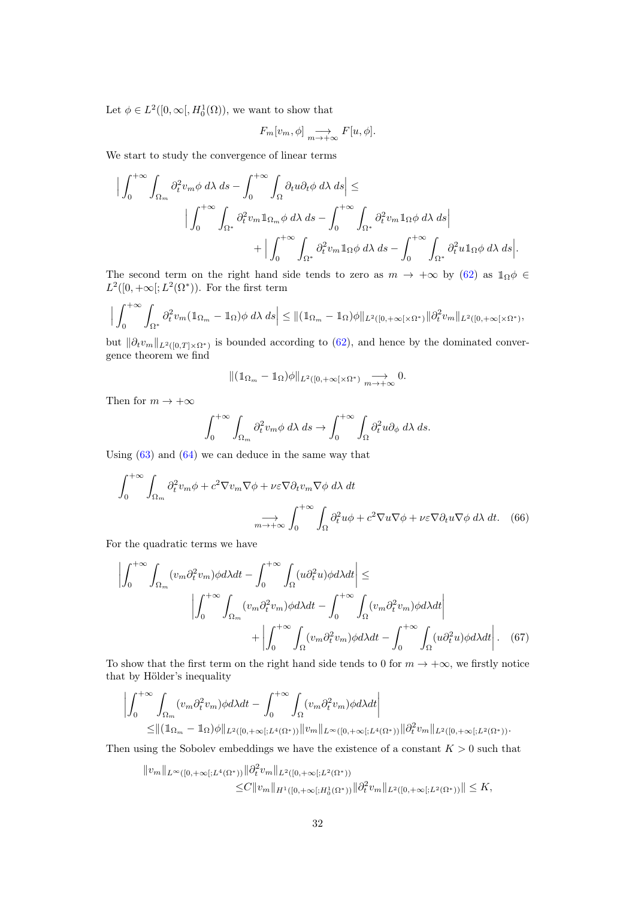Let $\phi \in L^2([0,\infty[, H_0^1(\Omega))$, we want to show that

$$F_m[v_m, \phi] \underset{m\to+\infty}{\longrightarrow} F[u,\phi].$$

We start to study the convergence of linear terms

$$\Big|\int_0^{+\infty}\int_{\Omega_m} \partial_t^2 v_m \phi \; d\lambda\; ds - \int_0^{+\infty}\int_\Omega \partial_t u \partial_t \phi \; d\lambda\; ds\Big| \leq$$
$$\Big|\int_0^{+\infty}\int_{\Omega^*} \partial_t^2 v_m \mathbb{1}_{\Omega_m} \phi \; d\lambda\; ds - \int_0^{+\infty}\int_{\Omega^*} \partial_t^2 v_m \mathbb{1}_{\Omega} \phi \; d\lambda\; ds\Big|$$
$$+ \Big|\int_0^{+\infty}\int_{\Omega^*} \partial_t^2 v_m \mathbb{1}_{\Omega} \phi \; d\lambda\; ds - \int_0^{+\infty}\int_{\Omega^*} \partial_t^2 u \mathbb{1}_{\Omega} \phi \; d\lambda\; ds\Big|.$$

The second term on the right hand side tends to zero as $m \to +\infty$ by (62) as $\mathbb{1}_\Omega \phi \in L^2([0,+\infty[; L^2(\Omega^*))$. For the first term

$$\Big|\int_0^{+\infty}\int_{\Omega^*} \partial_t^2 v_m (\mathbb{1}_{\Omega_m} - \mathbb{1}_\Omega)\phi \; d\lambda\; ds\Big| \leq \|(\mathbb{1}_{\Omega_m} - \mathbb{1}_\Omega)\phi\|_{L^2([0,+\infty[\times\Omega^*)} \|\partial_t^2 v_m\|_{L^2([0,+\infty[\times\Omega^*)},$$

but $\|\partial_t v_m\|_{L^2([0,T]\times\Omega^*)}$ is bounded according to (62), and hence by the dominated convergence theorem we find

$$\|(\mathbb{1}_{\Omega_m} - \mathbb{1}_\Omega)\phi\|_{L^2([0,+\infty[\times\Omega^*)} \underset{m\to+\infty}{\longrightarrow} 0.$$

Then for $m \to +\infty$

$$\int_0^{+\infty}\int_{\Omega_m} \partial_t^2 v_m \phi \; d\lambda\; ds \to \int_0^{+\infty}\int_\Omega \partial_t^2 u \partial_\phi \; d\lambda\; ds.$$

Using (63) and (64) we can deduce in the same way that

$$\int_0^{+\infty}\int_{\Omega_m} \partial_t^2 v_m \phi + c^2 \nabla v_m \nabla \phi + \nu\varepsilon \nabla \partial_t v_m \nabla \phi \; d\lambda\; dt$$
$$\underset{m\to+\infty}{\longrightarrow} \int_0^{+\infty}\int_\Omega \partial_t^2 u \phi + c^2 \nabla u \nabla \phi + \nu\varepsilon \nabla \partial_t u \nabla \phi \; d\lambda\; dt. \quad (66)$$

For the quadratic terms we have

$$\left|\int_0^{+\infty}\int_{\Omega_m} (v_m \partial_t^2 v_m)\phi d\lambda dt - \int_0^{+\infty}\int_\Omega (u\partial_t^2 u)\phi d\lambda dt\right| \leq$$
$$\left|\int_0^{+\infty}\int_{\Omega_m} (v_m \partial_t^2 v_m)\phi d\lambda dt - \int_0^{+\infty}\int_\Omega (v_m\partial_t^2 v_m)\phi d\lambda dt\right|$$
$$+ \left|\int_0^{+\infty}\int_{\Omega} (v_m \partial_t^2 v_m)\phi d\lambda dt - \int_0^{+\infty}\int_\Omega (u\partial_t^2 u)\phi d\lambda dt\right|. \quad (67)$$

To show that the first term on the right hand side tends to 0 for $m \to +\infty$, we firstly notice that by Hölder's inequality

$$\left|\int_0^{+\infty}\int_{\Omega_m} (v_m \partial_t^2 v_m)\phi d\lambda dt - \int_0^{+\infty}\int_\Omega (v_m\partial_t^2 v_m)\phi d\lambda dt\right|$$
$$\leq \|(\mathbb{1}_{\Omega_m} - \mathbb{1}_\Omega)\phi\|_{L^2([0,+\infty[; L^4(\Omega^*))} \|v_m\|_{L^\infty([0,+\infty[; L^4(\Omega^*))} \|\partial_t^2 v_m\|_{L^2([0,+\infty[; L^2(\Omega^*))}.$$

Then using the Sobolev embeddings we have the existence of a constant $K > 0$ such that

$$\|v_m\|_{L^\infty([0,+\infty[; L^4(\Omega^*))} \|\partial_t^2 v_m\|_{L^2([0,+\infty[; L^2(\Omega^*))}$$
$$\leq C\|v_m\|_{H^1([0,+\infty[; H_0^1(\Omega^*))} \|\partial_t^2 v_m\|_{L^2([0,+\infty[; L^2(\Omega^*))}\| \leq K,$$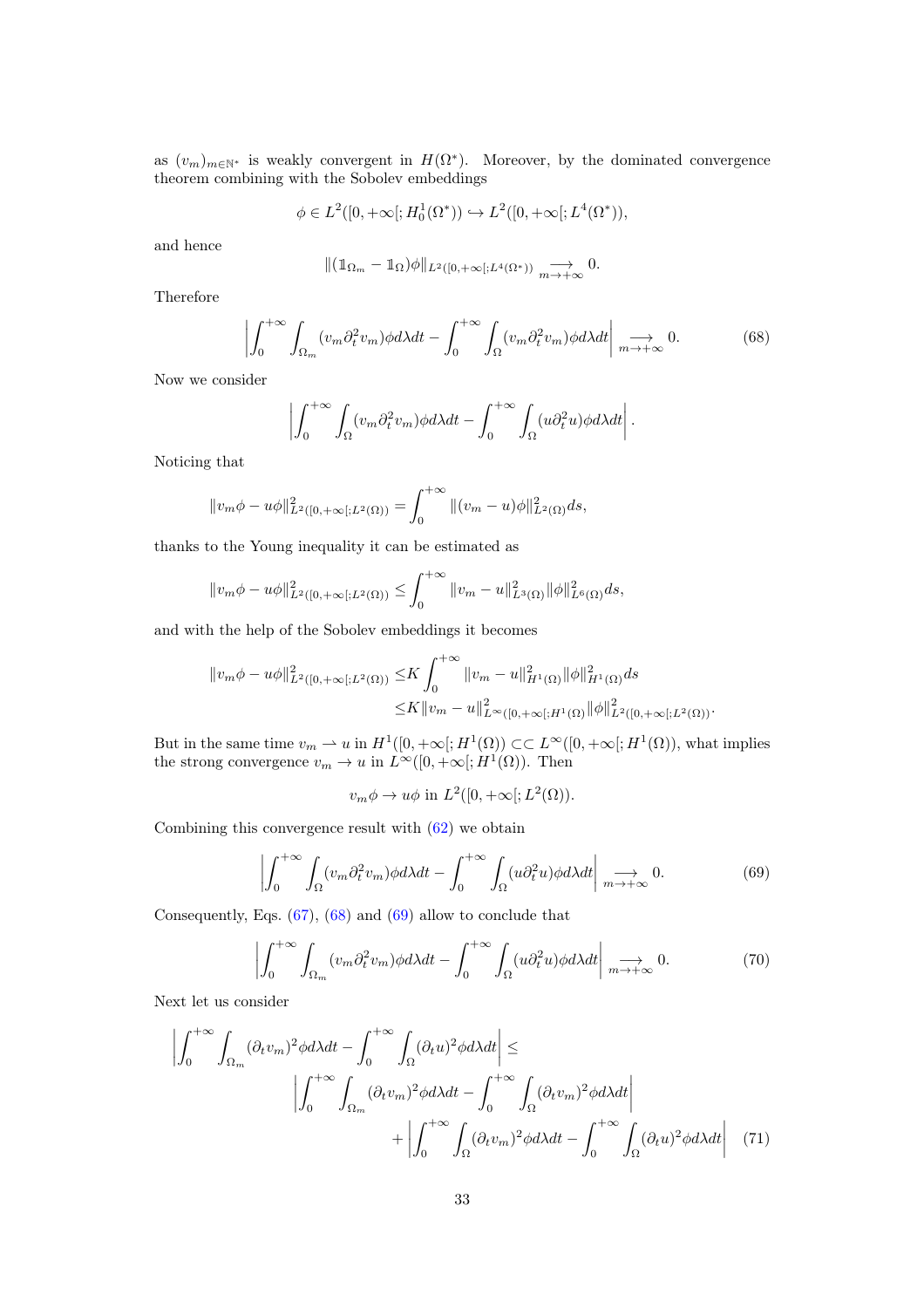as $(v_m)_{m\in\mathbb{N}^*}$ is weakly convergent in $H(\Omega^*)$. Moreover, by the dominated convergence theorem combining with the Sobolev embeddings

$$\phi \in L^2([0,+\infty[;H_0^1(\Omega^*)) \hookrightarrow L^2([0,+\infty[;L^4(\Omega^*)),$$

and hence

$$\|(\mathbb{1}_{\Omega_m} - \mathbb{1}_{\Omega})\phi\|_{L^2([0,+\infty[;L^4(\Omega^*))} \underset{m\to+\infty}{\longrightarrow} 0.$$

Therefore

$$\left|\int_0^{+\infty}\int_{\Omega_m}(v_m\partial_t^2 v_m)\phi d\lambda dt - \int_0^{+\infty}\int_{\Omega}(v_m\partial_t^2 v_m)\phi d\lambda dt\right| \underset{m\to+\infty}{\longrightarrow} 0. \tag{68}$$

Now we consider

$$\left|\int_0^{+\infty}\int_{\Omega}(v_m\partial_t^2 v_m)\phi d\lambda dt - \int_0^{+\infty}\int_{\Omega}(u\partial_t^2 u)\phi d\lambda dt\right|.$$

Noticing that

$$\|v_m\phi - u\phi\|^2_{L^2([0,+\infty[;L^2(\Omega))} = \int_0^{+\infty}\|(v_m-u)\phi\|^2_{L^2(\Omega)}ds,$$

thanks to the Young inequality it can be estimated as

$$\|v_m\phi - u\phi\|^2_{L^2([0,+\infty[;L^2(\Omega))} \leq \int_0^{+\infty}\|v_m-u\|^2_{L^3(\Omega)}\|\phi\|^2_{L^6(\Omega)}ds,$$

and with the help of the Sobolev embeddings it becomes

$$\begin{aligned}\|v_m\phi - u\phi\|^2_{L^2([0,+\infty[;L^2(\Omega))} \leq & K\int_0^{+\infty}\|v_m-u\|^2_{H^1(\Omega)}\|\phi\|^2_{H^1(\Omega)}ds\\ \leq & K\|v_m-u\|^2_{L^\infty([0,+\infty[;H^1(\Omega)}\|\phi\|^2_{L^2([0,+\infty[;L^2(\Omega))}.\end{aligned}$$

But in the same time $v_m \rightharpoonup u$ in $H^1([0,+\infty[;H^1(\Omega)) \subset\subset L^\infty([0,+\infty[;H^1(\Omega))$, what implies the strong convergence $v_m \to u$ in $L^\infty([0,+\infty[;H^1(\Omega))$. Then

$$v_m\phi \to u\phi \text{ in } L^2([0,+\infty[;L^2(\Omega)).$$

Combining this convergence result with (62) we obtain

$$\left|\int_0^{+\infty}\int_{\Omega}(v_m\partial_t^2 v_m)\phi d\lambda dt - \int_0^{+\infty}\int_{\Omega}(u\partial_t^2 u)\phi d\lambda dt\right| \underset{m\to+\infty}{\longrightarrow} 0. \tag{69}$$

Consequently, Eqs. (67), (68) and (69) allow to conclude that

$$\left|\int_0^{+\infty}\int_{\Omega_m}(v_m\partial_t^2 v_m)\phi d\lambda dt - \int_0^{+\infty}\int_{\Omega}(u\partial_t^2 u)\phi d\lambda dt\right| \underset{m\to+\infty}{\longrightarrow} 0. \tag{70}$$

Next let us consider

$$\begin{aligned}\left|\int_0^{+\infty}\int_{\Omega_m}(\partial_t v_m)^2\phi d\lambda dt - \int_0^{+\infty}\int_{\Omega}(\partial_t u)^2\phi d\lambda dt\right| \leq &\\ \left|\int_0^{+\infty}\int_{\Omega_m}(\partial_t v_m)^2\phi d\lambda dt - \int_0^{+\infty}\int_{\Omega}(\partial_t v_m)^2\phi d\lambda dt\right| &\\ + \left|\int_0^{+\infty}\int_{\Omega}(\partial_t v_m)^2\phi d\lambda dt - \int_0^{+\infty}\int_{\Omega}(\partial_t u)^2\phi d\lambda dt\right| & \quad (71)\end{aligned}$$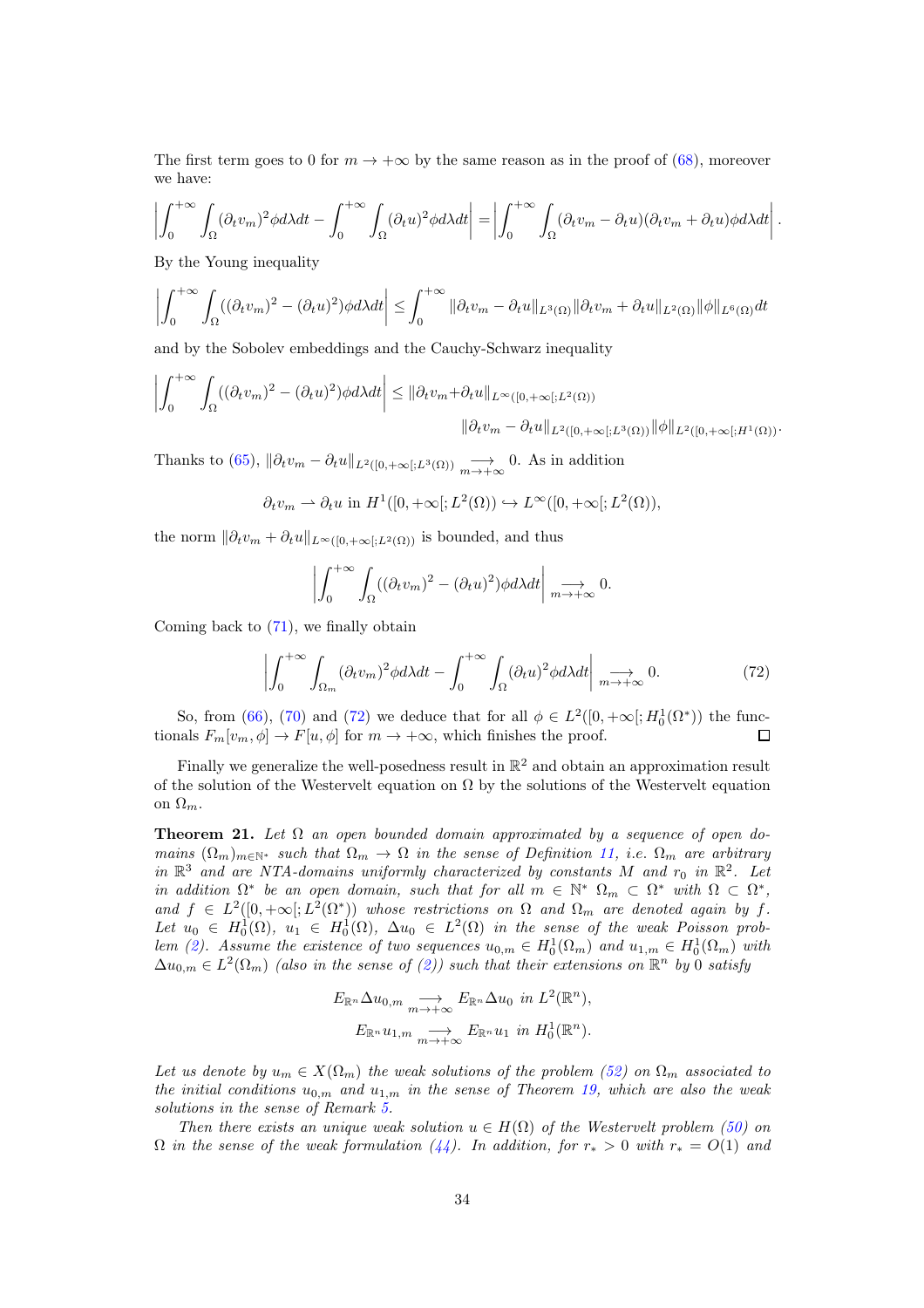The first term goes to 0 for $m \to +\infty$ by the same reason as in the proof of (68), moreover we have:

$$\left|\int_0^{+\infty}\int_\Omega (\partial_t v_m)^2 \phi d\lambda dt - \int_0^{+\infty}\int_\Omega (\partial_t u)^2 \phi d\lambda dt\right| = \left|\int_0^{+\infty}\int_\Omega (\partial_t v_m - \partial_t u)(\partial_t v_m + \partial_t u)\phi d\lambda dt\right|.$$

By the Young inequality

$$\left|\int_0^{+\infty}\int_\Omega ((\partial_t v_m)^2 - (\partial_t u)^2)\phi d\lambda dt\right| \leq \int_0^{+\infty} \|\partial_t v_m - \partial_t u\|_{L^3(\Omega)} \|\partial_t v_m + \partial_t u\|_{L^2(\Omega)} \|\phi\|_{L^6(\Omega)} dt$$

and by the Sobolev embeddings and the Cauchy-Schwarz inequality

$$\left|\int_0^{+\infty}\int_\Omega ((\partial_t v_m)^2 - (\partial_t u)^2)\phi d\lambda dt\right| \leq \|\partial_t v_m + \partial_t u\|_{L^\infty([0,+\infty[;L^2(\Omega))} \|\partial_t v_m - \partial_t u\|_{L^2([0,+\infty[;L^3(\Omega))} \|\phi\|_{L^2([0,+\infty[;H^1(\Omega))}.$$

Thanks to (65), $\|\partial_t v_m - \partial_t u\|_{L^2([0,+\infty[;L^3(\Omega))} \underset{m\to+\infty}{\longrightarrow} 0$. As in addition

$$\partial_t v_m \rightharpoonup \partial_t u \text{ in } H^1([0,+\infty[;L^2(\Omega)) \hookrightarrow L^\infty([0,+\infty[;L^2(\Omega)),$$

the norm $\|\partial_t v_m + \partial_t u\|_{L^\infty([0,+\infty[;L^2(\Omega))}$ is bounded, and thus

$$\left|\int_0^{+\infty}\int_\Omega ((\partial_t v_m)^2 - (\partial_t u)^2)\phi d\lambda dt\right| \underset{m\to+\infty}{\longrightarrow} 0.$$

Coming back to (71), we finally obtain

$$\left|\int_0^{+\infty}\int_{\Omega_m} (\partial_t v_m)^2 \phi d\lambda dt - \int_0^{+\infty}\int_\Omega (\partial_t u)^2 \phi d\lambda dt\right| \underset{m\to+\infty}{\longrightarrow} 0. \tag{72}$$

So, from (66), (70) and (72) we deduce that for all $\phi \in L^2([0,+\infty[;H_0^1(\Omega^*))$ the functionals $F_m[v_m,\phi] \to F[u,\phi]$ for $m \to +\infty$, which finishes the proof. $\square$

Finally we generalize the well-posedness result in $\mathbb{R}^2$ and obtain an approximation result of the solution of the Westervelt equation on $\Omega$ by the solutions of the Westervelt equation on $\Omega_m$.

**Theorem 21.** *Let $\Omega$ an open bounded domain approximated by a sequence of open domains $(\Omega_m)_{m\in\mathbb{N}^*}$ such that $\Omega_m \to \Omega$ in the sense of Definition 11, i.e. $\Omega_m$ are arbitrary in $\mathbb{R}^3$ and are NTA-domains uniformly characterized by constants $M$ and $r_0$ in $\mathbb{R}^2$. Let in addition $\Omega^*$ be an open domain, such that for all $m \in \mathbb{N}^*$ $\Omega_m \subset \Omega^*$ with $\Omega \subset \Omega^*$, and $f \in L^2([0,+\infty[;L^2(\Omega^*))$ whose restrictions on $\Omega$ and $\Omega_m$ are denoted again by $f$. Let $u_0 \in H_0^1(\Omega)$, $u_1 \in H_0^1(\Omega)$, $\Delta u_0 \in L^2(\Omega)$ in the sense of the weak Poisson problem (2). Assume the existence of two sequences $u_{0,m} \in H_0^1(\Omega_m)$ and $u_{1,m} \in H_0^1(\Omega_m)$ with $\Delta u_{0,m} \in L^2(\Omega_m)$ (also in the sense of (2)) such that their extensions on $\mathbb{R}^n$ by 0 satisfy*

$$E_{\mathbb{R}^n}\Delta u_{0,m} \underset{m\to+\infty}{\longrightarrow} E_{\mathbb{R}^n}\Delta u_0 \text{ in } L^2(\mathbb{R}^n),$$
$$E_{\mathbb{R}^n} u_{1,m} \underset{m\to+\infty}{\longrightarrow} E_{\mathbb{R}^n} u_1 \text{ in } H_0^1(\mathbb{R}^n).$$

*Let us denote by $u_m \in X(\Omega_m)$ the weak solutions of the problem (52) on $\Omega_m$ associated to the initial conditions $u_{0,m}$ and $u_{1,m}$ in the sense of Theorem 19, which are also the weak solutions in the sense of Remark 5.*

*Then there exists an unique weak solution $u \in H(\Omega)$ of the Westervelt problem (50) on $\Omega$ in the sense of the weak formulation (44). In addition, for $r_* > 0$ with $r_* = O(1)$ and*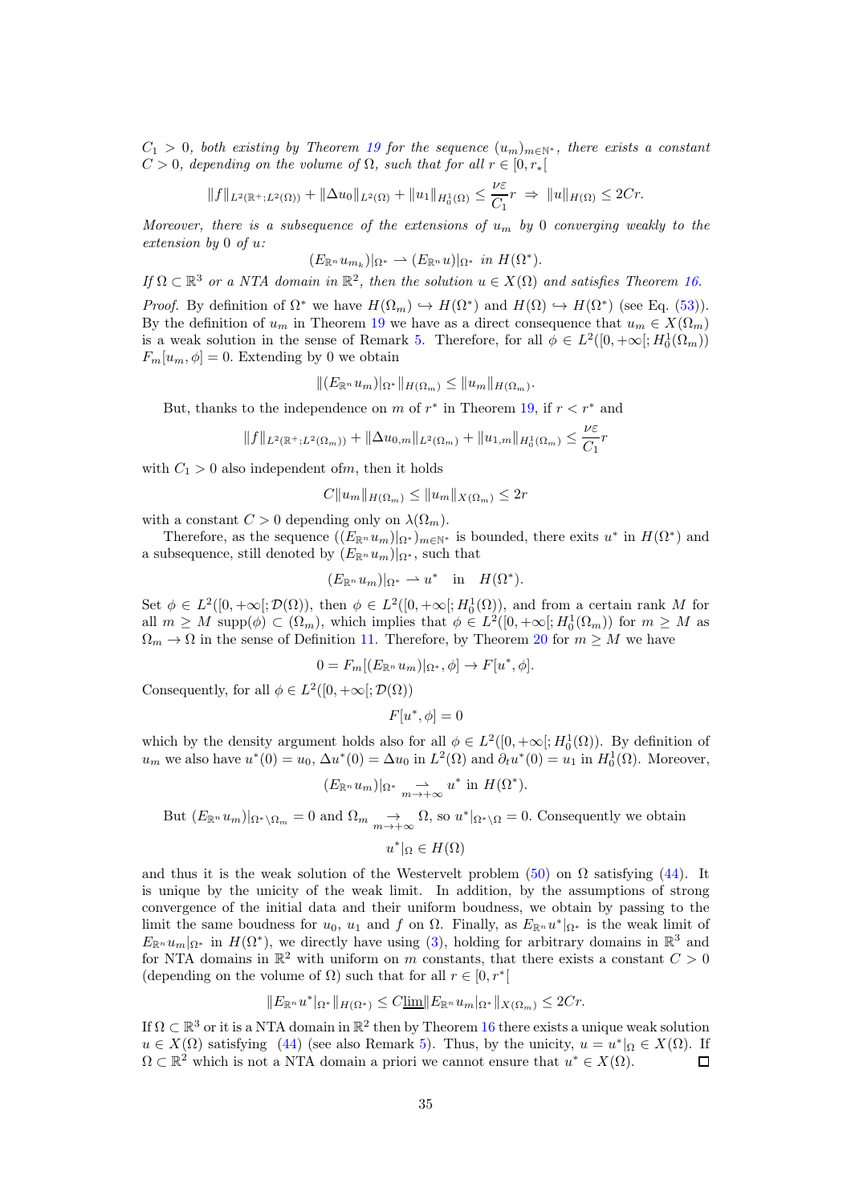*$C_1 > 0$, both existing by Theorem 19 for the sequence $(u_m)_{m\in\mathbb{N}^*}$, there exists a constant $C > 0$, depending on the volume of $\Omega$, such that for all $r \in [0, r_*[$*

$$\|f\|_{L^2(\mathbb{R}^+;L^2(\Omega))} + \|\Delta u_0\|_{L^2(\Omega)} + \|u_1\|_{H_0^1(\Omega)} \le \frac{\nu\varepsilon}{C_1} r \;\Rightarrow\; \|u\|_{H(\Omega)} \le 2Cr.$$

*Moreover, there is a subsequence of the extensions of $u_m$ by 0 converging weakly to the extension by 0 of $u$:*

$$(E_{\mathbb{R}^n} u_{m_k})|_{\Omega^*} \rightharpoonup (E_{\mathbb{R}^n} u)|_{\Omega^*} \text{ in } H(\Omega^*).$$

*If $\Omega \subset \mathbb{R}^3$ or a NTA domain in $\mathbb{R}^2$, then the solution $u \in X(\Omega)$ and satisfies Theorem 16.*

*Proof.* By definition of $\Omega^*$ we have $H(\Omega_m) \hookrightarrow H(\Omega^*)$ and $H(\Omega) \hookrightarrow H(\Omega^*)$ (see Eq. (53)). By the definition of $u_m$ in Theorem 19 we have as a direct consequence that $u_m \in X(\Omega_m)$ is a weak solution in the sense of Remark 5. Therefore, for all $\phi \in L^2([0, +\infty[; H_0^1(\Omega_m))$ $F_m[u_m, \phi] = 0$. Extending by 0 we obtain

$$\|(E_{\mathbb{R}^n} u_m)|_{\Omega^*}\|_{H(\Omega_m)} \le \|u_m\|_{H(\Omega_m)}.$$

But, thanks to the independence on $m$ of $r^*$ in Theorem 19, if $r < r^*$ and

$$\|f\|_{L^2(\mathbb{R}^+;L^2(\Omega_m))} + \|\Delta u_{0,m}\|_{L^2(\Omega_m)} + \|u_{1,m}\|_{H_0^1(\Omega_m)} \le \frac{\nu\varepsilon}{C_1} r$$

with $C_1 > 0$ also independent of$m$, then it holds

$$C\|u_m\|_{H(\Omega_m)} \le \|u_m\|_{X(\Omega_m)} \le 2r$$

with a constant $C > 0$ depending only on $\lambda(\Omega_m)$.

Therefore, as the sequence $((E_{\mathbb{R}^n} u_m)|_{\Omega^*})_{m\in\mathbb{N}^*}$ is bounded, there exits $u^*$ in $H(\Omega^*)$ and a subsequence, still denoted by $(E_{\mathbb{R}^n} u_m)|_{\Omega^*}$, such that

$$(E_{\mathbb{R}^n} u_m)|_{\Omega^*} \rightharpoonup u^* \quad \text{in} \quad H(\Omega^*).$$

Set $\phi \in L^2([0, +\infty[; \mathcal{D}(\Omega))$, then $\phi \in L^2([0, +\infty[; H_0^1(\Omega))$, and from a certain rank $M$ for all $m \ge M$ $\text{supp}(\phi) \subset (\Omega_m)$, which implies that $\phi \in L^2([0, +\infty[; H_0^1(\Omega_m))$ for $m \ge M$ as $\Omega_m \to \Omega$ in the sense of Definition 11. Therefore, by Theorem 20 for $m \ge M$ we have

$$0 = F_m[(E_{\mathbb{R}^n} u_m)|_{\Omega^*}, \phi] \to F[u^*, \phi].$$

Consequently, for all $\phi \in L^2([0, +\infty[; \mathcal{D}(\Omega))$

$$F[u^*, \phi] = 0$$

which by the density argument holds also for all $\phi \in L^2([0, +\infty[; H_0^1(\Omega))$. By definition of $u_m$ we also have $u^*(0) = u_0$, $\Delta u^*(0) = \Delta u_0$ in $L^2(\Omega)$ and $\partial_t u^*(0) = u_1$ in $H_0^1(\Omega)$. Moreover,

$$(E_{\mathbb{R}^n} u_m)|_{\Omega^*} \underset{m\to+\infty}{\rightharpoonup} u^* \text{ in } H(\Omega^*).$$

But $(E_{\mathbb{R}^n} u_m)|_{\Omega^*\setminus\Omega_m} = 0$ and $\Omega_m \underset{m\to+\infty}{\to} \Omega$, so $u^*|_{\Omega^*\setminus\Omega} = 0$. Consequently we obtain

$$u^*|_\Omega \in H(\Omega)$$

and thus it is the weak solution of the Westervelt problem (50) on $\Omega$ satisfying (44). It is unique by the unicity of the weak limit. In addition, by the assumptions of strong convergence of the initial data and their uniform boudness, we obtain by passing to the limit the same boudness for $u_0$, $u_1$ and $f$ on $\Omega$. Finally, as $E_{\mathbb{R}^n} u^*|_{\Omega^*}$ is the weak limit of $E_{\mathbb{R}^n} u_m|_{\Omega^*}$ in $H(\Omega^*)$, we directly have using (3), holding for arbitrary domains in $\mathbb{R}^3$ and for NTA domains in $\mathbb{R}^2$ with uniform on $m$ constants, that there exists a constant $C > 0$ (depending on the volume of $\Omega$) such that for all $r \in [0, r^*[$

$$\|E_{\mathbb{R}^n} u^*|_{\Omega^*}\|_{H(\Omega^*)} \le C \underline{\lim} \|E_{\mathbb{R}^n} u_m|_{\Omega^*}\|_{X(\Omega_m)} \le 2Cr.$$

If $\Omega \subset \mathbb{R}^3$ or it is a NTA domain in $\mathbb{R}^2$ then by Theorem 16 there exists a unique weak solution $u \in X(\Omega)$ satisfying (44) (see also Remark 5). Thus, by the unicity, $u = u^*|_\Omega \in X(\Omega)$. If $\Omega \subset \mathbb{R}^2$ which is not a NTA domain a priori we cannot ensure that $u^* \in X(\Omega)$. ◻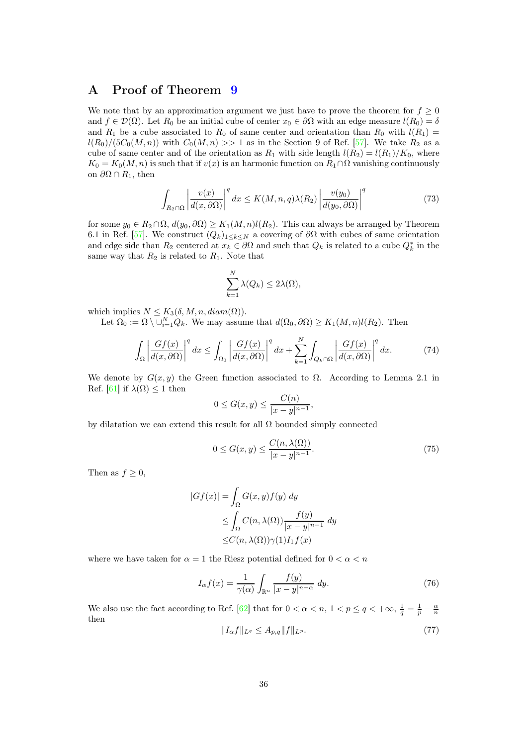# A Proof of Theorem 9

We note that by an approximation argument we just have to prove the theorem for $f \geq 0$ and $f \in \mathcal{D}(\Omega)$. Let $R_0$ be an initial cube of center $x_0 \in \partial\Omega$ with an edge measure $l(R_0) = \delta$ and $R_1$ be a cube associated to $R_0$ of same center and orientation than $R_0$ with $l(R_1) = l(R_0)/(5C_0(M,n))$ with $C_0(M,n) >> 1$ as in the Section 9 of Ref. [57]. We take $R_2$ as a cube of same center and of the orientation as $R_1$ with side length $l(R_2) = l(R_1)/K_0$, where $K_0 = K_0(M,n)$ is such that if $v(x)$ is an harmonic function on $R_1 \cap \Omega$ vanishing continuously on $\partial\Omega \cap R_1$, then

$$
\int_{R_2 \cap \Omega} \left| \frac{v(x)}{d(x, \partial\Omega)} \right|^q dx \leq K(M,n,q)\lambda(R_2) \left| \frac{v(y_0)}{d(y_0, \partial\Omega)} \right|^q \tag{73}
$$

for some $y_0 \in R_2 \cap \Omega$, $d(y_0, \partial\Omega) \geq K_1(M,n)l(R_2)$. This can always be arranged by Theorem 6.1 in Ref. [57]. We construct $(Q_k)_{1 \leq k \leq N}$ a covering of $\partial\Omega$ with cubes of same orientation and edge side than $R_2$ centered at $x_k \in \partial\Omega$ and such that $Q_k$ is related to a cube $Q_k^*$ in the same way that $R_2$ is related to $R_1$. Note that

$$
\sum_{k=1}^{N} \lambda(Q_k) \leq 2\lambda(\Omega),
$$

which implies $N \leq K_3(\delta, M, n, diam(\Omega))$.

Let $\Omega_0 := \Omega \setminus \cup_{i=1}^{N} Q_k$. We may assume that $d(\Omega_0, \partial\Omega) \geq K_1(M,n)l(R_2)$. Then

$$
\int_{\Omega} \left| \frac{Gf(x)}{d(x, \partial\Omega)} \right|^q dx \leq \int_{\Omega_0} \left| \frac{Gf(x)}{d(x, \partial\Omega)} \right|^q dx + \sum_{k=1}^{N} \int_{Q_k \cap \Omega} \left| \frac{Gf(x)}{d(x, \partial\Omega)} \right|^q dx. \tag{74}
$$

We denote by $G(x,y)$ the Green function associated to $\Omega$. According to Lemma 2.1 in Ref. [61] if $\lambda(\Omega) \leq 1$ then

$$
0 \leq G(x,y) \leq \frac{C(n)}{|x-y|^{n-1}},
$$

by dilatation we can extend this result for all $\Omega$ bounded simply connected

$$
0 \leq G(x,y) \leq \frac{C(n, \lambda(\Omega))}{|x-y|^{n-1}}. \tag{75}
$$

Then as $f \geq 0$,

$$
\begin{aligned}
|Gf(x)| &= \int_{\Omega} G(x,y) f(y)\, dy \\
&\leq \int_{\Omega} C(n, \lambda(\Omega)) \frac{f(y)}{|x-y|^{n-1}}\, dy \\
&\leq C(n, \lambda(\Omega)) \gamma(1) I_1 f(x)
\end{aligned}
$$

where we have taken for $\alpha = 1$ the Riesz potential defined for $0 < \alpha < n$

$$
I_\alpha f(x) = \frac{1}{\gamma(\alpha)} \int_{\mathbb{R}^n} \frac{f(y)}{|x-y|^{n-\alpha}}\, dy. \tag{76}
$$

We also use the fact according to Ref. [62] that for $0 < \alpha < n$, $1 < p \leq q < +\infty$, $\frac{1}{q} = \frac{1}{p} - \frac{\alpha}{n}$ then

$$
\|I_\alpha f\|_{L^q} \leq A_{p,q} \|f\|_{L^p}. \tag{77}
$$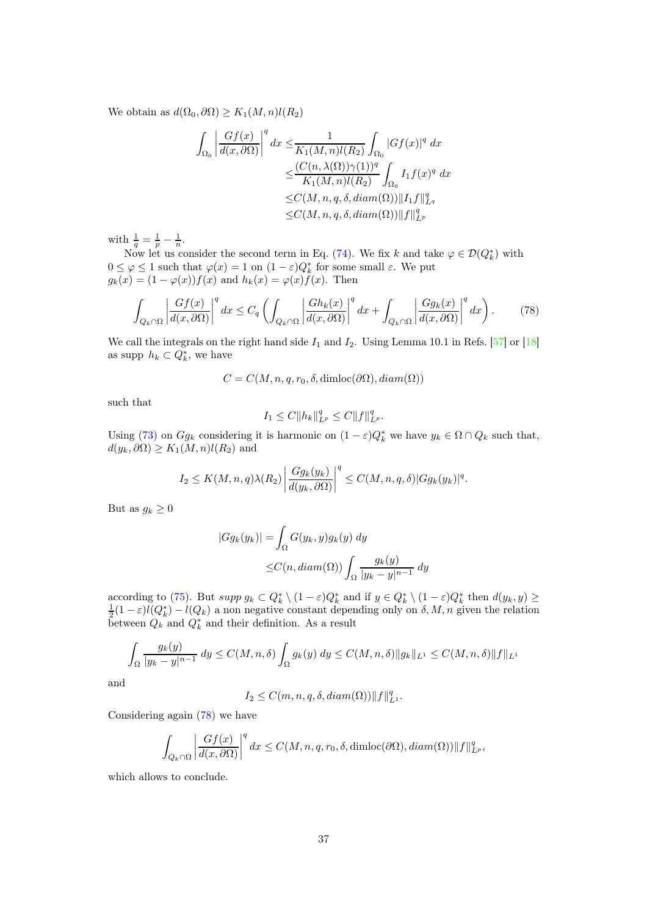We obtain as $d(\Omega_0, \partial\Omega) \geq K_1(M,n)l(R_2)$

$$
\begin{aligned}
\int_{\Omega_0} \left| \frac{Gf(x)}{d(x,\partial\Omega)} \right|^q dx \leq & \frac{1}{K_1(M,n)l(R_2)} \int_{\Omega_0} |Gf(x)|^q \, dx \\
\leq & \frac{(C(n,\lambda(\Omega))\gamma(1))^q}{K_1(M,n)l(R_2)} \int_{\Omega_0} I_1 f(x)^q \, dx \\
\leq & C(M,n,q,\delta, diam(\Omega)) \|I_1 f\|_{L^q}^q \\
\leq & C(M,n,q,\delta, diam(\Omega)) \|f\|_{L^p}^q
\end{aligned}
$$

with $\frac{1}{q} = \frac{1}{p} - \frac{1}{n}$.

Now let us consider the second term in Eq. (74). We fix $k$ and take $\varphi \in \mathcal{D}(Q_k^*)$ with $0 \leq \varphi \leq 1$ such that $\varphi(x) = 1$ on $(1-\varepsilon)Q_k^*$ for some small $\varepsilon$. We put $g_k(x) = (1-\varphi(x))f(x)$ and $h_k(x) = \varphi(x)f(x)$. Then

$$
\int_{Q_k \cap \Omega} \left| \frac{Gf(x)}{d(x,\partial\Omega)} \right|^q dx \leq C_q \left( \int_{Q_k \cap \Omega} \left| \frac{Gh_k(x)}{d(x,\partial\Omega)} \right|^q dx + \int_{Q_k \cap \Omega} \left| \frac{Gg_k(x)}{d(x,\partial\Omega)} \right|^q dx \right). \tag{78}
$$

We call the integrals on the right hand side $I_1$ and $I_2$. Using Lemma 10.1 in Refs. [57] or [18] as supp $h_k \subset Q_k^*$, we have

$$
C = C(M,n,q,r_0,\delta, \mathrm{dimloc}(\partial\Omega), diam(\Omega))
$$

such that

$$
I_1 \leq C \|h_k\|_{L^p}^q \leq C \|f\|_{L^p}^q.
$$

Using (73) on $Gg_k$ considering it is harmonic on $(1-\varepsilon)Q_k^*$ we have $y_k \in \Omega \cap Q_k$ such that, $d(y_k, \partial\Omega) \geq K_1(M,n)l(R_2)$ and

$$
I_2 \leq K(M,n,q)\lambda(R_2) \left| \frac{Gg_k(y_k)}{d(y_k,\partial\Omega)} \right|^q \leq C(M,n,q,\delta)|Gg_k(y_k)|^q.
$$

But as $g_k \geq 0$

$$
\begin{aligned}
|Gg_k(y_k)| = & \int_\Omega G(y_k, y) g_k(y) \, dy \\
\leq & C(n, diam(\Omega)) \int_\Omega \frac{g_k(y)}{|y_k - y|^{n-1}} \, dy
\end{aligned}
$$

according to (75). But $supp\ g_k \subset Q_k^* \setminus (1-\varepsilon)Q_k^*$ and if $y \in Q_k^* \setminus (1-\varepsilon)Q_k^*$ then $d(y_k, y) \geq \frac{1}{2}(1-\varepsilon)l(Q_k^*) - l(Q_k)$ a non negative constant depending only on $\delta, M, n$ given the relation between $Q_k$ and $Q_k^*$ and their definition. As a result

$$
\int_\Omega \frac{g_k(y)}{|y_k - y|^{n-1}} \, dy \leq C(M,n,\delta) \int_\Omega g_k(y) \, dy \leq C(M,n,\delta) \|g_k\|_{L^1} \leq C(M,n,\delta) \|f\|_{L^1}
$$

and

$$
I_2 \leq C(m,n,q,\delta, diam(\Omega)) \|f\|_{L^1}^q.
$$

Considering again (78) we have

$$
\int_{Q_k \cap \Omega} \left| \frac{Gf(x)}{d(x,\partial\Omega)} \right|^q dx \leq C(M,n,q,r_0,\delta, \mathrm{dimloc}(\partial\Omega), diam(\Omega)) \|f\|_{L^p}^q,
$$

which allows to conclude.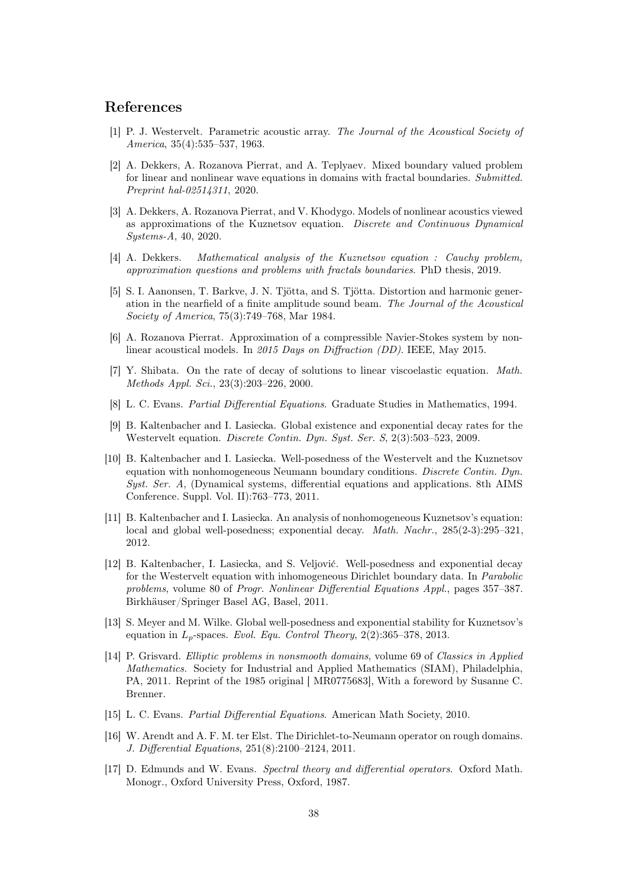## References

[1] P. J. Westervelt. Parametric acoustic array. *The Journal of the Acoustical Society of America*, 35(4):535–537, 1963.

[2] A. Dekkers, A. Rozanova Pierrat, and A. Teplyaev. Mixed boundary valued problem for linear and nonlinear wave equations in domains with fractal boundaries. *Submitted. Preprint hal-02514311*, 2020.

[3] A. Dekkers, A. Rozanova Pierrat, and V. Khodygo. Models of nonlinear acoustics viewed as approximations of the Kuznetsov equation. *Discrete and Continuous Dynamical Systems-A*, 40, 2020.

[4] A. Dekkers. *Mathematical analysis of the Kuznetsov equation : Cauchy problem, approximation questions and problems with fractals boundaries*. PhD thesis, 2019.

[5] S. I. Aanonsen, T. Barkve, J. N. Tjötta, and S. Tjötta. Distortion and harmonic generation in the nearfield of a finite amplitude sound beam. *The Journal of the Acoustical Society of America*, 75(3):749–768, Mar 1984.

[6] A. Rozanova Pierrat. Approximation of a compressible Navier-Stokes system by nonlinear acoustical models. In *2015 Days on Diffraction (DD)*. IEEE, May 2015.

[7] Y. Shibata. On the rate of decay of solutions to linear viscoelastic equation. *Math. Methods Appl. Sci.*, 23(3):203–226, 2000.

[8] L. C. Evans. *Partial Differential Equations*. Graduate Studies in Mathematics, 1994.

[9] B. Kaltenbacher and I. Lasiecka. Global existence and exponential decay rates for the Westervelt equation. *Discrete Contin. Dyn. Syst. Ser. S*, 2(3):503–523, 2009.

[10] B. Kaltenbacher and I. Lasiecka. Well-posedness of the Westervelt and the Kuznetsov equation with nonhomogeneous Neumann boundary conditions. *Discrete Contin. Dyn. Syst. Ser. A*, (Dynamical systems, differential equations and applications. 8th AIMS Conference. Suppl. Vol. II):763–773, 2011.

[11] B. Kaltenbacher and I. Lasiecka. An analysis of nonhomogeneous Kuznetsov's equation: local and global well-posedness; exponential decay. *Math. Nachr.*, 285(2-3):295–321, 2012.

[12] B. Kaltenbacher, I. Lasiecka, and S. Veljović. Well-posedness and exponential decay for the Westervelt equation with inhomogeneous Dirichlet boundary data. In *Parabolic problems*, volume 80 of *Progr. Nonlinear Differential Equations Appl.*, pages 357–387. Birkhäuser/Springer Basel AG, Basel, 2011.

[13] S. Meyer and M. Wilke. Global well-posedness and exponential stability for Kuznetsov's equation in $L_p$-spaces. *Evol. Equ. Control Theory*, 2(2):365–378, 2013.

[14] P. Grisvard. *Elliptic problems in nonsmooth domains*, volume 69 of *Classics in Applied Mathematics*. Society for Industrial and Applied Mathematics (SIAM), Philadelphia, PA, 2011. Reprint of the 1985 original [ MR0775683], With a foreword by Susanne C. Brenner.

[15] L. C. Evans. *Partial Differential Equations*. American Math Society, 2010.

[16] W. Arendt and A. F. M. ter Elst. The Dirichlet-to-Neumann operator on rough domains. *J. Differential Equations*, 251(8):2100–2124, 2011.

[17] D. Edmunds and W. Evans. *Spectral theory and differential operators*. Oxford Math. Monogr., Oxford University Press, Oxford, 1987.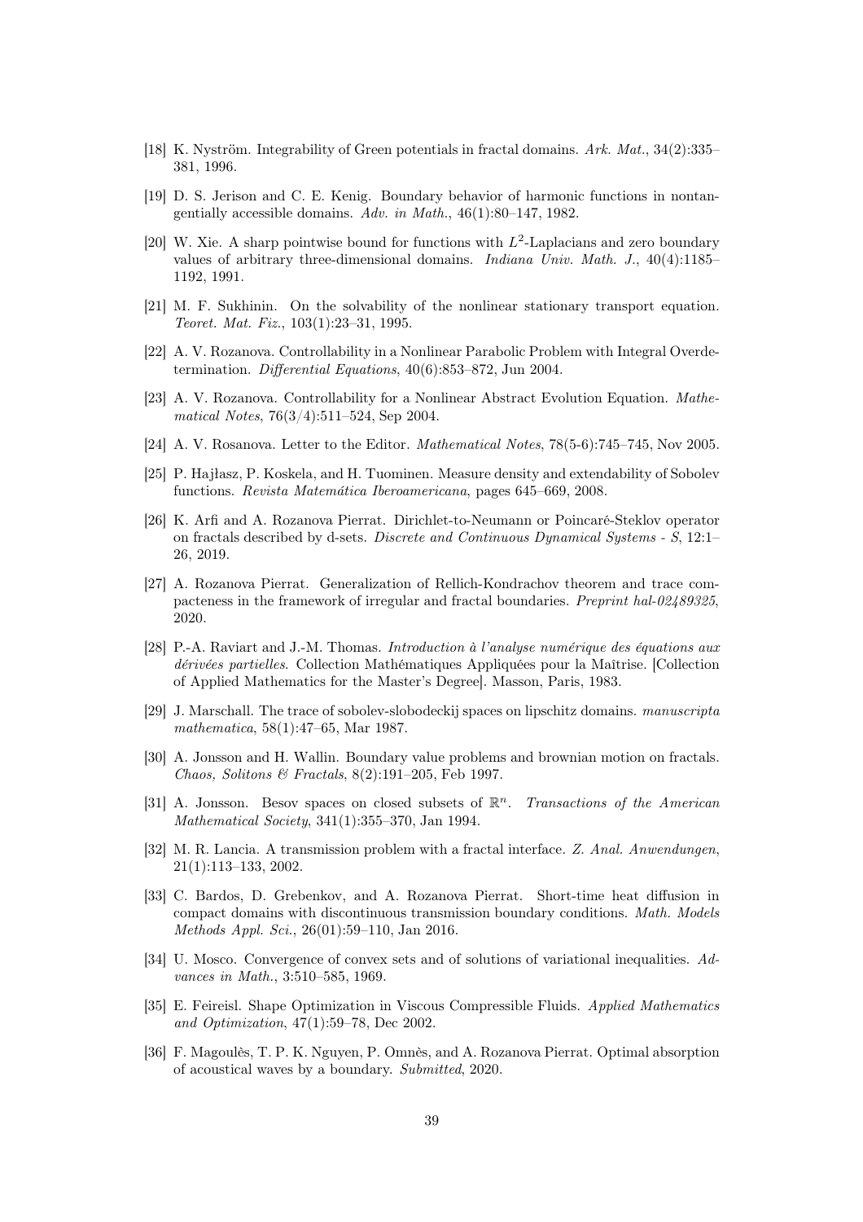[18] K. Nyström. Integrability of Green potentials in fractal domains. *Ark. Mat.*, 34(2):335–381, 1996.

[19] D. S. Jerison and C. E. Kenig. Boundary behavior of harmonic functions in nontangentially accessible domains. *Adv. in Math.*, 46(1):80–147, 1982.

[20] W. Xie. A sharp pointwise bound for functions with $L^2$-Laplacians and zero boundary values of arbitrary three-dimensional domains. *Indiana Univ. Math. J.*, 40(4):1185–1192, 1991.

[21] M. F. Sukhinin. On the solvability of the nonlinear stationary transport equation. *Teoret. Mat. Fiz.*, 103(1):23–31, 1995.

[22] A. V. Rozanova. Controllability in a Nonlinear Parabolic Problem with Integral Overdetermination. *Differential Equations*, 40(6):853–872, Jun 2004.

[23] A. V. Rozanova. Controllability for a Nonlinear Abstract Evolution Equation. *Mathematical Notes*, 76(3/4):511–524, Sep 2004.

[24] A. V. Rosanova. Letter to the Editor. *Mathematical Notes*, 78(5-6):745–745, Nov 2005.

[25] P. Hajłasz, P. Koskela, and H. Tuominen. Measure density and extendability of Sobolev functions. *Revista Matemática Iberoamericana*, pages 645–669, 2008.

[26] K. Arfi and A. Rozanova Pierrat. Dirichlet-to-Neumann or Poincaré-Steklov operator on fractals described by d-sets. *Discrete and Continuous Dynamical Systems - S*, 12:1–26, 2019.

[27] A. Rozanova Pierrat. Generalization of Rellich-Kondrachov theorem and trace compacteness in the framework of irregular and fractal boundaries. *Preprint hal-02489325*, 2020.

[28] P.-A. Raviart and J.-M. Thomas. *Introduction à l'analyse numérique des équations aux dérivées partielles*. Collection Mathématiques Appliquées pour la Maîtrise. [Collection of Applied Mathematics for the Master's Degree]. Masson, Paris, 1983.

[29] J. Marschall. The trace of sobolev-slobodeckij spaces on lipschitz domains. *manuscripta mathematica*, 58(1):47–65, Mar 1987.

[30] A. Jonsson and H. Wallin. Boundary value problems and brownian motion on fractals. *Chaos, Solitons & Fractals*, 8(2):191–205, Feb 1997.

[31] A. Jonsson. Besov spaces on closed subsets of $\mathbb{R}^n$. *Transactions of the American Mathematical Society*, 341(1):355–370, Jan 1994.

[32] M. R. Lancia. A transmission problem with a fractal interface. *Z. Anal. Anwendungen*, 21(1):113–133, 2002.

[33] C. Bardos, D. Grebenkov, and A. Rozanova Pierrat. Short-time heat diffusion in compact domains with discontinuous transmission boundary conditions. *Math. Models Methods Appl. Sci.*, 26(01):59–110, Jan 2016.

[34] U. Mosco. Convergence of convex sets and of solutions of variational inequalities. *Advances in Math.*, 3:510–585, 1969.

[35] E. Feireisl. Shape Optimization in Viscous Compressible Fluids. *Applied Mathematics and Optimization*, 47(1):59–78, Dec 2002.

[36] F. Magoulès, T. P. K. Nguyen, P. Omnès, and A. Rozanova Pierrat. Optimal absorption of acoustical waves by a boundary. *Submitted*, 2020.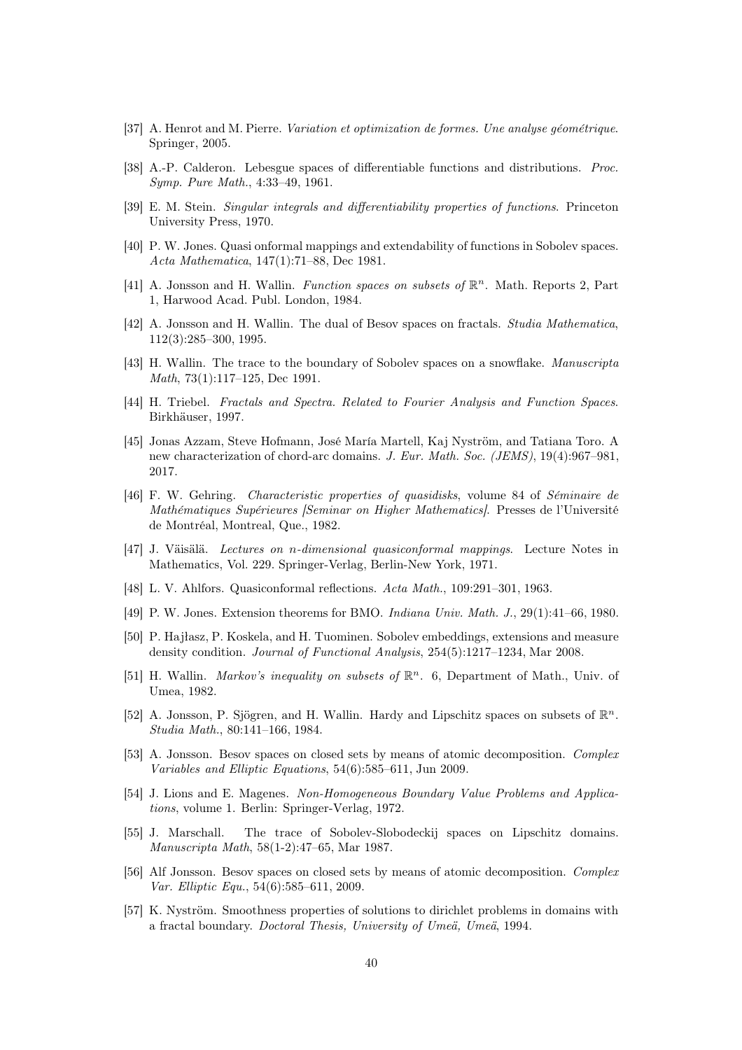[37] A. Henrot and M. Pierre. *Variation et optimization de formes. Une analyse géométrique*. Springer, 2005.

[38] A.-P. Calderon. Lebesgue spaces of differentiable functions and distributions. *Proc. Symp. Pure Math.*, 4:33–49, 1961.

[39] E. M. Stein. *Singular integrals and differentiability properties of functions*. Princeton University Press, 1970.

[40] P. W. Jones. Quasi onformal mappings and extendability of functions in Sobolev spaces. *Acta Mathematica*, 147(1):71–88, Dec 1981.

[41] A. Jonsson and H. Wallin. *Function spaces on subsets of* $\mathbb{R}^n$. Math. Reports 2, Part 1, Harwood Acad. Publ. London, 1984.

[42] A. Jonsson and H. Wallin. The dual of Besov spaces on fractals. *Studia Mathematica*, 112(3):285–300, 1995.

[43] H. Wallin. The trace to the boundary of Sobolev spaces on a snowflake. *Manuscripta Math*, 73(1):117–125, Dec 1991.

[44] H. Triebel. *Fractals and Spectra. Related to Fourier Analysis and Function Spaces*. Birkhäuser, 1997.

[45] Jonas Azzam, Steve Hofmann, José María Martell, Kaj Nyström, and Tatiana Toro. A new characterization of chord-arc domains. *J. Eur. Math. Soc. (JEMS)*, 19(4):967–981, 2017.

[46] F. W. Gehring. *Characteristic properties of quasidisks*, volume 84 of *Séminaire de Mathématiques Supérieures [Seminar on Higher Mathematics]*. Presses de l'Université de Montréal, Montreal, Que., 1982.

[47] J. Väisälä. *Lectures on n-dimensional quasiconformal mappings*. Lecture Notes in Mathematics, Vol. 229. Springer-Verlag, Berlin-New York, 1971.

[48] L. V. Ahlfors. Quasiconformal reflections. *Acta Math.*, 109:291–301, 1963.

[49] P. W. Jones. Extension theorems for BMO. *Indiana Univ. Math. J.*, 29(1):41–66, 1980.

[50] P. Hajłasz, P. Koskela, and H. Tuominen. Sobolev embeddings, extensions and measure density condition. *Journal of Functional Analysis*, 254(5):1217–1234, Mar 2008.

[51] H. Wallin. *Markov's inequality on subsets of* $\mathbb{R}^n$. 6, Department of Math., Univ. of Umea, 1982.

[52] A. Jonsson, P. Sjögren, and H. Wallin. Hardy and Lipschitz spaces on subsets of $\mathbb{R}^n$. *Studia Math.*, 80:141–166, 1984.

[53] A. Jonsson. Besov spaces on closed sets by means of atomic decomposition. *Complex Variables and Elliptic Equations*, 54(6):585–611, Jun 2009.

[54] J. Lions and E. Magenes. *Non-Homogeneous Boundary Value Problems and Applications*, volume 1. Berlin: Springer-Verlag, 1972.

[55] J. Marschall. The trace of Sobolev-Slobodeckij spaces on Lipschitz domains. *Manuscripta Math*, 58(1-2):47–65, Mar 1987.

[56] Alf Jonsson. Besov spaces on closed sets by means of atomic decomposition. *Complex Var. Elliptic Equ.*, 54(6):585–611, 2009.

[57] K. Nyström. Smoothness properties of solutions to dirichlet problems in domains with a fractal boundary. *Doctoral Thesis, University of Umeä, Umeä*, 1994.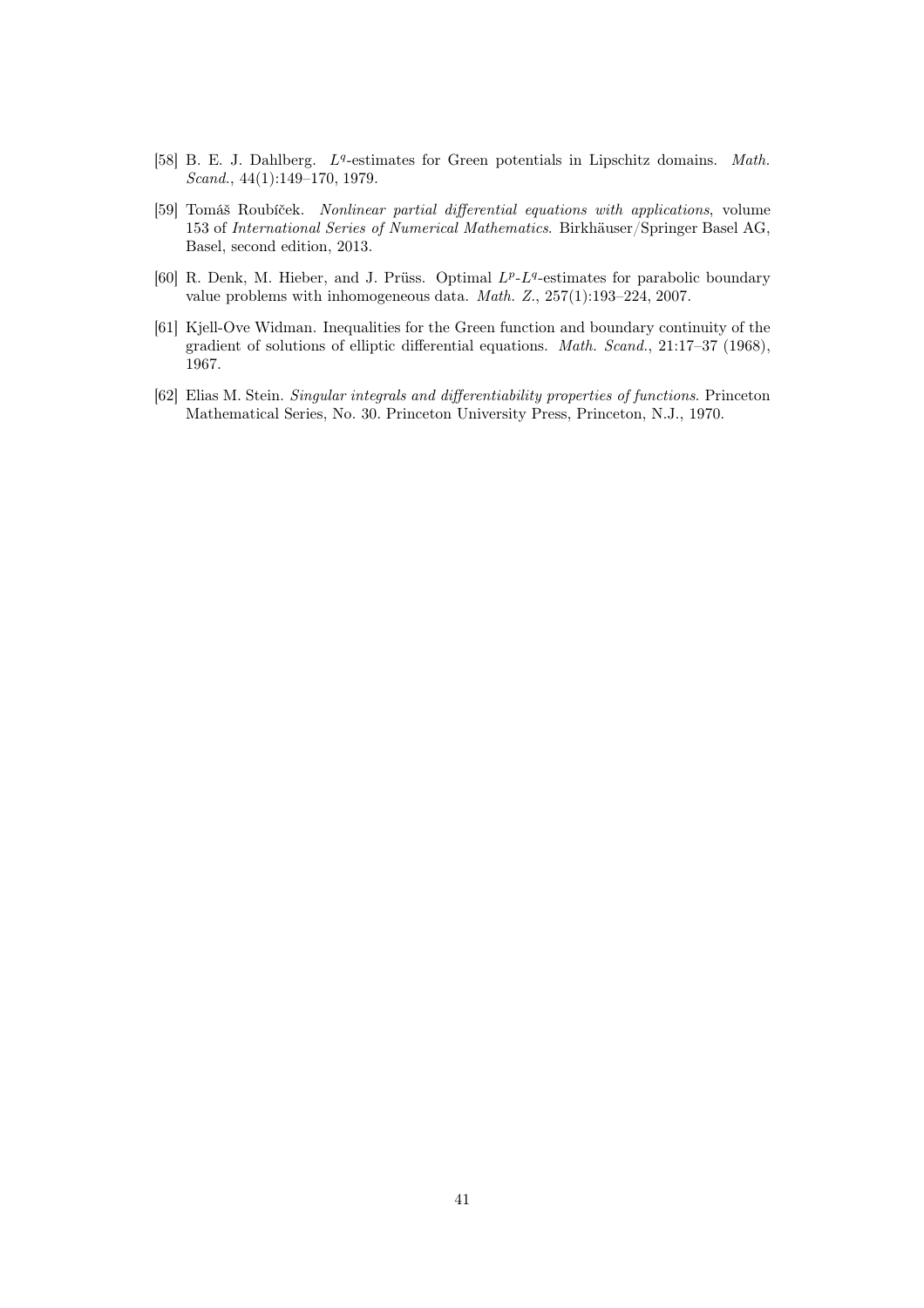[58] B. E. J. Dahlberg. $L^q$-estimates for Green potentials in Lipschitz domains. *Math. Scand.*, 44(1):149–170, 1979.

[59] Tomáš Roubíček. *Nonlinear partial differential equations with applications*, volume 153 of *International Series of Numerical Mathematics*. Birkhäuser/Springer Basel AG, Basel, second edition, 2013.

[60] R. Denk, M. Hieber, and J. Prüss. Optimal $L^p$-$L^q$-estimates for parabolic boundary value problems with inhomogeneous data. *Math. Z.*, 257(1):193–224, 2007.

[61] Kjell-Ove Widman. Inequalities for the Green function and boundary continuity of the gradient of solutions of elliptic differential equations. *Math. Scand.*, 21:17–37 (1968), 1967.

[62] Elias M. Stein. *Singular integrals and differentiability properties of functions*. Princeton Mathematical Series, No. 30. Princeton University Press, Princeton, N.J., 1970.